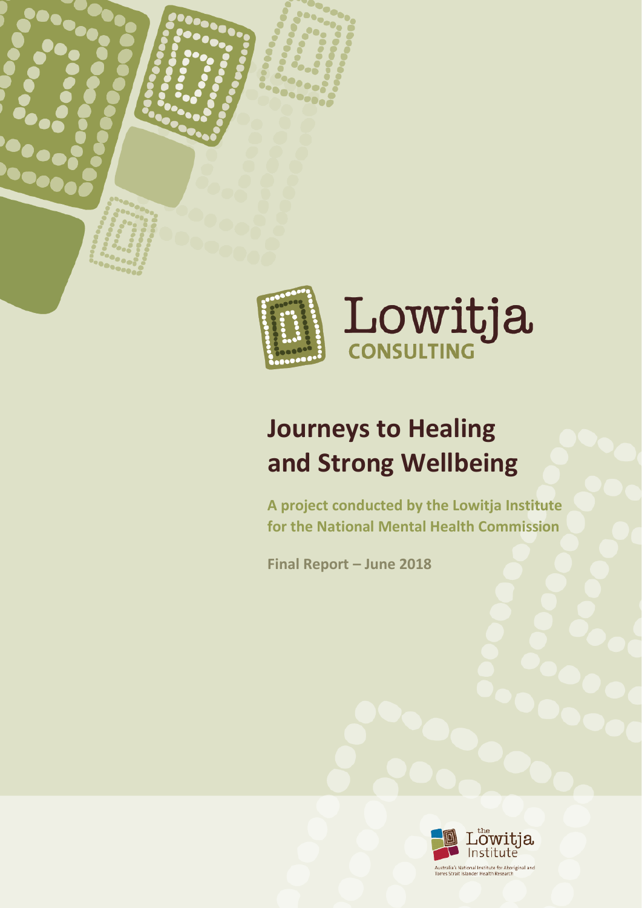Lowitja CONSULTING

# Journeys to Healing and Strong Wellbeing

**A project conducted by the Lowitja Institute for the National Mental Health Commission**

**Final Report – June 2018**

the Lowitja Institute

Australia's National Institute for Aboriginal and Torres Strait Islander Health Research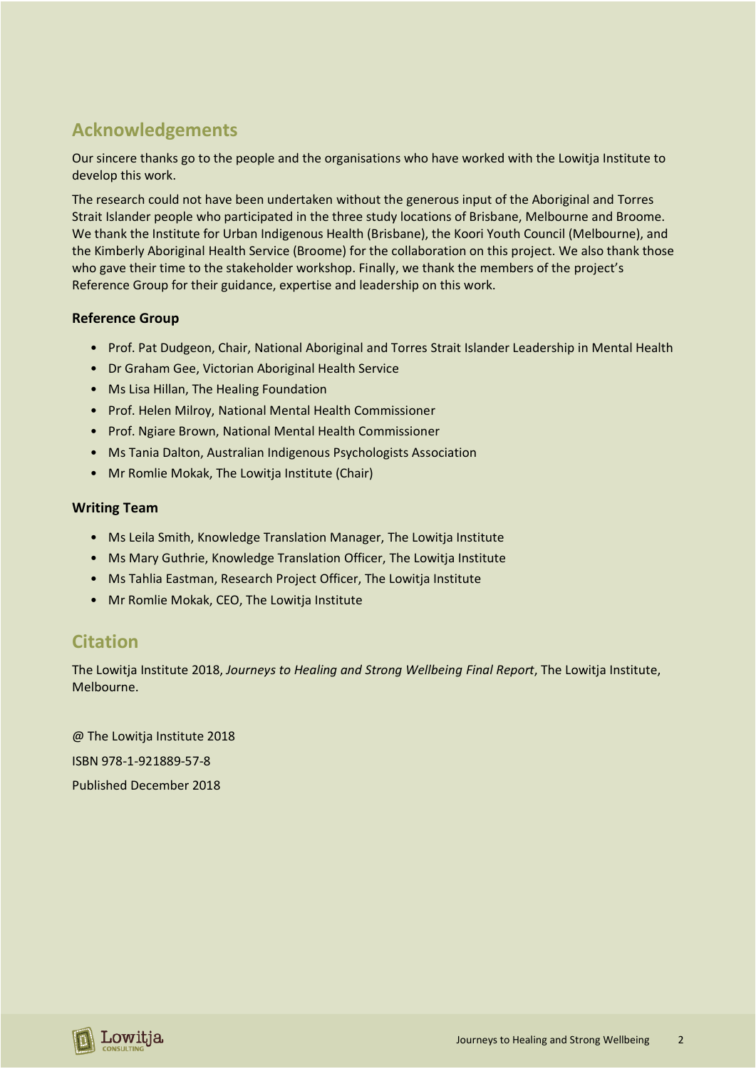## Acknowledgements

Our sincere thanks go to the people and the organisations who have worked with the Lowitja Institute to develop this work.

The research could not have been undertaken without the generous input of the Aboriginal and Torres Strait Islander people who participated in the three study locations of Brisbane, Melbourne and Broome. We thank the Institute for Urban Indigenous Health (Brisbane), the Koori Youth Council (Melbourne), and the Kimberly Aboriginal Health Service (Broome) for the collaboration on this project. We also thank those who gave their time to the stakeholder workshop. Finally, we thank the members of the project's Reference Group for their guidance, expertise and leadership on this work.

### Reference Group

- Prof. Pat Dudgeon, Chair, National Aboriginal and Torres Strait Islander Leadership in Mental Health
- Dr Graham Gee, Victorian Aboriginal Health Service
- Ms Lisa Hillan, The Healing Foundation
- Prof. Helen Milroy, National Mental Health Commissioner
- Prof. Ngiare Brown, National Mental Health Commissioner
- Ms Tania Dalton, Australian Indigenous Psychologists Association
- Mr Romlie Mokak, The Lowitja Institute (Chair)

### Writing Team

- Ms Leila Smith, Knowledge Translation Manager, The Lowitja Institute
- Ms Mary Guthrie, Knowledge Translation Officer, The Lowitja Institute
- Ms Tahlia Eastman, Research Project Officer, The Lowitja Institute
- Mr Romlie Mokak, CEO, The Lowitja Institute

## Citation

The Lowitja Institute 2018, *Journeys to Healing and Strong Wellbeing Final Report*, The Lowitja Institute, Melbourne.

@ The Lowitja Institute 2018

ISBN 978-1-921889-57-8

Published December 2018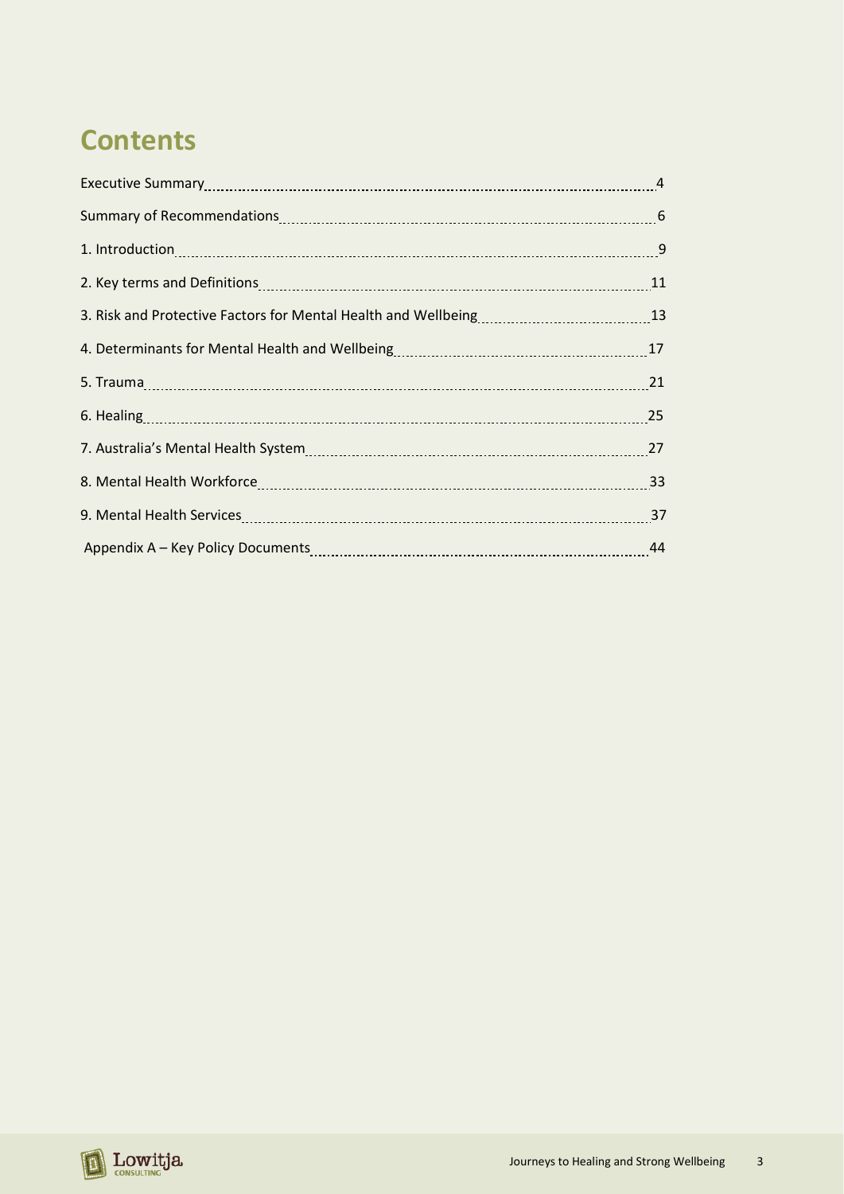# Contents

| | |
|---|---|
| Executive Summary | 4 |
| Summary of Recommendations | 6 |
| 1. Introduction | 9 |
| 2. Key terms and Definitions | 11 |
| 3. Risk and Protective Factors for Mental Health and Wellbeing | 13 |
| 4. Determinants for Mental Health and Wellbeing | 17 |
| 5. Trauma | 21 |
| 6. Healing | 25 |
| 7. Australia's Mental Health System | 27 |
| 8. Mental Health Workforce | 33 |
| 9. Mental Health Services | 37 |
| Appendix A – Key Policy Documents | 44 |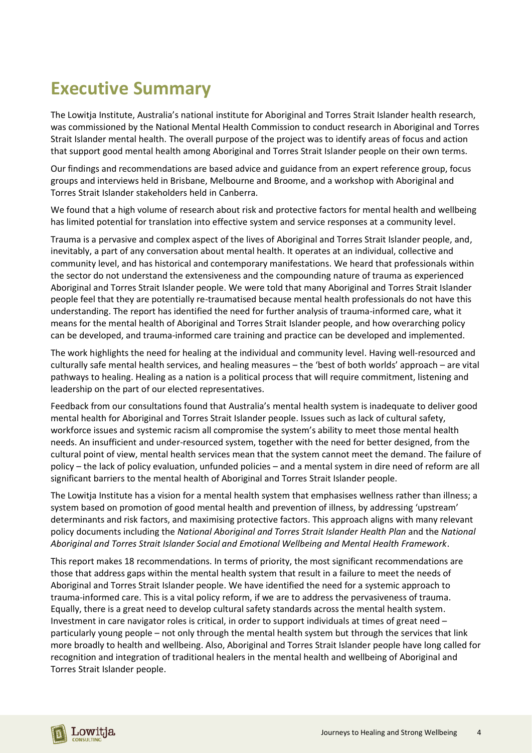# Executive Summary

The Lowitja Institute, Australia's national institute for Aboriginal and Torres Strait Islander health research, was commissioned by the National Mental Health Commission to conduct research in Aboriginal and Torres Strait Islander mental health. The overall purpose of the project was to identify areas of focus and action that support good mental health among Aboriginal and Torres Strait Islander people on their own terms.

Our findings and recommendations are based advice and guidance from an expert reference group, focus groups and interviews held in Brisbane, Melbourne and Broome, and a workshop with Aboriginal and Torres Strait Islander stakeholders held in Canberra.

We found that a high volume of research about risk and protective factors for mental health and wellbeing has limited potential for translation into effective system and service responses at a community level.

Trauma is a pervasive and complex aspect of the lives of Aboriginal and Torres Strait Islander people, and, inevitably, a part of any conversation about mental health. It operates at an individual, collective and community level, and has historical and contemporary manifestations. We heard that professionals within the sector do not understand the extensiveness and the compounding nature of trauma as experienced Aboriginal and Torres Strait Islander people. We were told that many Aboriginal and Torres Strait Islander people feel that they are potentially re-traumatised because mental health professionals do not have this understanding. The report has identified the need for further analysis of trauma-informed care, what it means for the mental health of Aboriginal and Torres Strait Islander people, and how overarching policy can be developed, and trauma-informed care training and practice can be developed and implemented.

The work highlights the need for healing at the individual and community level. Having well-resourced and culturally safe mental health services, and healing measures – the 'best of both worlds' approach – are vital pathways to healing. Healing as a nation is a political process that will require commitment, listening and leadership on the part of our elected representatives.

Feedback from our consultations found that Australia's mental health system is inadequate to deliver good mental health for Aboriginal and Torres Strait Islander people. Issues such as lack of cultural safety, workforce issues and systemic racism all compromise the system's ability to meet those mental health needs. An insufficient and under-resourced system, together with the need for better designed, from the cultural point of view, mental health services mean that the system cannot meet the demand. The failure of policy – the lack of policy evaluation, unfunded policies – and a mental system in dire need of reform are all significant barriers to the mental health of Aboriginal and Torres Strait Islander people.

The Lowitja Institute has a vision for a mental health system that emphasises wellness rather than illness; a system based on promotion of good mental health and prevention of illness, by addressing 'upstream' determinants and risk factors, and maximising protective factors. This approach aligns with many relevant policy documents including the *National Aboriginal and Torres Strait Islander Health Plan* and the *National Aboriginal and Torres Strait Islander Social and Emotional Wellbeing and Mental Health Framework*.

This report makes 18 recommendations. In terms of priority, the most significant recommendations are those that address gaps within the mental health system that result in a failure to meet the needs of Aboriginal and Torres Strait Islander people. We have identified the need for a systemic approach to trauma-informed care. This is a vital policy reform, if we are to address the pervasiveness of trauma. Equally, there is a great need to develop cultural safety standards across the mental health system. Investment in care navigator roles is critical, in order to support individuals at times of great need – particularly young people – not only through the mental health system but through the services that link more broadly to health and wellbeing. Also, Aboriginal and Torres Strait Islander people have long called for recognition and integration of traditional healers in the mental health and wellbeing of Aboriginal and Torres Strait Islander people.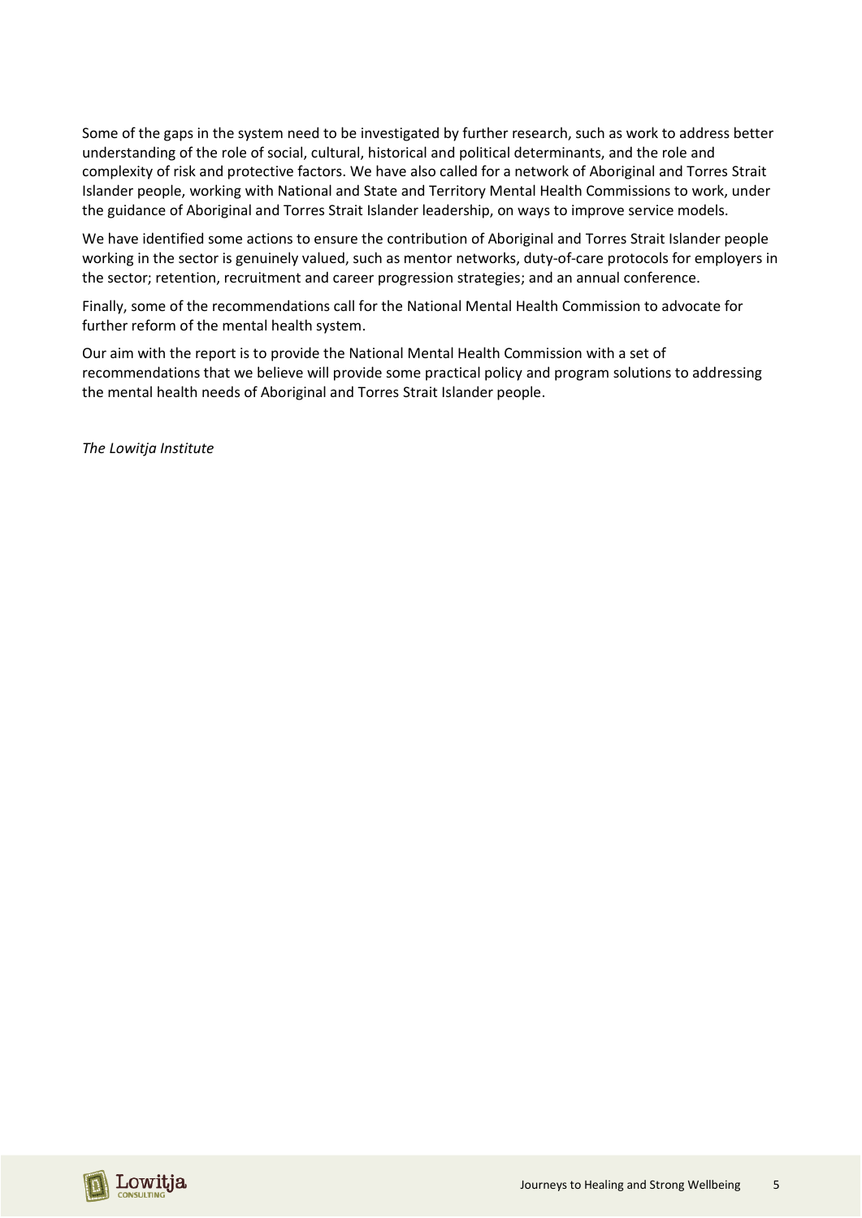Some of the gaps in the system need to be investigated by further research, such as work to address better understanding of the role of social, cultural, historical and political determinants, and the role and complexity of risk and protective factors. We have also called for a network of Aboriginal and Torres Strait Islander people, working with National and State and Territory Mental Health Commissions to work, under the guidance of Aboriginal and Torres Strait Islander leadership, on ways to improve service models.

We have identified some actions to ensure the contribution of Aboriginal and Torres Strait Islander people working in the sector is genuinely valued, such as mentor networks, duty-of-care protocols for employers in the sector; retention, recruitment and career progression strategies; and an annual conference.

Finally, some of the recommendations call for the National Mental Health Commission to advocate for further reform of the mental health system.

Our aim with the report is to provide the National Mental Health Commission with a set of recommendations that we believe will provide some practical policy and program solutions to addressing the mental health needs of Aboriginal and Torres Strait Islander people.

*The Lowitja Institute*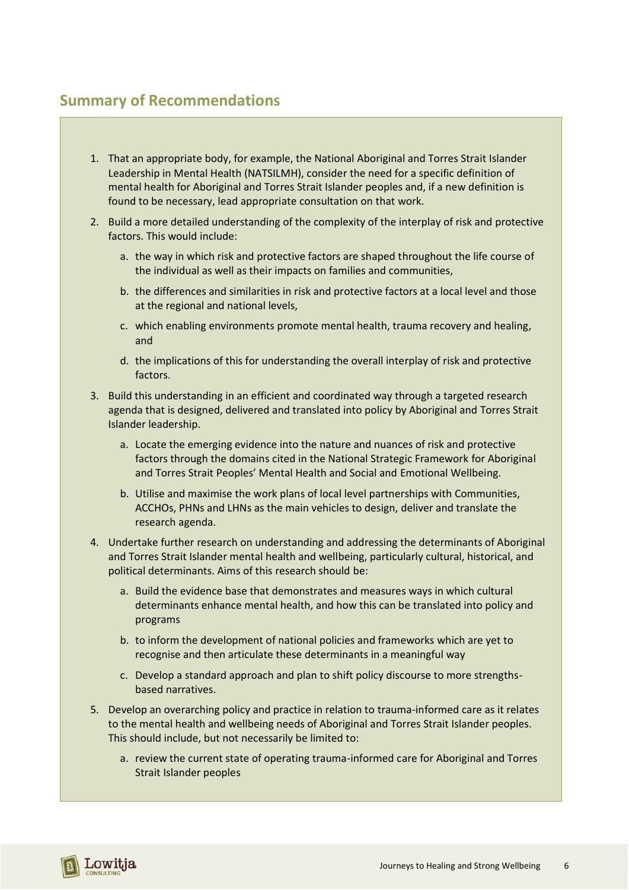## Summary of Recommendations

1. That an appropriate body, for example, the National Aboriginal and Torres Strait Islander Leadership in Mental Health (NATSILMH), consider the need for a specific definition of mental health for Aboriginal and Torres Strait Islander peoples and, if a new definition is found to be necessary, lead appropriate consultation on that work.
2. Build a more detailed understanding of the complexity of the interplay of risk and protective factors. This would include:
   a. the way in which risk and protective factors are shaped throughout the life course of the individual as well as their impacts on families and communities,
   b. the differences and similarities in risk and protective factors at a local level and those at the regional and national levels,
   c. which enabling environments promote mental health, trauma recovery and healing, and
   d. the implications of this for understanding the overall interplay of risk and protective factors.
3. Build this understanding in an efficient and coordinated way through a targeted research agenda that is designed, delivered and translated into policy by Aboriginal and Torres Strait Islander leadership.
   a. Locate the emerging evidence into the nature and nuances of risk and protective factors through the domains cited in the National Strategic Framework for Aboriginal and Torres Strait Peoples' Mental Health and Social and Emotional Wellbeing.
   b. Utilise and maximise the work plans of local level partnerships with Communities, ACCHOs, PHNs and LHNs as the main vehicles to design, deliver and translate the research agenda.
4. Undertake further research on understanding and addressing the determinants of Aboriginal and Torres Strait Islander mental health and wellbeing, particularly cultural, historical, and political determinants. Aims of this research should be:
   a. Build the evidence base that demonstrates and measures ways in which cultural determinants enhance mental health, and how this can be translated into policy and programs
   b. to inform the development of national policies and frameworks which are yet to recognise and then articulate these determinants in a meaningful way
   c. Develop a standard approach and plan to shift policy discourse to more strengths-based narratives.
5. Develop an overarching policy and practice in relation to trauma-informed care as it relates to the mental health and wellbeing needs of Aboriginal and Torres Strait Islander peoples. This should include, but not necessarily be limited to:
   a. review the current state of operating trauma-informed care for Aboriginal and Torres Strait Islander peoples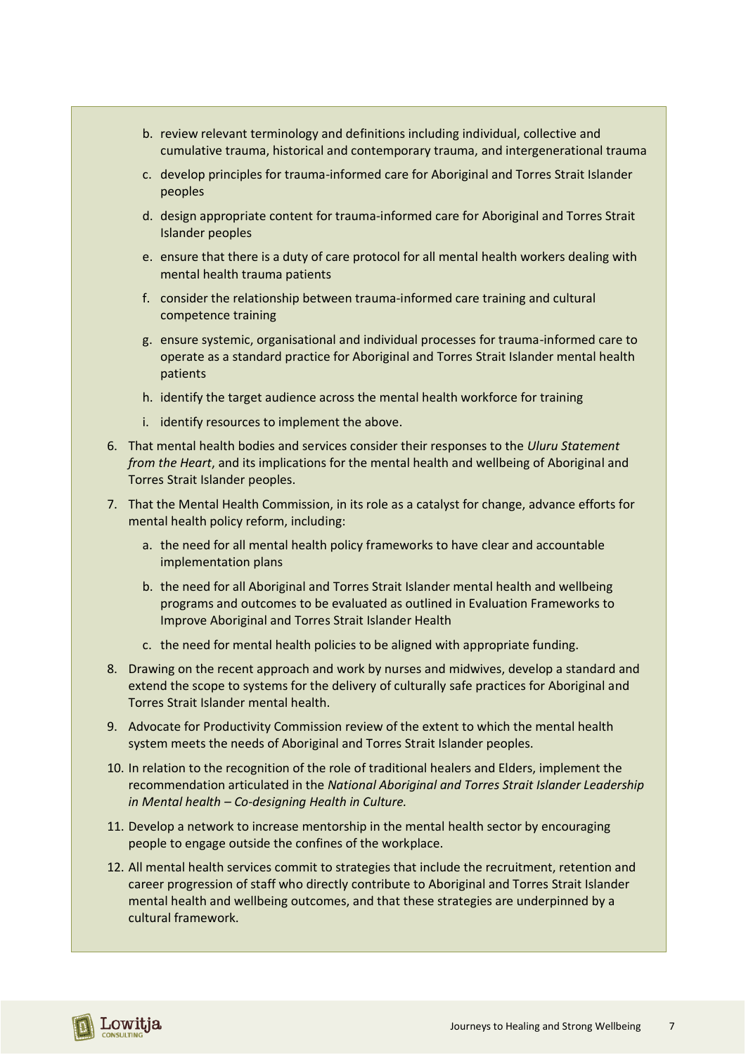b. review relevant terminology and definitions including individual, collective and cumulative trauma, historical and contemporary trauma, and intergenerational trauma
   c. develop principles for trauma-informed care for Aboriginal and Torres Strait Islander peoples
   d. design appropriate content for trauma-informed care for Aboriginal and Torres Strait Islander peoples
   e. ensure that there is a duty of care protocol for all mental health workers dealing with mental health trauma patients
   f. consider the relationship between trauma-informed care training and cultural competence training
   g. ensure systemic, organisational and individual processes for trauma-informed care to operate as a standard practice for Aboriginal and Torres Strait Islander mental health patients
   h. identify the target audience across the mental health workforce for training
   i. identify resources to implement the above.

6. That mental health bodies and services consider their responses to the *Uluru Statement from the Heart*, and its implications for the mental health and wellbeing of Aboriginal and Torres Strait Islander peoples.
7. That the Mental Health Commission, in its role as a catalyst for change, advance efforts for mental health policy reform, including:
   a. the need for all mental health policy frameworks to have clear and accountable implementation plans
   b. the need for all Aboriginal and Torres Strait Islander mental health and wellbeing programs and outcomes to be evaluated as outlined in Evaluation Frameworks to Improve Aboriginal and Torres Strait Islander Health
   c. the need for mental health policies to be aligned with appropriate funding.
8. Drawing on the recent approach and work by nurses and midwives, develop a standard and extend the scope to systems for the delivery of culturally safe practices for Aboriginal and Torres Strait Islander mental health.
9. Advocate for Productivity Commission review of the extent to which the mental health system meets the needs of Aboriginal and Torres Strait Islander peoples.
10. In relation to the recognition of the role of traditional healers and Elders, implement the recommendation articulated in the *National Aboriginal and Torres Strait Islander Leadership in Mental health – Co-designing Health in Culture.*
11. Develop a network to increase mentorship in the mental health sector by encouraging people to engage outside the confines of the workplace.
12. All mental health services commit to strategies that include the recruitment, retention and career progression of staff who directly contribute to Aboriginal and Torres Strait Islander mental health and wellbeing outcomes, and that these strategies are underpinned by a cultural framework.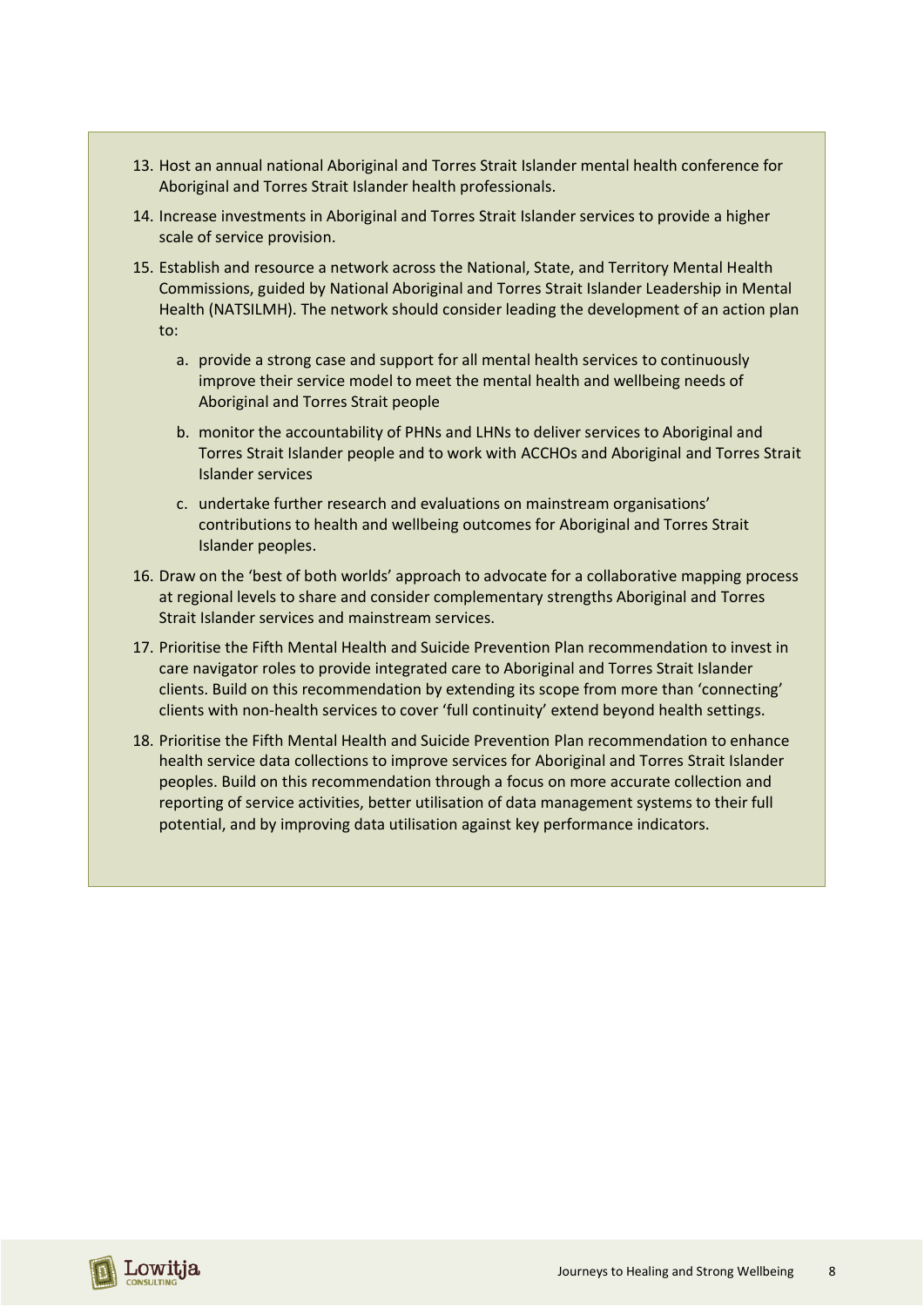13. Host an annual national Aboriginal and Torres Strait Islander mental health conference for Aboriginal and Torres Strait Islander health professionals.
14. Increase investments in Aboriginal and Torres Strait Islander services to provide a higher scale of service provision.
15. Establish and resource a network across the National, State, and Territory Mental Health Commissions, guided by National Aboriginal and Torres Strait Islander Leadership in Mental Health (NATSILMH). The network should consider leading the development of an action plan to:
    a. provide a strong case and support for all mental health services to continuously improve their service model to meet the mental health and wellbeing needs of Aboriginal and Torres Strait people
    b. monitor the accountability of PHNs and LHNs to deliver services to Aboriginal and Torres Strait Islander people and to work with ACCHOs and Aboriginal and Torres Strait Islander services
    c. undertake further research and evaluations on mainstream organisations' contributions to health and wellbeing outcomes for Aboriginal and Torres Strait Islander peoples.
16. Draw on the 'best of both worlds' approach to advocate for a collaborative mapping process at regional levels to share and consider complementary strengths Aboriginal and Torres Strait Islander services and mainstream services.
17. Prioritise the Fifth Mental Health and Suicide Prevention Plan recommendation to invest in care navigator roles to provide integrated care to Aboriginal and Torres Strait Islander clients. Build on this recommendation by extending its scope from more than 'connecting' clients with non-health services to cover 'full continuity' extend beyond health settings.
18. Prioritise the Fifth Mental Health and Suicide Prevention Plan recommendation to enhance health service data collections to improve services for Aboriginal and Torres Strait Islander peoples. Build on this recommendation through a focus on more accurate collection and reporting of service activities, better utilisation of data management systems to their full potential, and by improving data utilisation against key performance indicators.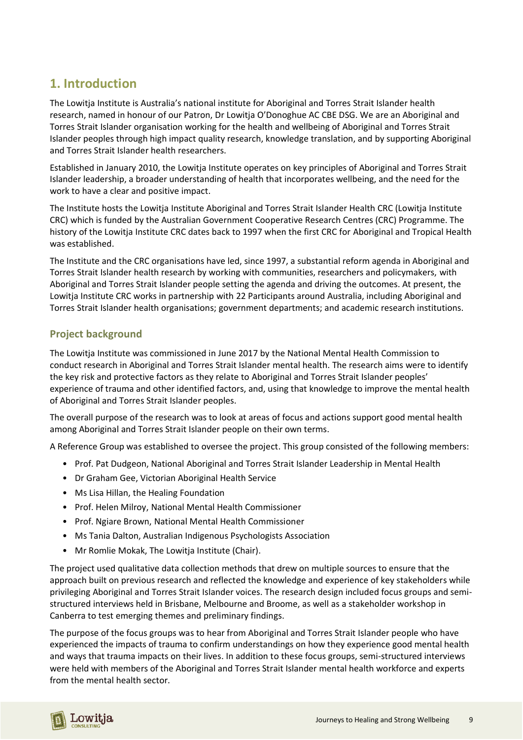# 1. Introduction

The Lowitja Institute is Australia's national institute for Aboriginal and Torres Strait Islander health research, named in honour of our Patron, Dr Lowitja O'Donoghue AC CBE DSG. We are an Aboriginal and Torres Strait Islander organisation working for the health and wellbeing of Aboriginal and Torres Strait Islander peoples through high impact quality research, knowledge translation, and by supporting Aboriginal and Torres Strait Islander health researchers.

Established in January 2010, the Lowitja Institute operates on key principles of Aboriginal and Torres Strait Islander leadership, a broader understanding of health that incorporates wellbeing, and the need for the work to have a clear and positive impact.

The Institute hosts the Lowitja Institute Aboriginal and Torres Strait Islander Health CRC (Lowitja Institute CRC) which is funded by the Australian Government Cooperative Research Centres (CRC) Programme. The history of the Lowitja Institute CRC dates back to 1997 when the first CRC for Aboriginal and Tropical Health was established.

The Institute and the CRC organisations have led, since 1997, a substantial reform agenda in Aboriginal and Torres Strait Islander health research by working with communities, researchers and policymakers, with Aboriginal and Torres Strait Islander people setting the agenda and driving the outcomes. At present, the Lowitja Institute CRC works in partnership with 22 Participants around Australia, including Aboriginal and Torres Strait Islander health organisations; government departments; and academic research institutions.

## Project background

The Lowitja Institute was commissioned in June 2017 by the National Mental Health Commission to conduct research in Aboriginal and Torres Strait Islander mental health. The research aims were to identify the key risk and protective factors as they relate to Aboriginal and Torres Strait Islander peoples' experience of trauma and other identified factors, and, using that knowledge to improve the mental health of Aboriginal and Torres Strait Islander peoples.

The overall purpose of the research was to look at areas of focus and actions support good mental health among Aboriginal and Torres Strait Islander people on their own terms.

A Reference Group was established to oversee the project. This group consisted of the following members:

- Prof. Pat Dudgeon, National Aboriginal and Torres Strait Islander Leadership in Mental Health
- Dr Graham Gee, Victorian Aboriginal Health Service
- Ms Lisa Hillan, the Healing Foundation
- Prof. Helen Milroy, National Mental Health Commissioner
- Prof. Ngiare Brown, National Mental Health Commissioner
- Ms Tania Dalton, Australian Indigenous Psychologists Association
- Mr Romlie Mokak, The Lowitja Institute (Chair).

The project used qualitative data collection methods that drew on multiple sources to ensure that the approach built on previous research and reflected the knowledge and experience of key stakeholders while privileging Aboriginal and Torres Strait Islander voices. The research design included focus groups and semi-structured interviews held in Brisbane, Melbourne and Broome, as well as a stakeholder workshop in Canberra to test emerging themes and preliminary findings.

The purpose of the focus groups was to hear from Aboriginal and Torres Strait Islander people who have experienced the impacts of trauma to confirm understandings on how they experience good mental health and ways that trauma impacts on their lives. In addition to these focus groups, semi-structured interviews were held with members of the Aboriginal and Torres Strait Islander mental health workforce and experts from the mental health sector.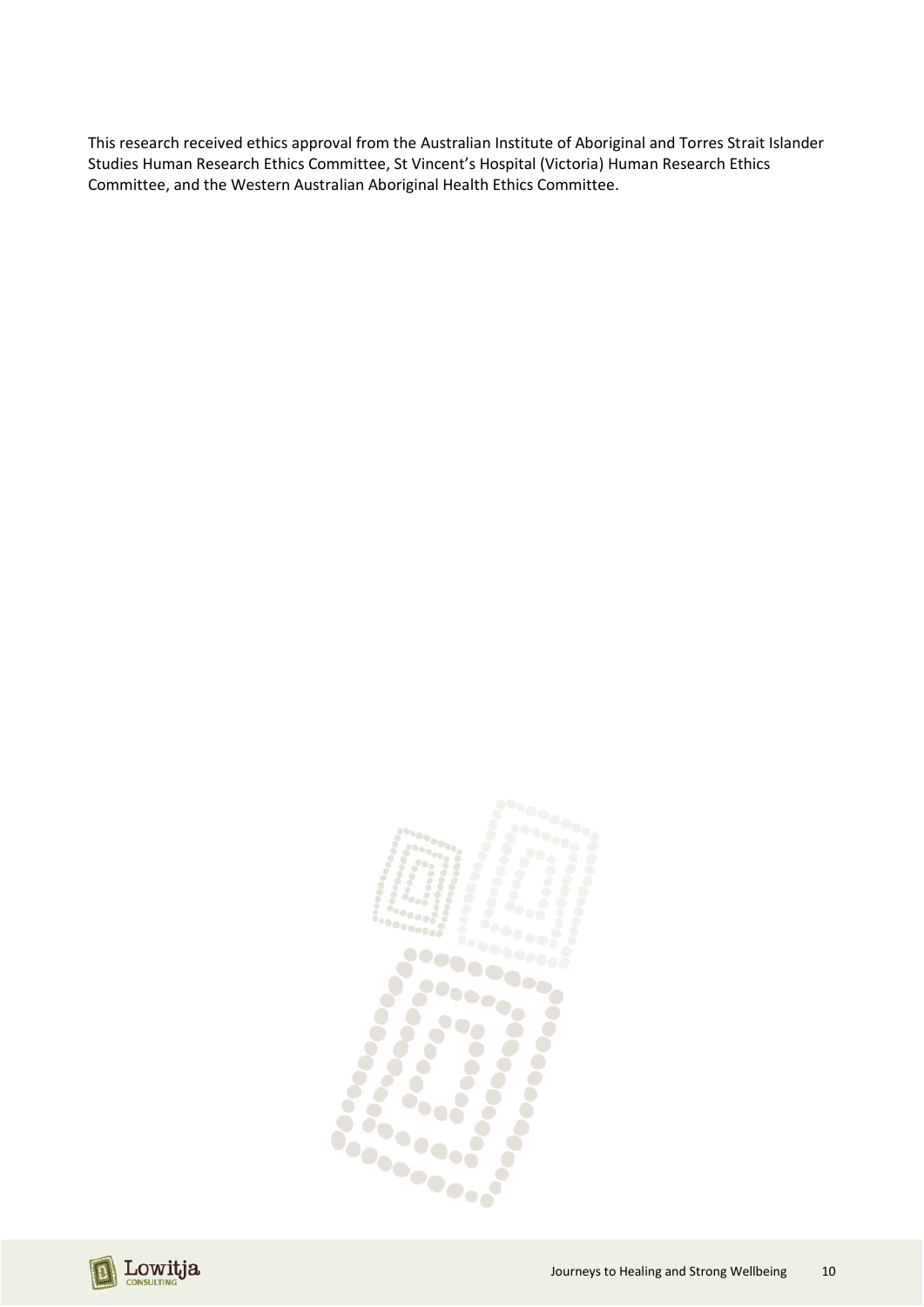This research received ethics approval from the Australian Institute of Aboriginal and Torres Strait Islander Studies Human Research Ethics Committee, St Vincent's Hospital (Victoria) Human Research Ethics Committee, and the Western Australian Aboriginal Health Ethics Committee.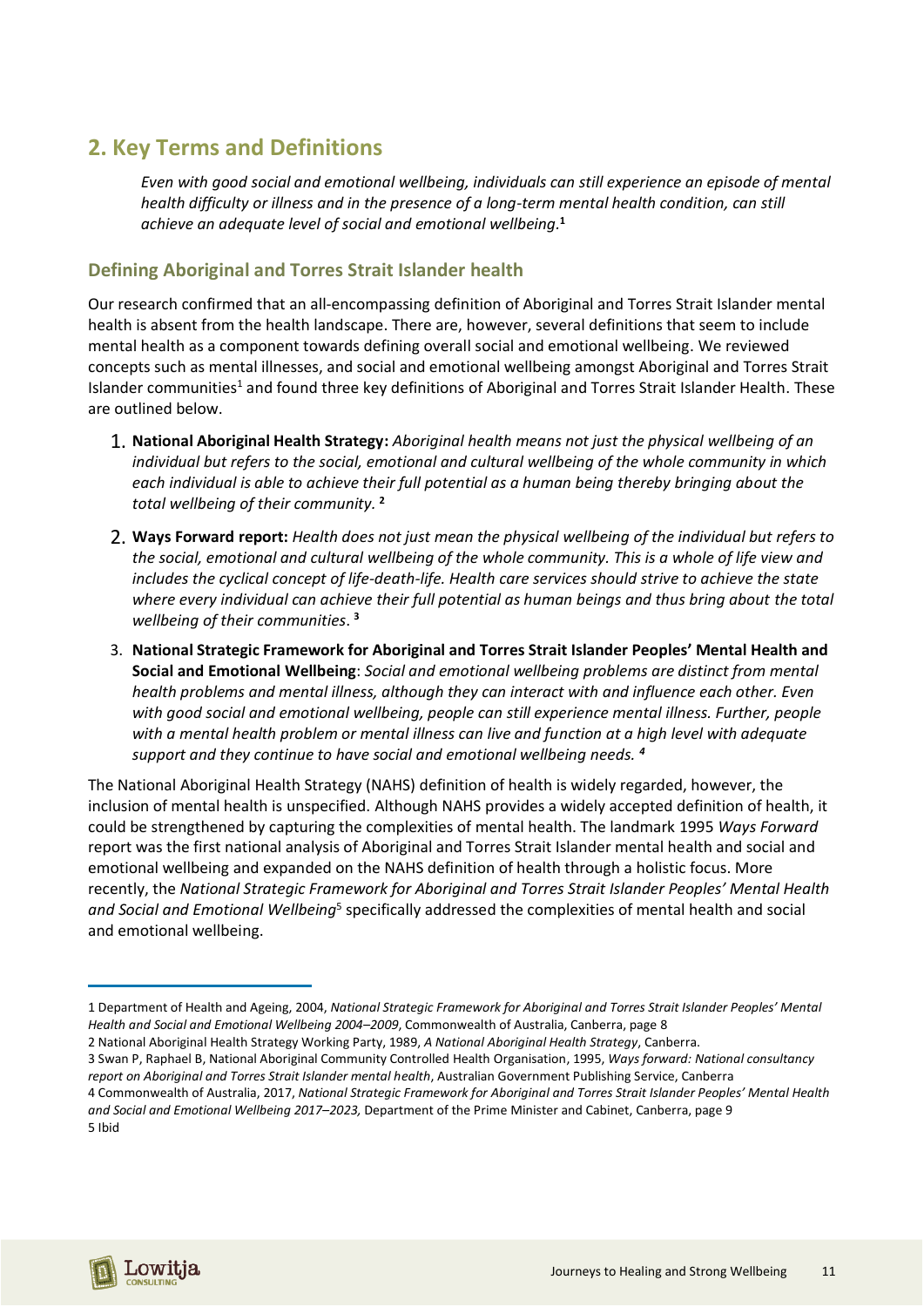## 2. Key Terms and Definitions

> *Even with good social and emotional wellbeing, individuals can still experience an episode of mental health difficulty or illness and in the presence of a long-term mental health condition, can still achieve an adequate level of social and emotional wellbeing.*[1]

### Defining Aboriginal and Torres Strait Islander health

Our research confirmed that an all-encompassing definition of Aboriginal and Torres Strait Islander mental health is absent from the health landscape. There are, however, several definitions that seem to include mental health as a component towards defining overall social and emotional wellbeing. We reviewed concepts such as mental illnesses, and social and emotional wellbeing amongst Aboriginal and Torres Strait Islander communities[1] and found three key definitions of Aboriginal and Torres Strait Islander Health. These are outlined below.

1. **National Aboriginal Health Strategy:** *Aboriginal health means not just the physical wellbeing of an individual but refers to the social, emotional and cultural wellbeing of the whole community in which each individual is able to achieve their full potential as a human being thereby bringing about the total wellbeing of their community.* [2]
2. **Ways Forward report:** *Health does not just mean the physical wellbeing of the individual but refers to the social, emotional and cultural wellbeing of the whole community. This is a whole of life view and includes the cyclical concept of life-death-life. Health care services should strive to achieve the state where every individual can achieve their full potential as human beings and thus bring about the total wellbeing of their communities*. [3]
3. **National Strategic Framework for Aboriginal and Torres Strait Islander Peoples' Mental Health and Social and Emotional Wellbeing**: *Social and emotional wellbeing problems are distinct from mental health problems and mental illness, although they can interact with and influence each other. Even with good social and emotional wellbeing, people can still experience mental illness. Further, people with a mental health problem or mental illness can live and function at a high level with adequate support and they continue to have social and emotional wellbeing needs.* [4]

The National Aboriginal Health Strategy (NAHS) definition of health is widely regarded, however, the inclusion of mental health is unspecified. Although NAHS provides a widely accepted definition of health, it could be strengthened by capturing the complexities of mental health. The landmark 1995 *Ways Forward* report was the first national analysis of Aboriginal and Torres Strait Islander mental health and social and emotional wellbeing and expanded on the NAHS definition of health through a holistic focus. More recently, the *National Strategic Framework for Aboriginal and Torres Strait Islander Peoples' Mental Health and Social and Emotional Wellbeing*[5] specifically addressed the complexities of mental health and social and emotional wellbeing.

---

1 Department of Health and Ageing, 2004, *National Strategic Framework for Aboriginal and Torres Strait Islander Peoples' Mental Health and Social and Emotional Wellbeing 2004–2009*, Commonwealth of Australia, Canberra, page 8

2 National Aboriginal Health Strategy Working Party, 1989, *A National Aboriginal Health Strategy*, Canberra.

3 Swan P, Raphael B, National Aboriginal Community Controlled Health Organisation, 1995, *Ways forward: National consultancy report on Aboriginal and Torres Strait Islander mental health*, Australian Government Publishing Service, Canberra

4 Commonwealth of Australia, 2017, *National Strategic Framework for Aboriginal and Torres Strait Islander Peoples' Mental Health and Social and Emotional Wellbeing 2017–2023,* Department of the Prime Minister and Cabinet, Canberra, page 9

5 Ibid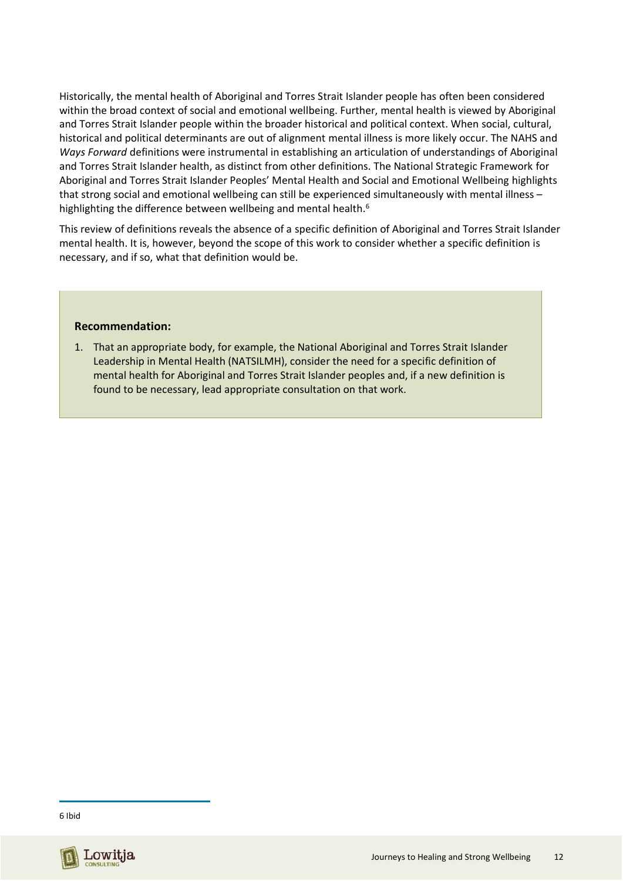Historically, the mental health of Aboriginal and Torres Strait Islander people has often been considered within the broad context of social and emotional wellbeing. Further, mental health is viewed by Aboriginal and Torres Strait Islander people within the broader historical and political context. When social, cultural, historical and political determinants are out of alignment mental illness is more likely occur. The NAHS and *Ways Forward* definitions were instrumental in establishing an articulation of understandings of Aboriginal and Torres Strait Islander health, as distinct from other definitions. The National Strategic Framework for Aboriginal and Torres Strait Islander Peoples' Mental Health and Social and Emotional Wellbeing highlights that strong social and emotional wellbeing can still be experienced simultaneously with mental illness – highlighting the difference between wellbeing and mental health.[6]

This review of definitions reveals the absence of a specific definition of Aboriginal and Torres Strait Islander mental health. It is, however, beyond the scope of this work to consider whether a specific definition is necessary, and if so, what that definition would be.

**Recommendation:**

1. That an appropriate body, for example, the National Aboriginal and Torres Strait Islander Leadership in Mental Health (NATSILMH), consider the need for a specific definition of mental health for Aboriginal and Torres Strait Islander peoples and, if a new definition is found to be necessary, lead appropriate consultation on that work.

---

6 Ibid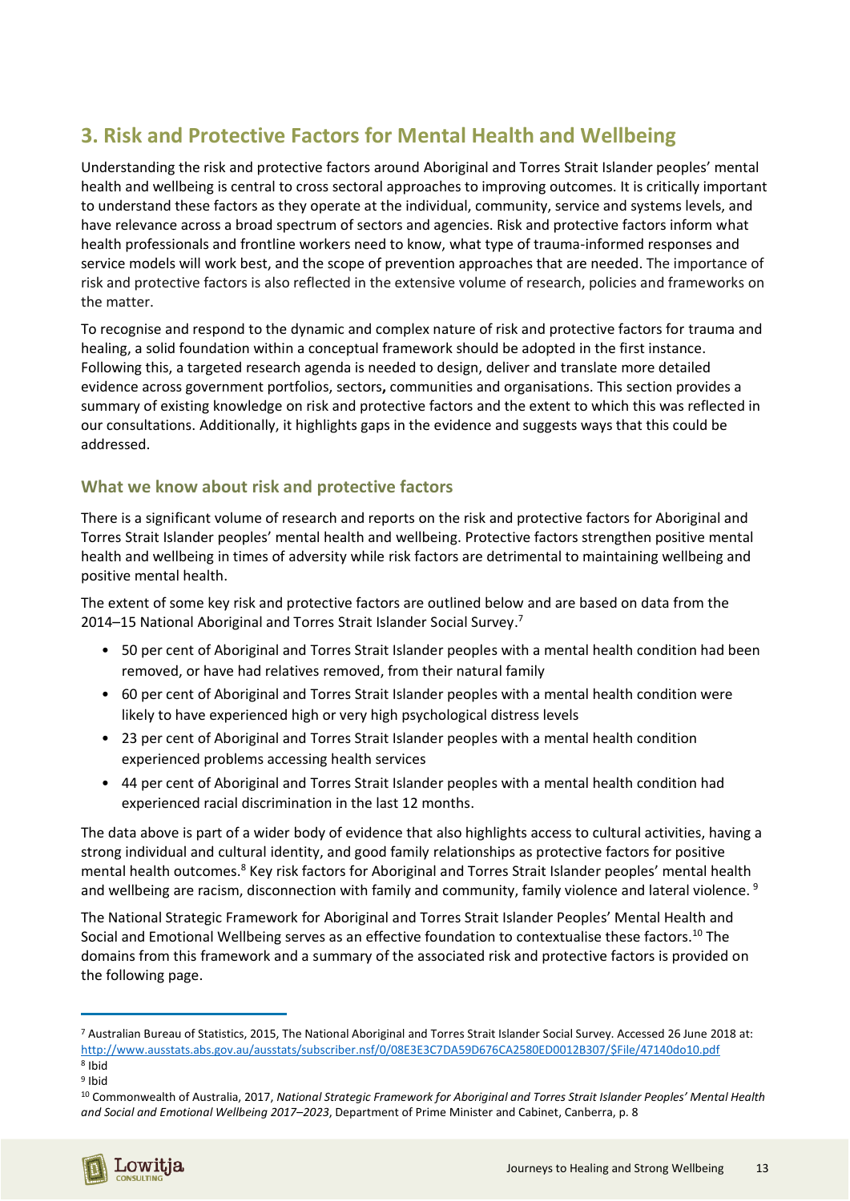## 3. Risk and Protective Factors for Mental Health and Wellbeing

Understanding the risk and protective factors around Aboriginal and Torres Strait Islander peoples' mental health and wellbeing is central to cross sectoral approaches to improving outcomes. It is critically important to understand these factors as they operate at the individual, community, service and systems levels, and have relevance across a broad spectrum of sectors and agencies. Risk and protective factors inform what health professionals and frontline workers need to know, what type of trauma-informed responses and service models will work best, and the scope of prevention approaches that are needed. The importance of risk and protective factors is also reflected in the extensive volume of research, policies and frameworks on the matter.

To recognise and respond to the dynamic and complex nature of risk and protective factors for trauma and healing, a solid foundation within a conceptual framework should be adopted in the first instance. Following this, a targeted research agenda is needed to design, deliver and translate more detailed evidence across government portfolios, sectors**,** communities and organisations. This section provides a summary of existing knowledge on risk and protective factors and the extent to which this was reflected in our consultations. Additionally, it highlights gaps in the evidence and suggests ways that this could be addressed.

### What we know about risk and protective factors

There is a significant volume of research and reports on the risk and protective factors for Aboriginal and Torres Strait Islander peoples' mental health and wellbeing. Protective factors strengthen positive mental health and wellbeing in times of adversity while risk factors are detrimental to maintaining wellbeing and positive mental health.

The extent of some key risk and protective factors are outlined below and are based on data from the 2014–15 National Aboriginal and Torres Strait Islander Social Survey.[7]

- 50 per cent of Aboriginal and Torres Strait Islander peoples with a mental health condition had been removed, or have had relatives removed, from their natural family
- 60 per cent of Aboriginal and Torres Strait Islander peoples with a mental health condition were likely to have experienced high or very high psychological distress levels
- 23 per cent of Aboriginal and Torres Strait Islander peoples with a mental health condition experienced problems accessing health services
- 44 per cent of Aboriginal and Torres Strait Islander peoples with a mental health condition had experienced racial discrimination in the last 12 months.

The data above is part of a wider body of evidence that also highlights access to cultural activities, having a strong individual and cultural identity, and good family relationships as protective factors for positive mental health outcomes.[8] Key risk factors for Aboriginal and Torres Strait Islander peoples' mental health and wellbeing are racism, disconnection with family and community, family violence and lateral violence. [9]

The National Strategic Framework for Aboriginal and Torres Strait Islander Peoples' Mental Health and Social and Emotional Wellbeing serves as an effective foundation to contextualise these factors.[10] The domains from this framework and a summary of the associated risk and protective factors is provided on the following page.

---

[7] Australian Bureau of Statistics, 2015, The National Aboriginal and Torres Strait Islander Social Survey. Accessed 26 June 2018 at: http://www.ausstats.abs.gov.au/ausstats/subscriber.nsf/0/08E3E3C7DA59D676CA2580ED0012B307/$File/47140do10.pdf

[8] Ibid

[9] Ibid

[10] Commonwealth of Australia, 2017, *National Strategic Framework for Aboriginal and Torres Strait Islander Peoples' Mental Health and Social and Emotional Wellbeing 2017–2023*, Department of Prime Minister and Cabinet, Canberra, p. 8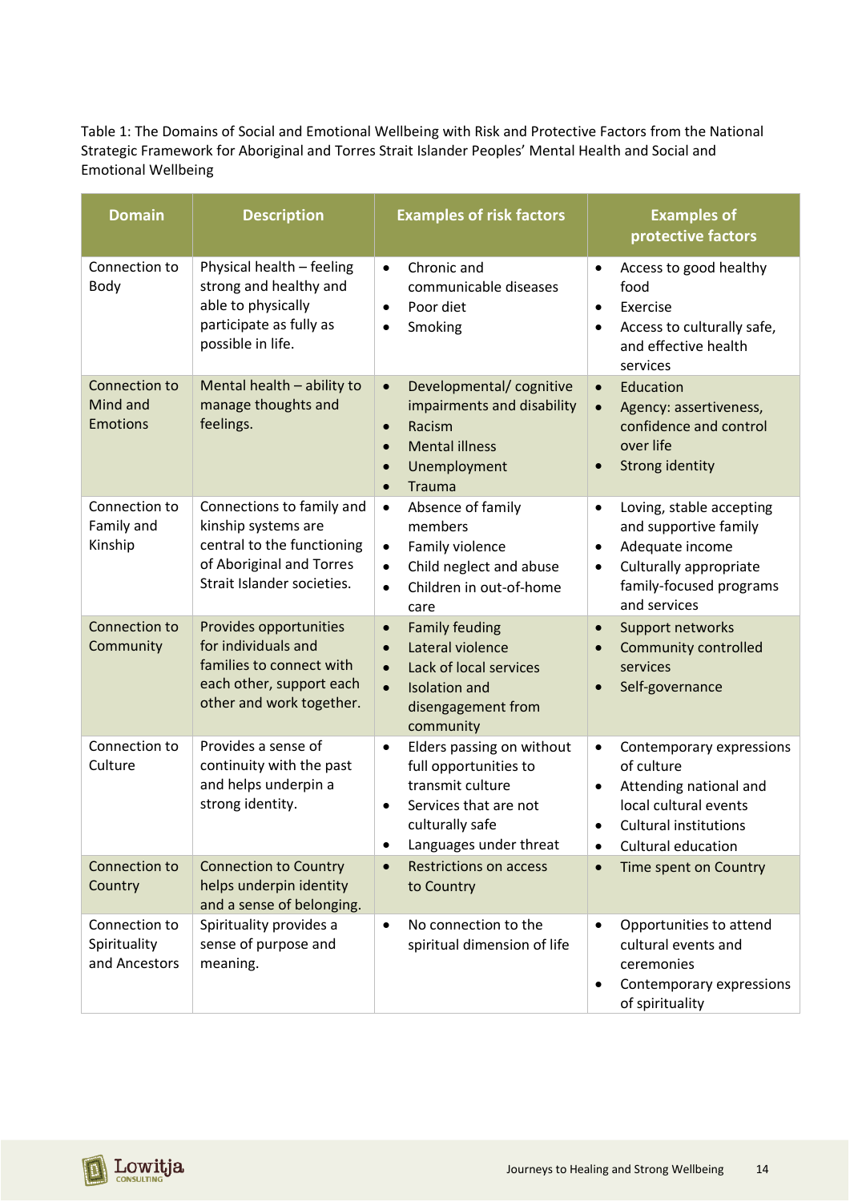Table 1: The Domains of Social and Emotional Wellbeing with Risk and Protective Factors from the National Strategic Framework for Aboriginal and Torres Strait Islander Peoples' Mental Health and Social and Emotional Wellbeing

| Domain | Description | Examples of risk factors | Examples of protective factors |
|---|---|---|---|
| Connection to Body | Physical health – feeling strong and healthy and able to physically participate as fully as possible in life. | • Chronic and communicable diseases<br>• Poor diet<br>• Smoking | • Access to good healthy food<br>• Exercise<br>• Access to culturally safe, and effective health services |
| Connection to Mind and Emotions | Mental health – ability to manage thoughts and feelings. | • Developmental/ cognitive impairments and disability<br>• Racism<br>• Mental illness<br>• Unemployment<br>• Trauma | • Education<br>• Agency: assertiveness, confidence and control over life<br>• Strong identity |
| Connection to Family and Kinship | Connections to family and kinship systems are central to the functioning of Aboriginal and Torres Strait Islander societies. | • Absence of family members<br>• Family violence<br>• Child neglect and abuse<br>• Children in out-of-home care | • Loving, stable accepting and supportive family<br>• Adequate income<br>• Culturally appropriate family-focused programs and services |
| Connection to Community | Provides opportunities for individuals and families to connect with each other, support each other and work together. | • Family feuding<br>• Lateral violence<br>• Lack of local services<br>• Isolation and disengagement from community | • Support networks<br>• Community controlled services<br>• Self-governance |
| Connection to Culture | Provides a sense of continuity with the past and helps underpin a strong identity. | • Elders passing on without full opportunities to transmit culture<br>• Services that are not culturally safe<br>• Languages under threat | • Contemporary expressions of culture<br>• Attending national and local cultural events<br>• Cultural institutions<br>• Cultural education |
| Connection to Country | Connection to Country helps underpin identity and a sense of belonging. | • Restrictions on access to Country | • Time spent on Country |
| Connection to Spirituality and Ancestors | Spirituality provides a sense of purpose and meaning. | • No connection to the spiritual dimension of life | • Opportunities to attend cultural events and ceremonies<br>• Contemporary expressions of spirituality |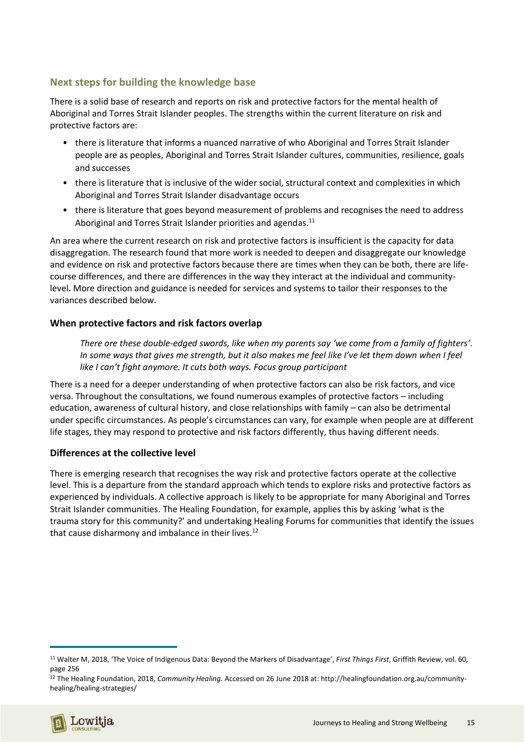## Next steps for building the knowledge base

There is a solid base of research and reports on risk and protective factors for the mental health of Aboriginal and Torres Strait Islander peoples. The strengths within the current literature on risk and protective factors are:

- there is literature that informs a nuanced narrative of who Aboriginal and Torres Strait Islander people are as peoples, Aboriginal and Torres Strait Islander cultures, communities, resilience, goals and successes
- there is literature that is inclusive of the wider social, structural context and complexities in which Aboriginal and Torres Strait Islander disadvantage occurs
- there is literature that goes beyond measurement of problems and recognises the need to address Aboriginal and Torres Strait Islander priorities and agendas.[11]

An area where the current research on risk and protective factors is insufficient is the capacity for data disaggregation. The research found that more work is needed to deepen and disaggregate our knowledge and evidence on risk and protective factors because there are times when they can be both, there are life-course differences, and there are differences in the way they interact at the individual and community-level. More direction and guidance is needed for services and systems to tailor their responses to the variances described below.

### When protective factors and risk factors overlap

> *There are these double-edged swords, like when my parents say 'we come from a family of fighters'. In some ways that gives me strength, but it also makes me feel like I've let them down when I feel like I can't fight anymore. It cuts both ways. Focus group participant*

There is a need for a deeper understanding of when protective factors can also be risk factors, and vice versa. Throughout the consultations, we found numerous examples of protective factors – including education, awareness of cultural history, and close relationships with family – can also be detrimental under specific circumstances. As people's circumstances can vary, for example when people are at different life stages, they may respond to protective and risk factors differently, thus having different needs.

### Differences at the collective level

There is emerging research that recognises the way risk and protective factors operate at the collective level. This is a departure from the standard approach which tends to explore risks and protective factors as experienced by individuals. A collective approach is likely to be appropriate for many Aboriginal and Torres Strait Islander communities. The Healing Foundation, for example, applies this by asking 'what is the trauma story for this community?' and undertaking Healing Forums for communities that identify the issues that cause disharmony and imbalance in their lives.[12]

---

[11] Walter M, 2018, 'The Voice of Indigenous Data: Beyond the Markers of Disadvantage', *First Things First*, Griffith Review, vol. 60, page 256

[12] The Healing Foundation, 2018, *Community Healing.* Accessed on 26 June 2018 at: http://healingfoundation.org.au/community-healing/healing-strategies/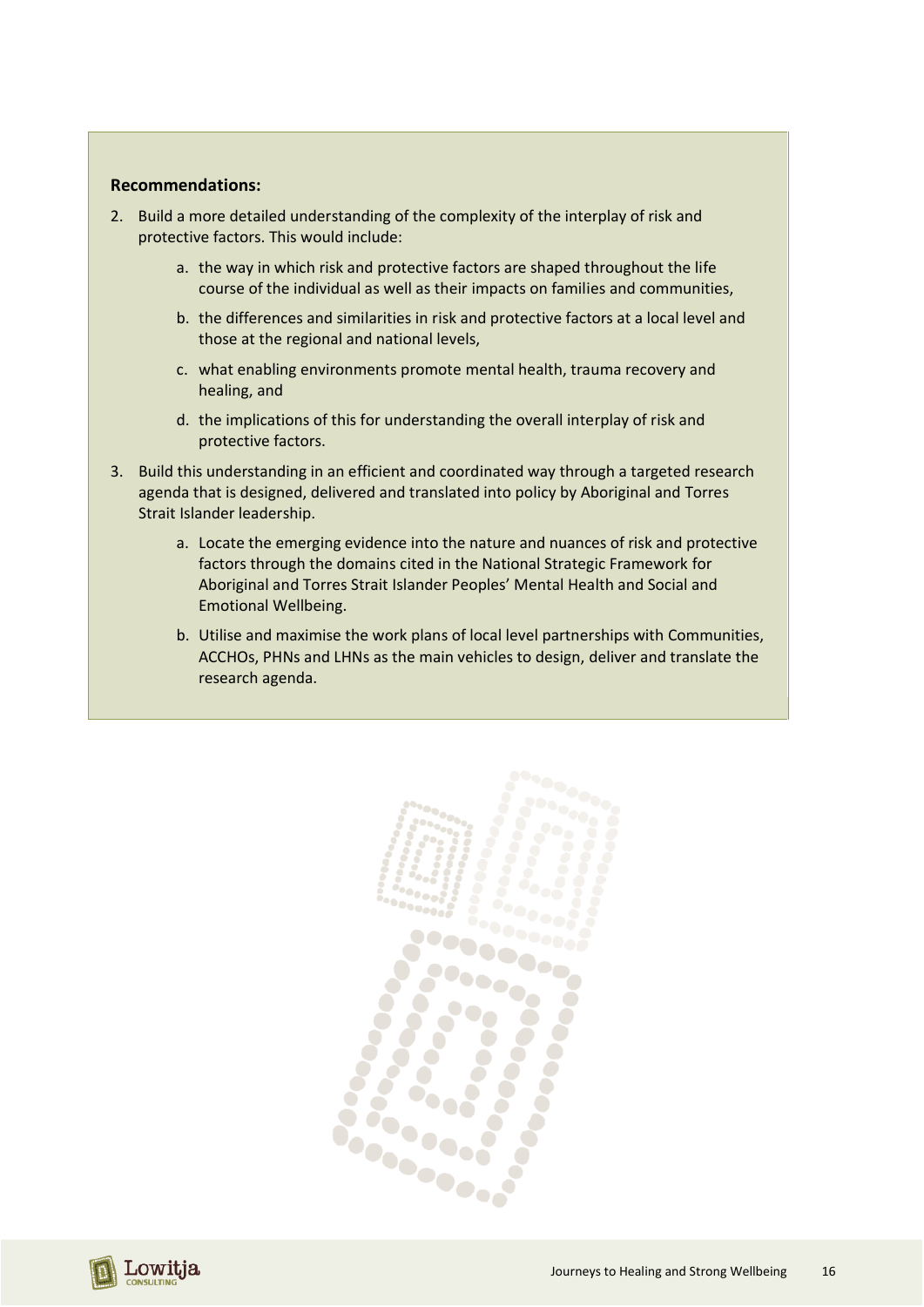**Recommendations:**

2. Build a more detailed understanding of the complexity of the interplay of risk and protective factors. This would include:
    a. the way in which risk and protective factors are shaped throughout the life course of the individual as well as their impacts on families and communities,
    b. the differences and similarities in risk and protective factors at a local level and those at the regional and national levels,
    c. what enabling environments promote mental health, trauma recovery and healing, and
    d. the implications of this for understanding the overall interplay of risk and protective factors.
3. Build this understanding in an efficient and coordinated way through a targeted research agenda that is designed, delivered and translated into policy by Aboriginal and Torres Strait Islander leadership.
    a. Locate the emerging evidence into the nature and nuances of risk and protective factors through the domains cited in the National Strategic Framework for Aboriginal and Torres Strait Islander Peoples' Mental Health and Social and Emotional Wellbeing.
    b. Utilise and maximise the work plans of local level partnerships with Communities, ACCHOs, PHNs and LHNs as the main vehicles to design, deliver and translate the research agenda.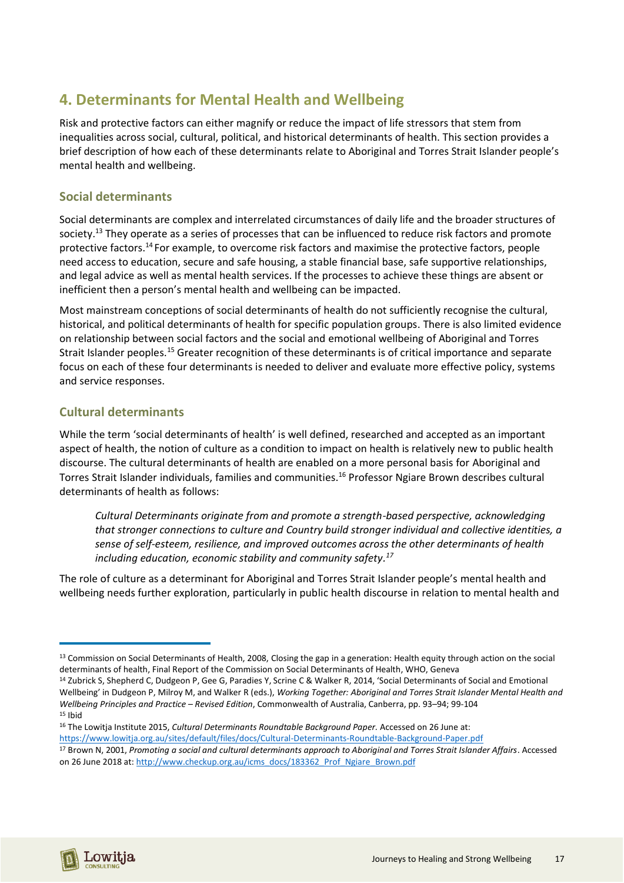## 4. Determinants for Mental Health and Wellbeing

Risk and protective factors can either magnify or reduce the impact of life stressors that stem from inequalities across social, cultural, political, and historical determinants of health. This section provides a brief description of how each of these determinants relate to Aboriginal and Torres Strait Islander people's mental health and wellbeing.

### Social determinants

Social determinants are complex and interrelated circumstances of daily life and the broader structures of society.[13] They operate as a series of processes that can be influenced to reduce risk factors and promote protective factors.[14] For example, to overcome risk factors and maximise the protective factors, people need access to education, secure and safe housing, a stable financial base, safe supportive relationships, and legal advice as well as mental health services. If the processes to achieve these things are absent or inefficient then a person's mental health and wellbeing can be impacted.

Most mainstream conceptions of social determinants of health do not sufficiently recognise the cultural, historical, and political determinants of health for specific population groups. There is also limited evidence on relationship between social factors and the social and emotional wellbeing of Aboriginal and Torres Strait Islander peoples.[15] Greater recognition of these determinants is of critical importance and separate focus on each of these four determinants is needed to deliver and evaluate more effective policy, systems and service responses.

### Cultural determinants

While the term 'social determinants of health' is well defined, researched and accepted as an important aspect of health, the notion of culture as a condition to impact on health is relatively new to public health discourse. The cultural determinants of health are enabled on a more personal basis for Aboriginal and Torres Strait Islander individuals, families and communities.[16] Professor Ngiare Brown describes cultural determinants of health as follows:

> *Cultural Determinants originate from and promote a strength-based perspective, acknowledging that stronger connections to culture and Country build stronger individual and collective identities, a sense of self-esteem, resilience, and improved outcomes across the other determinants of health including education, economic stability and community safety.[17]*

The role of culture as a determinant for Aboriginal and Torres Strait Islander people's mental health and wellbeing needs further exploration, particularly in public health discourse in relation to mental health and

---

[13] Commission on Social Determinants of Health, 2008, Closing the gap in a generation: Health equity through action on the social determinants of health, Final Report of the Commission on Social Determinants of Health, WHO, Geneva

[14] Zubrick S, Shepherd C, Dudgeon P, Gee G, Paradies Y, Scrine C & Walker R, 2014, 'Social Determinants of Social and Emotional Wellbeing' in Dudgeon P, Milroy M, and Walker R (eds.), *Working Together: Aboriginal and Torres Strait Islander Mental Health and Wellbeing Principles and Practice – Revised Edition*, Commonwealth of Australia, Canberra, pp. 93–94; 99-104

[15] Ibid

[16] The Lowitja Institute 2015, *Cultural Determinants Roundtable Background Paper.* Accessed on 26 June at: https://www.lowitja.org.au/sites/default/files/docs/Cultural-Determinants-Roundtable-Background-Paper.pdf

[17] Brown N, 2001, *Promoting a social and cultural determinants approach to Aboriginal and Torres Strait Islander Affairs*. Accessed on 26 June 2018 at: http://www.checkup.org.au/icms_docs/183362_Prof_Ngiare_Brown.pdf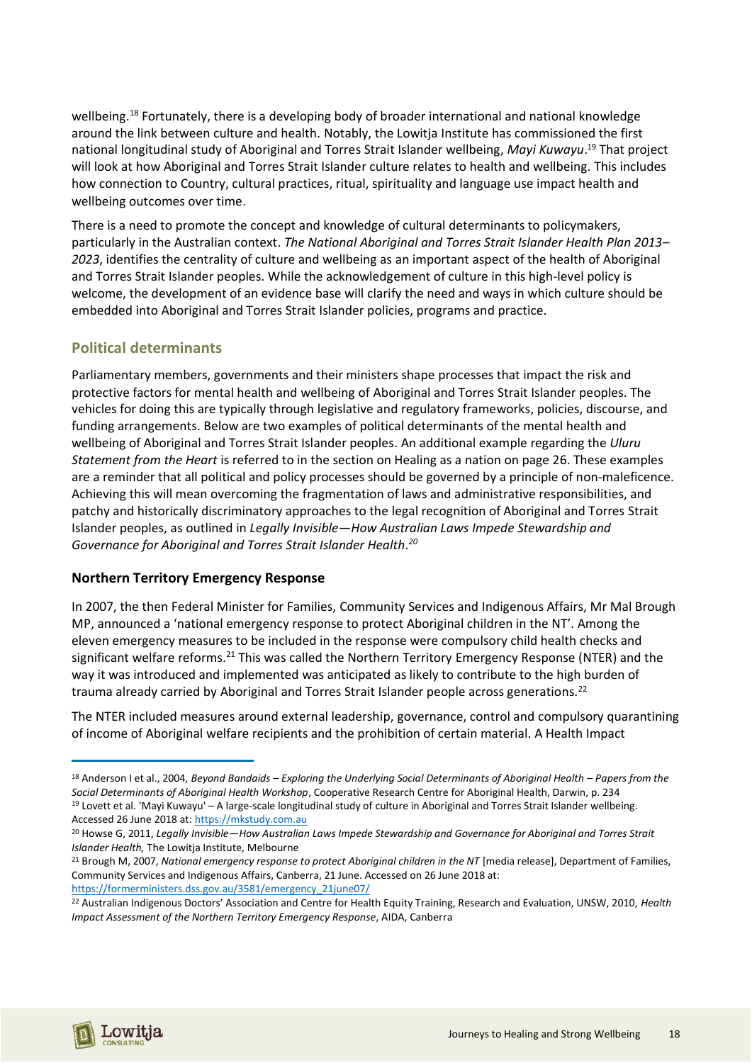wellbeing.[18] Fortunately, there is a developing body of broader international and national knowledge around the link between culture and health. Notably, the Lowitja Institute has commissioned the first national longitudinal study of Aboriginal and Torres Strait Islander wellbeing, *Mayi Kuwayu*.[19] That project will look at how Aboriginal and Torres Strait Islander culture relates to health and wellbeing. This includes how connection to Country, cultural practices, ritual, spirituality and language use impact health and wellbeing outcomes over time.

There is a need to promote the concept and knowledge of cultural determinants to policymakers, particularly in the Australian context. *The National Aboriginal and Torres Strait Islander Health Plan 2013–2023*, identifies the centrality of culture and wellbeing as an important aspect of the health of Aboriginal and Torres Strait Islander peoples. While the acknowledgement of culture in this high-level policy is welcome, the development of an evidence base will clarify the need and ways in which culture should be embedded into Aboriginal and Torres Strait Islander policies, programs and practice.

## Political determinants

Parliamentary members, governments and their ministers shape processes that impact the risk and protective factors for mental health and wellbeing of Aboriginal and Torres Strait Islander peoples. The vehicles for doing this are typically through legislative and regulatory frameworks, policies, discourse, and funding arrangements. Below are two examples of political determinants of the mental health and wellbeing of Aboriginal and Torres Strait Islander peoples. An additional example regarding the *Uluru Statement from the Heart* is referred to in the section on Healing as a nation on page 26. These examples are a reminder that all political and policy processes should be governed by a principle of non-maleficence. Achieving this will mean overcoming the fragmentation of laws and administrative responsibilities, and patchy and historically discriminatory approaches to the legal recognition of Aboriginal and Torres Strait Islander peoples, as outlined in *Legally Invisible—How Australian Laws Impede Stewardship and Governance for Aboriginal and Torres Strait Islander Health*.[20]

### Northern Territory Emergency Response

In 2007, the then Federal Minister for Families, Community Services and Indigenous Affairs, Mr Mal Brough MP, announced a 'national emergency response to protect Aboriginal children in the NT'. Among the eleven emergency measures to be included in the response were compulsory child health checks and significant welfare reforms.[21] This was called the Northern Territory Emergency Response (NTER) and the way it was introduced and implemented was anticipated as likely to contribute to the high burden of trauma already carried by Aboriginal and Torres Strait Islander people across generations.[22]

The NTER included measures around external leadership, governance, control and compulsory quarantining of income of Aboriginal welfare recipients and the prohibition of certain material. A Health Impact

---

[18] Anderson I et al., 2004, *Beyond Bandaids – Exploring the Underlying Social Determinants of Aboriginal Health – Papers from the Social Determinants of Aboriginal Health Workshop*, Cooperative Research Centre for Aboriginal Health, Darwin, p. 234

[19] Lovett et al. 'Mayi Kuwayu' – A large-scale longitudinal study of culture in Aboriginal and Torres Strait Islander wellbeing. Accessed 26 June 2018 at: https://mkstudy.com.au

[20] Howse G, 2011, *Legally Invisible—How Australian Laws Impede Stewardship and Governance for Aboriginal and Torres Strait Islander Health,* The Lowitja Institute, Melbourne

[21] Brough M, 2007, *National emergency response to protect Aboriginal children in the NT* [media release], Department of Families, Community Services and Indigenous Affairs, Canberra, 21 June. Accessed on 26 June 2018 at: https://formerministers.dss.gov.au/3581/emergency_21june07/

[22] Australian Indigenous Doctors' Association and Centre for Health Equity Training, Research and Evaluation, UNSW, 2010, *Health Impact Assessment of the Northern Territory Emergency Response*, AIDA, Canberra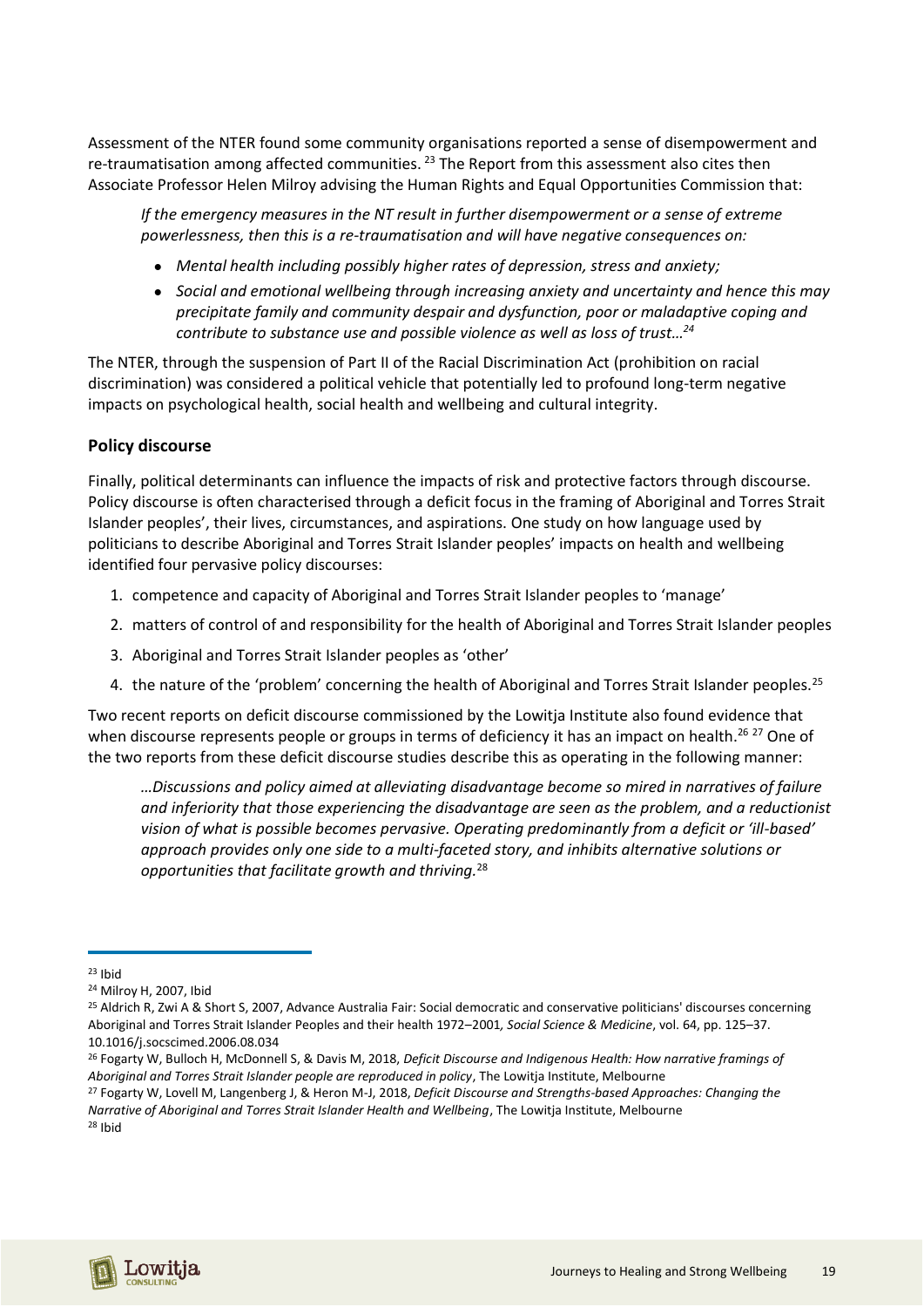Assessment of the NTER found some community organisations reported a sense of disempowerment and re-traumatisation among affected communities. [23] The Report from this assessment also cites then Associate Professor Helen Milroy advising the Human Rights and Equal Opportunities Commission that:

> *If the emergency measures in the NT result in further disempowerment or a sense of extreme powerlessness, then this is a re-traumatisation and will have negative consequences on:*
>
> - *Mental health including possibly higher rates of depression, stress and anxiety;*
> - *Social and emotional wellbeing through increasing anxiety and uncertainty and hence this may precipitate family and community despair and dysfunction, poor or maladaptive coping and contribute to substance use and possible violence as well as loss of trust…*[24]

The NTER, through the suspension of Part II of the Racial Discrimination Act (prohibition on racial discrimination) was considered a political vehicle that potentially led to profound long-term negative impacts on psychological health, social health and wellbeing and cultural integrity.

### Policy discourse

Finally, political determinants can influence the impacts of risk and protective factors through discourse. Policy discourse is often characterised through a deficit focus in the framing of Aboriginal and Torres Strait Islander peoples', their lives, circumstances, and aspirations. One study on how language used by politicians to describe Aboriginal and Torres Strait Islander peoples' impacts on health and wellbeing identified four pervasive policy discourses:

1. competence and capacity of Aboriginal and Torres Strait Islander peoples to 'manage'
2. matters of control of and responsibility for the health of Aboriginal and Torres Strait Islander peoples
3. Aboriginal and Torres Strait Islander peoples as 'other'
4. the nature of the 'problem' concerning the health of Aboriginal and Torres Strait Islander peoples.[25]

Two recent reports on deficit discourse commissioned by the Lowitja Institute also found evidence that when discourse represents people or groups in terms of deficiency it has an impact on health.[26] [27] One of the two reports from these deficit discourse studies describe this as operating in the following manner:

> *…Discussions and policy aimed at alleviating disadvantage become so mired in narratives of failure and inferiority that those experiencing the disadvantage are seen as the problem, and a reductionist vision of what is possible becomes pervasive. Operating predominantly from a deficit or 'ill-based' approach provides only one side to a multi-faceted story, and inhibits alternative solutions or opportunities that facilitate growth and thriving.*[28]

---

[23] Ibid

[24] Milroy H, 2007, Ibid

[25] Aldrich R, Zwi A & Short S, 2007, Advance Australia Fair: Social democratic and conservative politicians' discourses concerning Aboriginal and Torres Strait Islander Peoples and their health 1972–2001, *Social Science & Medicine*, vol. 64, pp. 125–37. 10.1016/j.socscimed.2006.08.034

[26] Fogarty W, Bulloch H, McDonnell S, & Davis M, 2018, *Deficit Discourse and Indigenous Health: How narrative framings of Aboriginal and Torres Strait Islander people are reproduced in policy*, The Lowitja Institute, Melbourne

[27] Fogarty W, Lovell M, Langenberg J, & Heron M-J, 2018, *Deficit Discourse and Strengths-based Approaches: Changing the Narrative of Aboriginal and Torres Strait Islander Health and Wellbeing*, The Lowitja Institute, Melbourne

[28] Ibid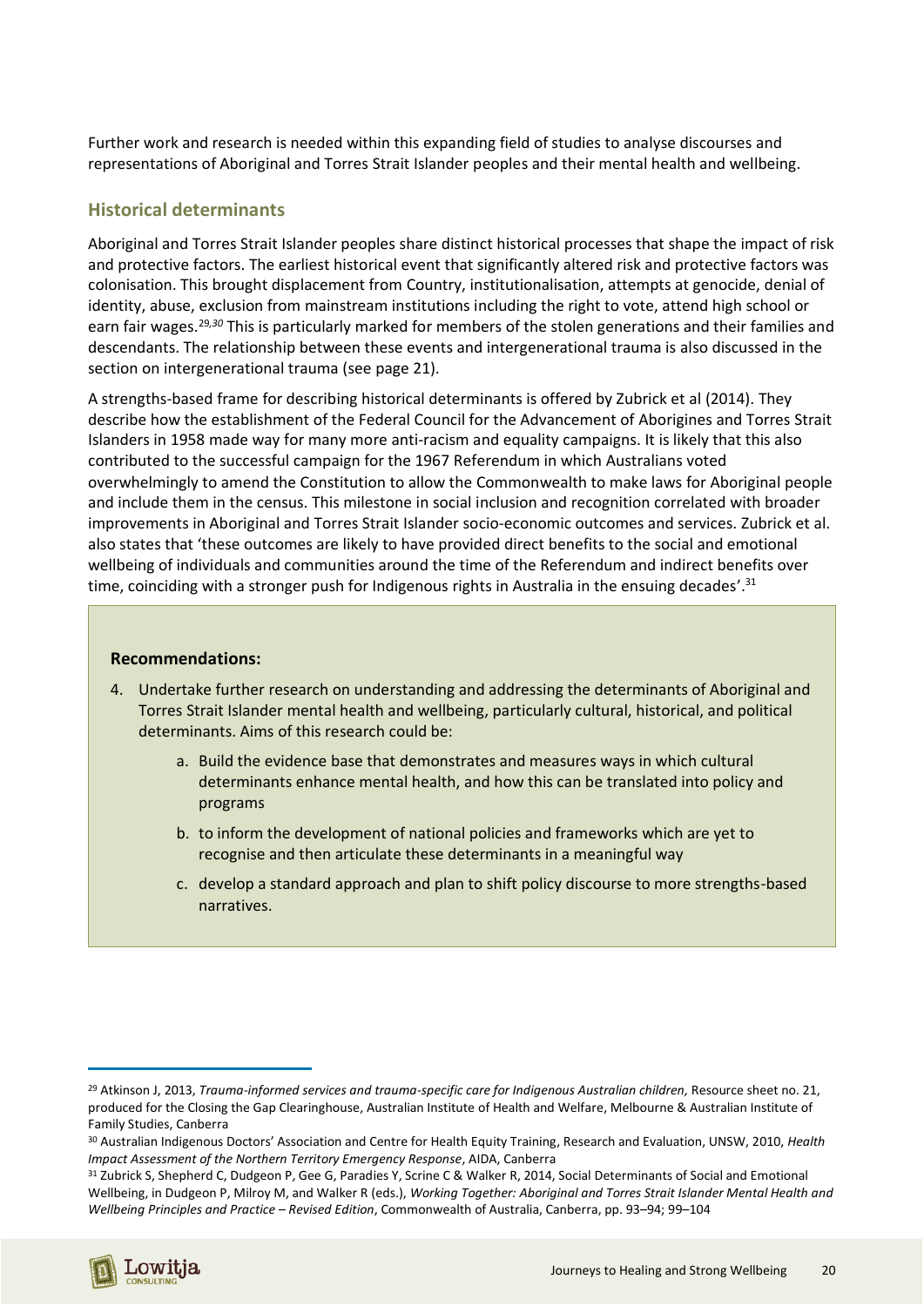Further work and research is needed within this expanding field of studies to analyse discourses and representations of Aboriginal and Torres Strait Islander peoples and their mental health and wellbeing.

## Historical determinants

Aboriginal and Torres Strait Islander peoples share distinct historical processes that shape the impact of risk and protective factors. The earliest historical event that significantly altered risk and protective factors was colonisation. This brought displacement from Country, institutionalisation, attempts at genocide, denial of identity, abuse, exclusion from mainstream institutions including the right to vote, attend high school or earn fair wages.[29,30] This is particularly marked for members of the stolen generations and their families and descendants. The relationship between these events and intergenerational trauma is also discussed in the section on intergenerational trauma (see page 21).

A strengths-based frame for describing historical determinants is offered by Zubrick et al (2014). They describe how the establishment of the Federal Council for the Advancement of Aborigines and Torres Strait Islanders in 1958 made way for many more anti-racism and equality campaigns. It is likely that this also contributed to the successful campaign for the 1967 Referendum in which Australians voted overwhelmingly to amend the Constitution to allow the Commonwealth to make laws for Aboriginal people and include them in the census. This milestone in social inclusion and recognition correlated with broader improvements in Aboriginal and Torres Strait Islander socio-economic outcomes and services. Zubrick et al. also states that 'these outcomes are likely to have provided direct benefits to the social and emotional wellbeing of individuals and communities around the time of the Referendum and indirect benefits over time, coinciding with a stronger push for Indigenous rights in Australia in the ensuing decades'.[31]

**Recommendations:**

4. Undertake further research on understanding and addressing the determinants of Aboriginal and Torres Strait Islander mental health and wellbeing, particularly cultural, historical, and political determinants. Aims of this research could be:
    a. Build the evidence base that demonstrates and measures ways in which cultural determinants enhance mental health, and how this can be translated into policy and programs
    b. to inform the development of national policies and frameworks which are yet to recognise and then articulate these determinants in a meaningful way
    c. develop a standard approach and plan to shift policy discourse to more strengths-based narratives.

---

[29] Atkinson J, 2013, *Trauma-informed services and trauma-specific care for Indigenous Australian children,* Resource sheet no. 21, produced for the Closing the Gap Clearinghouse, Australian Institute of Health and Welfare, Melbourne & Australian Institute of Family Studies, Canberra

[30] Australian Indigenous Doctors' Association and Centre for Health Equity Training, Research and Evaluation, UNSW, 2010, *Health Impact Assessment of the Northern Territory Emergency Response*, AIDA, Canberra

[31] Zubrick S, Shepherd C, Dudgeon P, Gee G, Paradies Y, Scrine C & Walker R, 2014, Social Determinants of Social and Emotional Wellbeing, in Dudgeon P, Milroy M, and Walker R (eds.), *Working Together: Aboriginal and Torres Strait Islander Mental Health and Wellbeing Principles and Practice – Revised Edition*, Commonwealth of Australia, Canberra, pp. 93–94; 99–104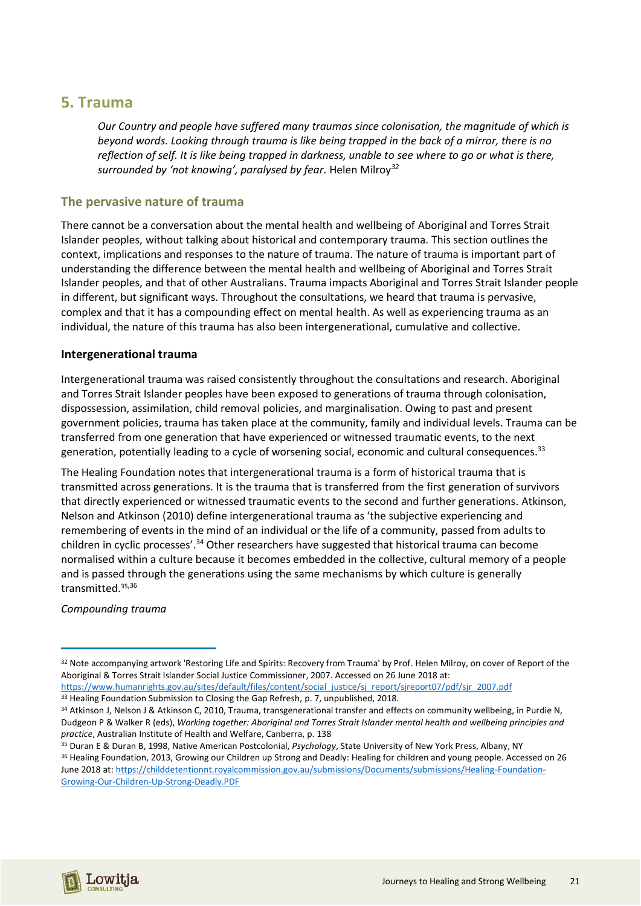## 5. Trauma

> *Our Country and people have suffered many traumas since colonisation, the magnitude of which is beyond words. Looking through trauma is like being trapped in the back of a mirror, there is no reflection of self. It is like being trapped in darkness, unable to see where to go or what is there, surrounded by 'not knowing', paralysed by fear*. Helen Milroy[32]

### The pervasive nature of trauma

There cannot be a conversation about the mental health and wellbeing of Aboriginal and Torres Strait Islander peoples, without talking about historical and contemporary trauma. This section outlines the context, implications and responses to the nature of trauma. The nature of trauma is important part of understanding the difference between the mental health and wellbeing of Aboriginal and Torres Strait Islander peoples, and that of other Australians. Trauma impacts Aboriginal and Torres Strait Islander people in different, but significant ways. Throughout the consultations, we heard that trauma is pervasive, complex and that it has a compounding effect on mental health. As well as experiencing trauma as an individual, the nature of this trauma has also been intergenerational, cumulative and collective.

#### Intergenerational trauma

Intergenerational trauma was raised consistently throughout the consultations and research. Aboriginal and Torres Strait Islander peoples have been exposed to generations of trauma through colonisation, dispossession, assimilation, child removal policies, and marginalisation. Owing to past and present government policies, trauma has taken place at the community, family and individual levels. Trauma can be transferred from one generation that have experienced or witnessed traumatic events, to the next generation, potentially leading to a cycle of worsening social, economic and cultural consequences.[33]

The Healing Foundation notes that intergenerational trauma is a form of historical trauma that is transmitted across generations. It is the trauma that is transferred from the first generation of survivors that directly experienced or witnessed traumatic events to the second and further generations. Atkinson, Nelson and Atkinson (2010) define intergenerational trauma as 'the subjective experiencing and remembering of events in the mind of an individual or the life of a community, passed from adults to children in cyclic processes'.[34] Other researchers have suggested that historical trauma can become normalised within a culture because it becomes embedded in the collective, cultural memory of a people and is passed through the generations using the same mechanisms by which culture is generally transmitted.[35,36]

*Compounding trauma*

---

[32] Note accompanying artwork 'Restoring Life and Spirits: Recovery from Trauma' by Prof. Helen Milroy, on cover of Report of the Aboriginal & Torres Strait Islander Social Justice Commissioner, 2007. Accessed on 26 June 2018 at: https://www.humanrights.gov.au/sites/default/files/content/social_justice/sj_report/sjreport07/pdf/sjr_2007.pdf

[33] Healing Foundation Submission to Closing the Gap Refresh, p. 7, unpublished, 2018.

[34] Atkinson J, Nelson J & Atkinson C, 2010, Trauma, transgenerational transfer and effects on community wellbeing, in Purdie N, Dudgeon P & Walker R (eds), *Working together: Aboriginal and Torres Strait Islander mental health and wellbeing principles and practice*, Australian Institute of Health and Welfare, Canberra, p. 138

[35] Duran E & Duran B, 1998, Native American Postcolonial, *Psychology*, State University of New York Press, Albany, NY

[36] Healing Foundation, 2013, Growing our Children up Strong and Deadly: Healing for children and young people. Accessed on 26 June 2018 at: https://childdetentionnt.royalcommission.gov.au/submissions/Documents/submissions/Healing-Foundation-Growing-Our-Children-Up-Strong-Deadly.PDF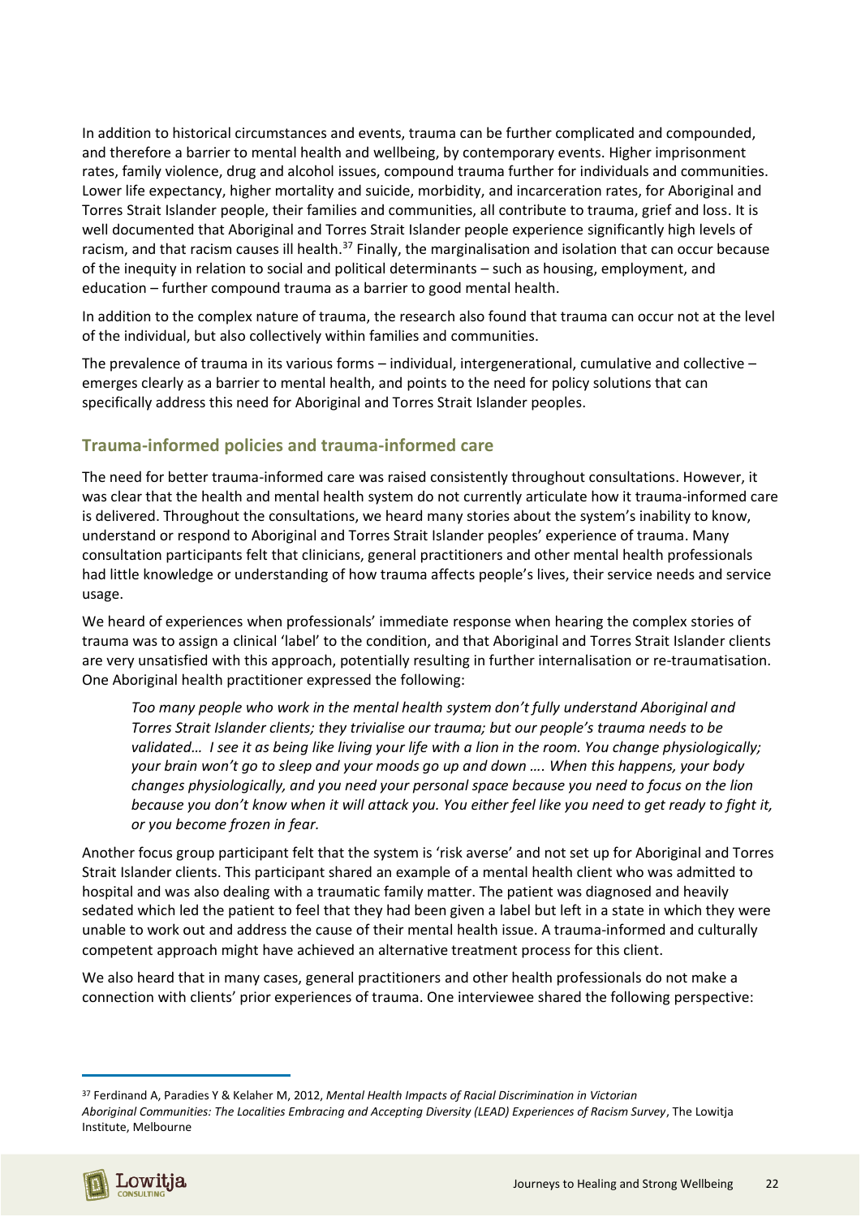In addition to historical circumstances and events, trauma can be further complicated and compounded, and therefore a barrier to mental health and wellbeing, by contemporary events. Higher imprisonment rates, family violence, drug and alcohol issues, compound trauma further for individuals and communities. Lower life expectancy, higher mortality and suicide, morbidity, and incarceration rates, for Aboriginal and Torres Strait Islander people, their families and communities, all contribute to trauma, grief and loss. It is well documented that Aboriginal and Torres Strait Islander people experience significantly high levels of racism, and that racism causes ill health.[37] Finally, the marginalisation and isolation that can occur because of the inequity in relation to social and political determinants – such as housing, employment, and education – further compound trauma as a barrier to good mental health.

In addition to the complex nature of trauma, the research also found that trauma can occur not at the level of the individual, but also collectively within families and communities.

The prevalence of trauma in its various forms – individual, intergenerational, cumulative and collective – emerges clearly as a barrier to mental health, and points to the need for policy solutions that can specifically address this need for Aboriginal and Torres Strait Islander peoples.

## Trauma-informed policies and trauma-informed care

The need for better trauma-informed care was raised consistently throughout consultations. However, it was clear that the health and mental health system do not currently articulate how it trauma-informed care is delivered. Throughout the consultations, we heard many stories about the system's inability to know, understand or respond to Aboriginal and Torres Strait Islander peoples' experience of trauma. Many consultation participants felt that clinicians, general practitioners and other mental health professionals had little knowledge or understanding of how trauma affects people's lives, their service needs and service usage.

We heard of experiences when professionals' immediate response when hearing the complex stories of trauma was to assign a clinical 'label' to the condition, and that Aboriginal and Torres Strait Islander clients are very unsatisfied with this approach, potentially resulting in further internalisation or re-traumatisation. One Aboriginal health practitioner expressed the following:

> *Too many people who work in the mental health system don't fully understand Aboriginal and Torres Strait Islander clients; they trivialise our trauma; but our people's trauma needs to be validated… I see it as being like living your life with a lion in the room. You change physiologically; your brain won't go to sleep and your moods go up and down …. When this happens, your body changes physiologically, and you need your personal space because you need to focus on the lion because you don't know when it will attack you. You either feel like you need to get ready to fight it, or you become frozen in fear.*

Another focus group participant felt that the system is 'risk averse' and not set up for Aboriginal and Torres Strait Islander clients. This participant shared an example of a mental health client who was admitted to hospital and was also dealing with a traumatic family matter. The patient was diagnosed and heavily sedated which led the patient to feel that they had been given a label but left in a state in which they were unable to work out and address the cause of their mental health issue. A trauma-informed and culturally competent approach might have achieved an alternative treatment process for this client.

We also heard that in many cases, general practitioners and other health professionals do not make a connection with clients' prior experiences of trauma. One interviewee shared the following perspective:

---

[37] Ferdinand A, Paradies Y & Kelaher M, 2012, *Mental Health Impacts of Racial Discrimination in Victorian Aboriginal Communities: The Localities Embracing and Accepting Diversity (LEAD) Experiences of Racism Survey*, The Lowitja Institute, Melbourne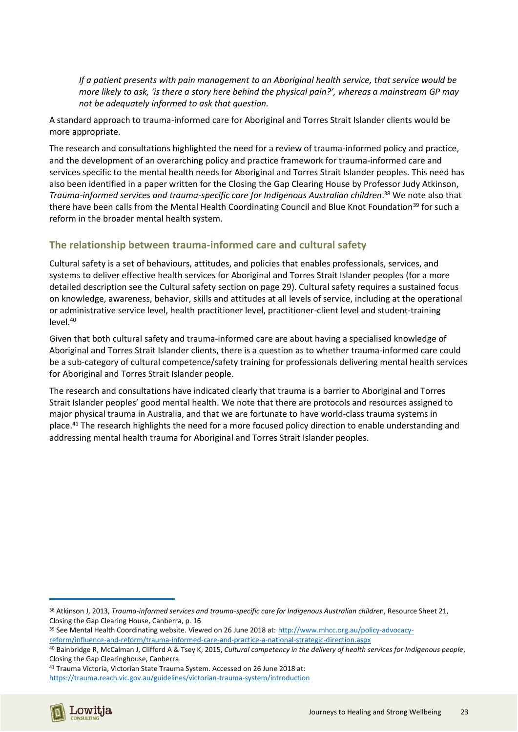*If a patient presents with pain management to an Aboriginal health service, that service would be more likely to ask, 'is there a story here behind the physical pain?', whereas a mainstream GP may not be adequately informed to ask that question.*

A standard approach to trauma-informed care for Aboriginal and Torres Strait Islander clients would be more appropriate.

The research and consultations highlighted the need for a review of trauma-informed policy and practice, and the development of an overarching policy and practice framework for trauma-informed care and services specific to the mental health needs for Aboriginal and Torres Strait Islander peoples. This need has also been identified in a paper written for the Closing the Gap Clearing House by Professor Judy Atkinson, *Trauma-informed services and trauma-specific care for Indigenous Australian children*.[38] We note also that there have been calls from the Mental Health Coordinating Council and Blue Knot Foundation[39] for such a reform in the broader mental health system.

## The relationship between trauma-informed care and cultural safety

Cultural safety is a set of behaviours, attitudes, and policies that enables professionals, services, and systems to deliver effective health services for Aboriginal and Torres Strait Islander peoples (for a more detailed description see the Cultural safety section on page 29). Cultural safety requires a sustained focus on knowledge, awareness, behavior, skills and attitudes at all levels of service, including at the operational or administrative service level, health practitioner level, practitioner-client level and student-training level.[40]

Given that both cultural safety and trauma-informed care are about having a specialised knowledge of Aboriginal and Torres Strait Islander clients, there is a question as to whether trauma-informed care could be a sub-category of cultural competence/safety training for professionals delivering mental health services for Aboriginal and Torres Strait Islander people.

The research and consultations have indicated clearly that trauma is a barrier to Aboriginal and Torres Strait Islander peoples' good mental health. We note that there are protocols and resources assigned to major physical trauma in Australia, and that we are fortunate to have world-class trauma systems in place.[41] The research highlights the need for a more focused policy direction to enable understanding and addressing mental health trauma for Aboriginal and Torres Strait Islander peoples.

---

[38] Atkinson J, 2013, *Trauma-informed services and trauma-specific care for Indigenous Australian children*, Resource Sheet 21, Closing the Gap Clearing House, Canberra, p. 16

[39] See Mental Health Coordinating website. Viewed on 26 June 2018 at: http://www.mhcc.org.au/policy-advocacy-reform/influence-and-reform/trauma-informed-care-and-practice-a-national-strategic-direction.aspx

[40] Bainbridge R, McCalman J, Clifford A & Tsey K, 2015, *Cultural competency in the delivery of health services for Indigenous people*, Closing the Gap Clearinghouse, Canberra

[41] Trauma Victoria, Victorian State Trauma System. Accessed on 26 June 2018 at: https://trauma.reach.vic.gov.au/guidelines/victorian-trauma-system/introduction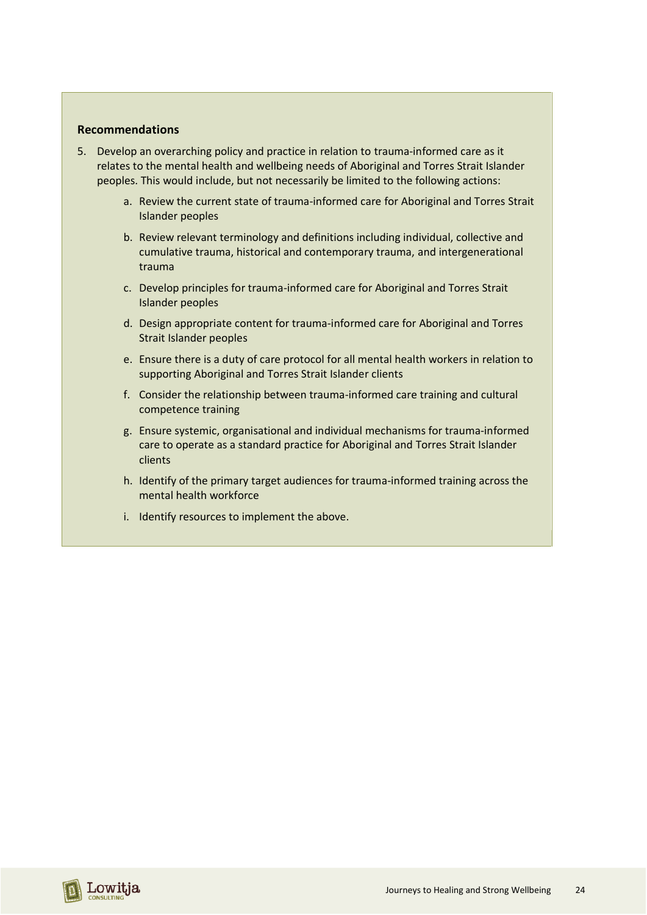**Recommendations**

5. Develop an overarching policy and practice in relation to trauma-informed care as it relates to the mental health and wellbeing needs of Aboriginal and Torres Strait Islander peoples. This would include, but not necessarily be limited to the following actions:

    a. Review the current state of trauma-informed care for Aboriginal and Torres Strait Islander peoples

    b. Review relevant terminology and definitions including individual, collective and cumulative trauma, historical and contemporary trauma, and intergenerational trauma

    c. Develop principles for trauma-informed care for Aboriginal and Torres Strait Islander peoples

    d. Design appropriate content for trauma-informed care for Aboriginal and Torres Strait Islander peoples

    e. Ensure there is a duty of care protocol for all mental health workers in relation to supporting Aboriginal and Torres Strait Islander clients

    f. Consider the relationship between trauma-informed care training and cultural competence training

    g. Ensure systemic, organisational and individual mechanisms for trauma-informed care to operate as a standard practice for Aboriginal and Torres Strait Islander clients

    h. Identify of the primary target audiences for trauma-informed training across the mental health workforce

    i. Identify resources to implement the above.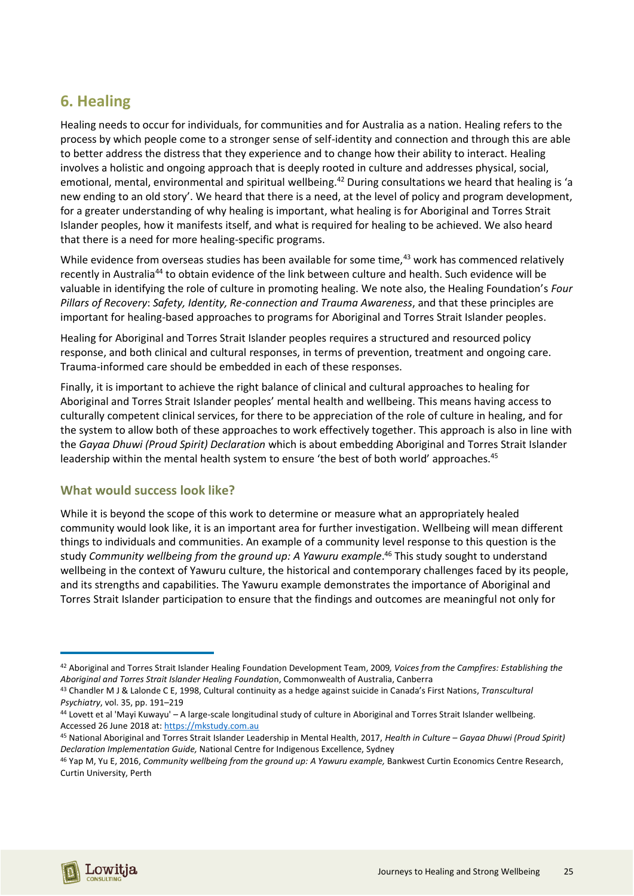## 6. Healing

Healing needs to occur for individuals, for communities and for Australia as a nation. Healing refers to the process by which people come to a stronger sense of self-identity and connection and through this are able to better address the distress that they experience and to change how their ability to interact. Healing involves a holistic and ongoing approach that is deeply rooted in culture and addresses physical, social, emotional, mental, environmental and spiritual wellbeing.[42] During consultations we heard that healing is 'a new ending to an old story'. We heard that there is a need, at the level of policy and program development, for a greater understanding of why healing is important, what healing is for Aboriginal and Torres Strait Islander peoples, how it manifests itself, and what is required for healing to be achieved. We also heard that there is a need for more healing-specific programs.

While evidence from overseas studies has been available for some time,[43] work has commenced relatively recently in Australia[44] to obtain evidence of the link between culture and health. Such evidence will be valuable in identifying the role of culture in promoting healing. We note also, the Healing Foundation's *Four Pillars of Recovery*: *Safety, Identity, Re-connection and Trauma Awareness*, and that these principles are important for healing-based approaches to programs for Aboriginal and Torres Strait Islander peoples.

Healing for Aboriginal and Torres Strait Islander peoples requires a structured and resourced policy response, and both clinical and cultural responses, in terms of prevention, treatment and ongoing care. Trauma-informed care should be embedded in each of these responses.

Finally, it is important to achieve the right balance of clinical and cultural approaches to healing for Aboriginal and Torres Strait Islander peoples' mental health and wellbeing. This means having access to culturally competent clinical services, for there to be appreciation of the role of culture in healing, and for the system to allow both of these approaches to work effectively together. This approach is also in line with the *Gayaa Dhuwi (Proud Spirit) Declaration* which is about embedding Aboriginal and Torres Strait Islander leadership within the mental health system to ensure 'the best of both world' approaches.[45]

### What would success look like?

While it is beyond the scope of this work to determine or measure what an appropriately healed community would look like, it is an important area for further investigation. Wellbeing will mean different things to individuals and communities. An example of a community level response to this question is the study *Community wellbeing from the ground up: A Yawuru example*.[46] This study sought to understand wellbeing in the context of Yawuru culture, the historical and contemporary challenges faced by its people, and its strengths and capabilities. The Yawuru example demonstrates the importance of Aboriginal and Torres Strait Islander participation to ensure that the findings and outcomes are meaningful not only for

---

[42] Aboriginal and Torres Strait Islander Healing Foundation Development Team, 2009, *Voices from the Campfires: Establishing the Aboriginal and Torres Strait Islander Healing Foundation*, Commonwealth of Australia, Canberra

[43] Chandler M J & Lalonde C E, 1998, Cultural continuity as a hedge against suicide in Canada's First Nations, *Transcultural Psychiatry*, vol. 35, pp. 191–219

[44] Lovett et al 'Mayi Kuwayu' – A large-scale longitudinal study of culture in Aboriginal and Torres Strait Islander wellbeing. Accessed 26 June 2018 at: https://mkstudy.com.au

[45] National Aboriginal and Torres Strait Islander Leadership in Mental Health, 2017, *Health in Culture – Gayaa Dhuwi (Proud Spirit) Declaration Implementation Guide,* National Centre for Indigenous Excellence, Sydney

[46] Yap M, Yu E, 2016, *Community wellbeing from the ground up: A Yawuru example,* Bankwest Curtin Economics Centre Research, Curtin University, Perth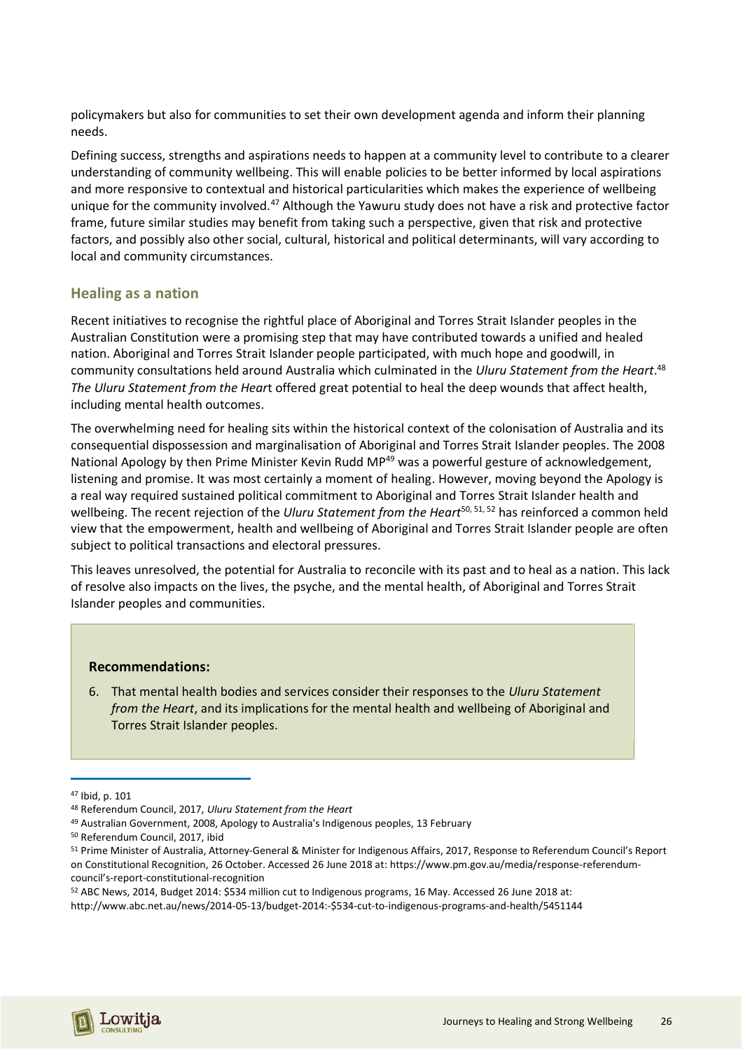policymakers but also for communities to set their own development agenda and inform their planning needs.

Defining success, strengths and aspirations needs to happen at a community level to contribute to a clearer understanding of community wellbeing. This will enable policies to be better informed by local aspirations and more responsive to contextual and historical particularities which makes the experience of wellbeing unique for the community involved.[47] Although the Yawuru study does not have a risk and protective factor frame, future similar studies may benefit from taking such a perspective, given that risk and protective factors, and possibly also other social, cultural, historical and political determinants, will vary according to local and community circumstances.

## Healing as a nation

Recent initiatives to recognise the rightful place of Aboriginal and Torres Strait Islander peoples in the Australian Constitution were a promising step that may have contributed towards a unified and healed nation. Aboriginal and Torres Strait Islander people participated, with much hope and goodwill, in community consultations held around Australia which culminated in the *Uluru Statement from the Heart*.[48] *The Uluru Statement from the Heart* offered great potential to heal the deep wounds that affect health, including mental health outcomes.

The overwhelming need for healing sits within the historical context of the colonisation of Australia and its consequential dispossession and marginalisation of Aboriginal and Torres Strait Islander peoples. The 2008 National Apology by then Prime Minister Kevin Rudd MP[49] was a powerful gesture of acknowledgement, listening and promise. It was most certainly a moment of healing. However, moving beyond the Apology is a real way required sustained political commitment to Aboriginal and Torres Strait Islander health and wellbeing. The recent rejection of the *Uluru Statement from the Heart*[50, 51, 52] has reinforced a common held view that the empowerment, health and wellbeing of Aboriginal and Torres Strait Islander people are often subject to political transactions and electoral pressures.

This leaves unresolved, the potential for Australia to reconcile with its past and to heal as a nation. This lack of resolve also impacts on the lives, the psyche, and the mental health, of Aboriginal and Torres Strait Islander peoples and communities.

**Recommendations:**

6. That mental health bodies and services consider their responses to the *Uluru Statement from the Heart*, and its implications for the mental health and wellbeing of Aboriginal and Torres Strait Islander peoples.

---

[47] Ibid, p. 101

[48] Referendum Council, 2017, *Uluru Statement from the Heart*

[49] Australian Government, 2008, Apology to Australia's Indigenous peoples, 13 February

[50] Referendum Council, 2017, ibid

[51] Prime Minister of Australia, Attorney-General & Minister for Indigenous Affairs, 2017, Response to Referendum Council's Report on Constitutional Recognition, 26 October. Accessed 26 June 2018 at: https://www.pm.gov.au/media/response-referendum-council's-report-constitutional-recognition

[52] ABC News, 2014, Budget 2014: $534 million cut to Indigenous programs, 16 May. Accessed 26 June 2018 at: http://www.abc.net.au/news/2014-05-13/budget-2014:-$534-cut-to-indigenous-programs-and-health/5451144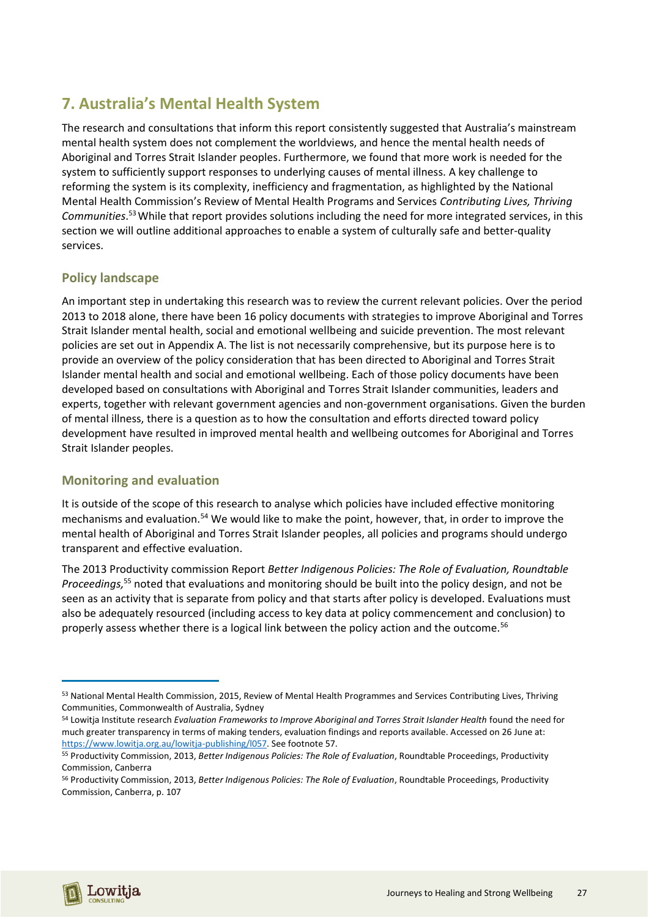## 7. Australia's Mental Health System

The research and consultations that inform this report consistently suggested that Australia's mainstream mental health system does not complement the worldviews, and hence the mental health needs of Aboriginal and Torres Strait Islander peoples. Furthermore, we found that more work is needed for the system to sufficiently support responses to underlying causes of mental illness. A key challenge to reforming the system is its complexity, inefficiency and fragmentation, as highlighted by the National Mental Health Commission's Review of Mental Health Programs and Services *Contributing Lives, Thriving Communities*.[53] While that report provides solutions including the need for more integrated services, in this section we will outline additional approaches to enable a system of culturally safe and better-quality services.

### Policy landscape

An important step in undertaking this research was to review the current relevant policies. Over the period 2013 to 2018 alone, there have been 16 policy documents with strategies to improve Aboriginal and Torres Strait Islander mental health, social and emotional wellbeing and suicide prevention. The most relevant policies are set out in Appendix A. The list is not necessarily comprehensive, but its purpose here is to provide an overview of the policy consideration that has been directed to Aboriginal and Torres Strait Islander mental health and social and emotional wellbeing. Each of those policy documents have been developed based on consultations with Aboriginal and Torres Strait Islander communities, leaders and experts, together with relevant government agencies and non-government organisations. Given the burden of mental illness, there is a question as to how the consultation and efforts directed toward policy development have resulted in improved mental health and wellbeing outcomes for Aboriginal and Torres Strait Islander peoples.

### Monitoring and evaluation

It is outside of the scope of this research to analyse which policies have included effective monitoring mechanisms and evaluation.[54] We would like to make the point, however, that, in order to improve the mental health of Aboriginal and Torres Strait Islander peoples, all policies and programs should undergo transparent and effective evaluation.

The 2013 Productivity commission Report *Better Indigenous Policies: The Role of Evaluation, Roundtable Proceedings,*[55] noted that evaluations and monitoring should be built into the policy design, and not be seen as an activity that is separate from policy and that starts after policy is developed. Evaluations must also be adequately resourced (including access to key data at policy commencement and conclusion) to properly assess whether there is a logical link between the policy action and the outcome.[56]

---

[53] National Mental Health Commission, 2015, Review of Mental Health Programmes and Services Contributing Lives, Thriving Communities, Commonwealth of Australia, Sydney

[54] Lowitja Institute research *Evaluation Frameworks to Improve Aboriginal and Torres Strait Islander Health* found the need for much greater transparency in terms of making tenders, evaluation findings and reports available. Accessed on 26 June at: https://www.lowitja.org.au/lowitja-publishing/l057. See footnote 57.

[55] Productivity Commission, 2013, *Better Indigenous Policies: The Role of Evaluation*, Roundtable Proceedings, Productivity Commission, Canberra

[56] Productivity Commission, 2013, *Better Indigenous Policies: The Role of Evaluation*, Roundtable Proceedings, Productivity Commission, Canberra, p. 107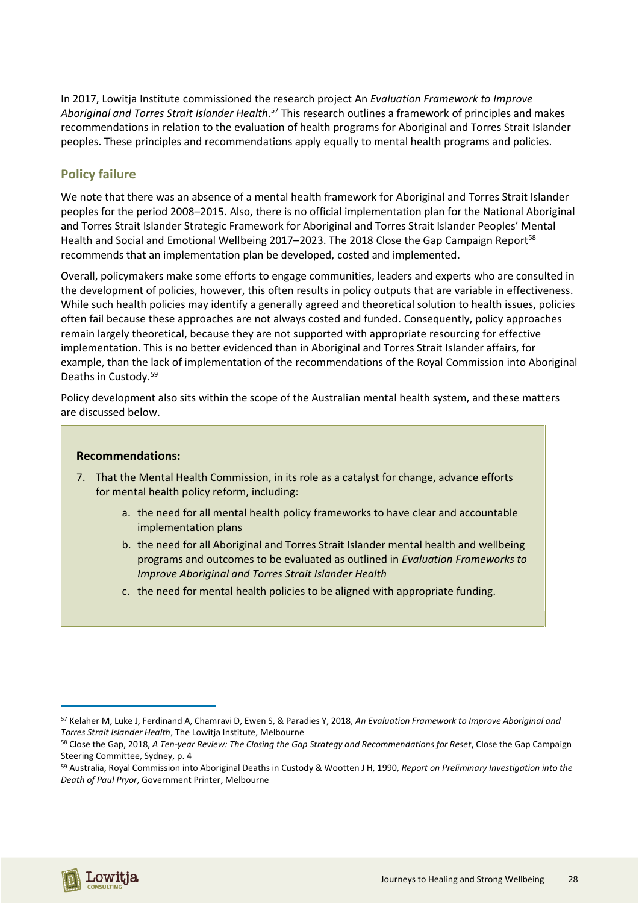In 2017, Lowitja Institute commissioned the research project An *Evaluation Framework to Improve Aboriginal and Torres Strait Islander Health*.[57] This research outlines a framework of principles and makes recommendations in relation to the evaluation of health programs for Aboriginal and Torres Strait Islander peoples. These principles and recommendations apply equally to mental health programs and policies.

## Policy failure

We note that there was an absence of a mental health framework for Aboriginal and Torres Strait Islander peoples for the period 2008–2015. Also, there is no official implementation plan for the National Aboriginal and Torres Strait Islander Strategic Framework for Aboriginal and Torres Strait Islander Peoples' Mental Health and Social and Emotional Wellbeing 2017–2023. The 2018 Close the Gap Campaign Report[58] recommends that an implementation plan be developed, costed and implemented.

Overall, policymakers make some efforts to engage communities, leaders and experts who are consulted in the development of policies, however, this often results in policy outputs that are variable in effectiveness. While such health policies may identify a generally agreed and theoretical solution to health issues, policies often fail because these approaches are not always costed and funded. Consequently, policy approaches remain largely theoretical, because they are not supported with appropriate resourcing for effective implementation. This is no better evidenced than in Aboriginal and Torres Strait Islander affairs, for example, than the lack of implementation of the recommendations of the Royal Commission into Aboriginal Deaths in Custody.[59]

Policy development also sits within the scope of the Australian mental health system, and these matters are discussed below.

**Recommendations:**

7. That the Mental Health Commission, in its role as a catalyst for change, advance efforts for mental health policy reform, including:
   a. the need for all mental health policy frameworks to have clear and accountable implementation plans
   b. the need for all Aboriginal and Torres Strait Islander mental health and wellbeing programs and outcomes to be evaluated as outlined in *Evaluation Frameworks to Improve Aboriginal and Torres Strait Islander Health*
   c. the need for mental health policies to be aligned with appropriate funding.

---

[57] Kelaher M, Luke J, Ferdinand A, Chamravi D, Ewen S, & Paradies Y, 2018, *An Evaluation Framework to Improve Aboriginal and Torres Strait Islander Health*, The Lowitja Institute, Melbourne

[58] Close the Gap, 2018, *A Ten-year Review: The Closing the Gap Strategy and Recommendations for Reset*, Close the Gap Campaign Steering Committee, Sydney, p. 4

[59] Australia, Royal Commission into Aboriginal Deaths in Custody & Wootten J H, 1990, *Report on Preliminary Investigation into the Death of Paul Pryor*, Government Printer, Melbourne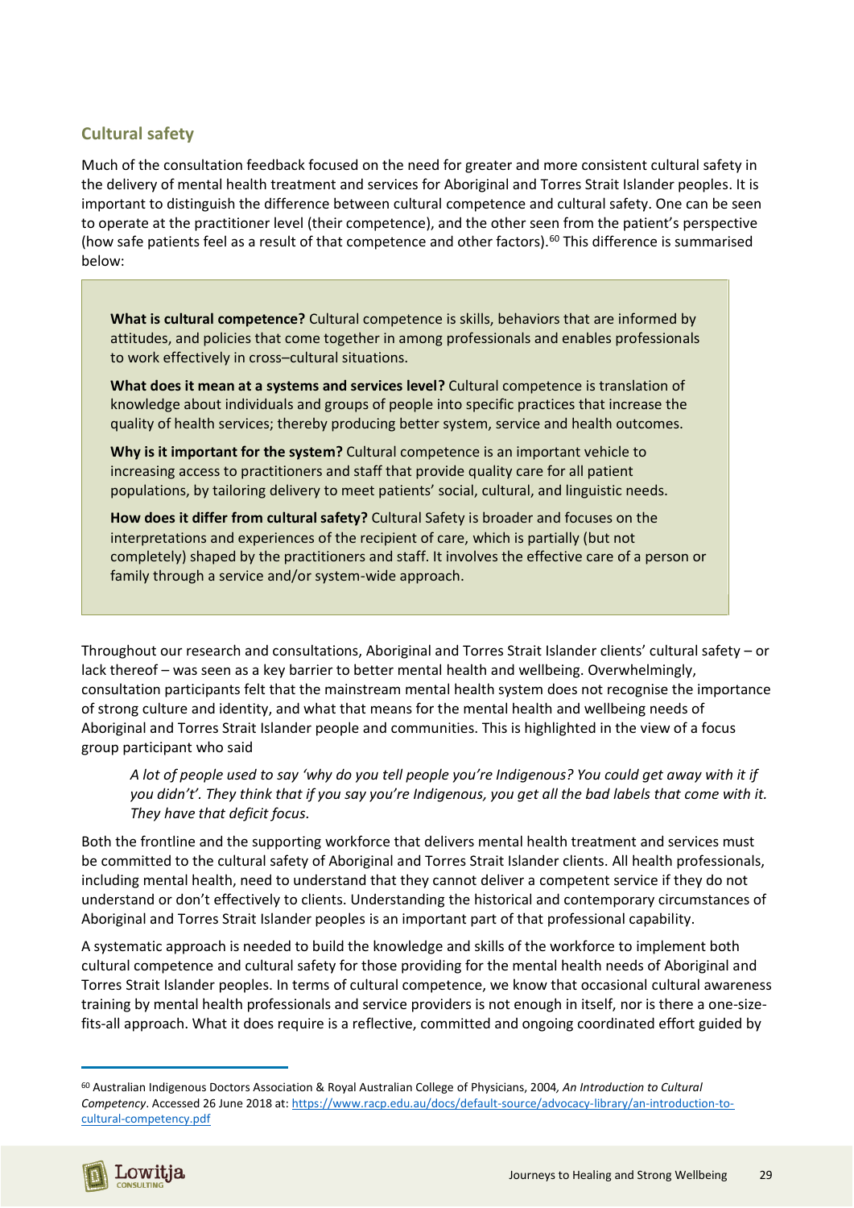## Cultural safety

Much of the consultation feedback focused on the need for greater and more consistent cultural safety in the delivery of mental health treatment and services for Aboriginal and Torres Strait Islander peoples. It is important to distinguish the difference between cultural competence and cultural safety. One can be seen to operate at the practitioner level (their competence), and the other seen from the patient's perspective (how safe patients feel as a result of that competence and other factors).[60] This difference is summarised below:

> **What is cultural competence?** Cultural competence is skills, behaviors that are informed by attitudes, and policies that come together in among professionals and enables professionals to work effectively in cross–cultural situations.
>
> **What does it mean at a systems and services level?** Cultural competence is translation of knowledge about individuals and groups of people into specific practices that increase the quality of health services; thereby producing better system, service and health outcomes.
>
> **Why is it important for the system?** Cultural competence is an important vehicle to increasing access to practitioners and staff that provide quality care for all patient populations, by tailoring delivery to meet patients' social, cultural, and linguistic needs.
>
> **How does it differ from cultural safety?** Cultural Safety is broader and focuses on the interpretations and experiences of the recipient of care, which is partially (but not completely) shaped by the practitioners and staff. It involves the effective care of a person or family through a service and/or system-wide approach.

Throughout our research and consultations, Aboriginal and Torres Strait Islander clients' cultural safety – or lack thereof – was seen as a key barrier to better mental health and wellbeing. Overwhelmingly, consultation participants felt that the mainstream mental health system does not recognise the importance of strong culture and identity, and what that means for the mental health and wellbeing needs of Aboriginal and Torres Strait Islander people and communities. This is highlighted in the view of a focus group participant who said

> *A lot of people used to say 'why do you tell people you're Indigenous? You could get away with it if you didn't'. They think that if you say you're Indigenous, you get all the bad labels that come with it. They have that deficit focus.*

Both the frontline and the supporting workforce that delivers mental health treatment and services must be committed to the cultural safety of Aboriginal and Torres Strait Islander clients. All health professionals, including mental health, need to understand that they cannot deliver a competent service if they do not understand or don't effectively to clients. Understanding the historical and contemporary circumstances of Aboriginal and Torres Strait Islander peoples is an important part of that professional capability.

A systematic approach is needed to build the knowledge and skills of the workforce to implement both cultural competence and cultural safety for those providing for the mental health needs of Aboriginal and Torres Strait Islander peoples. In terms of cultural competence, we know that occasional cultural awareness training by mental health professionals and service providers is not enough in itself, nor is there a one-size-fits-all approach. What it does require is a reflective, committed and ongoing coordinated effort guided by

---

[60] Australian Indigenous Doctors Association & Royal Australian College of Physicians, 2004, *An Introduction to Cultural Competency*. Accessed 26 June 2018 at: https://www.racp.edu.au/docs/default-source/advocacy-library/an-introduction-to-cultural-competency.pdf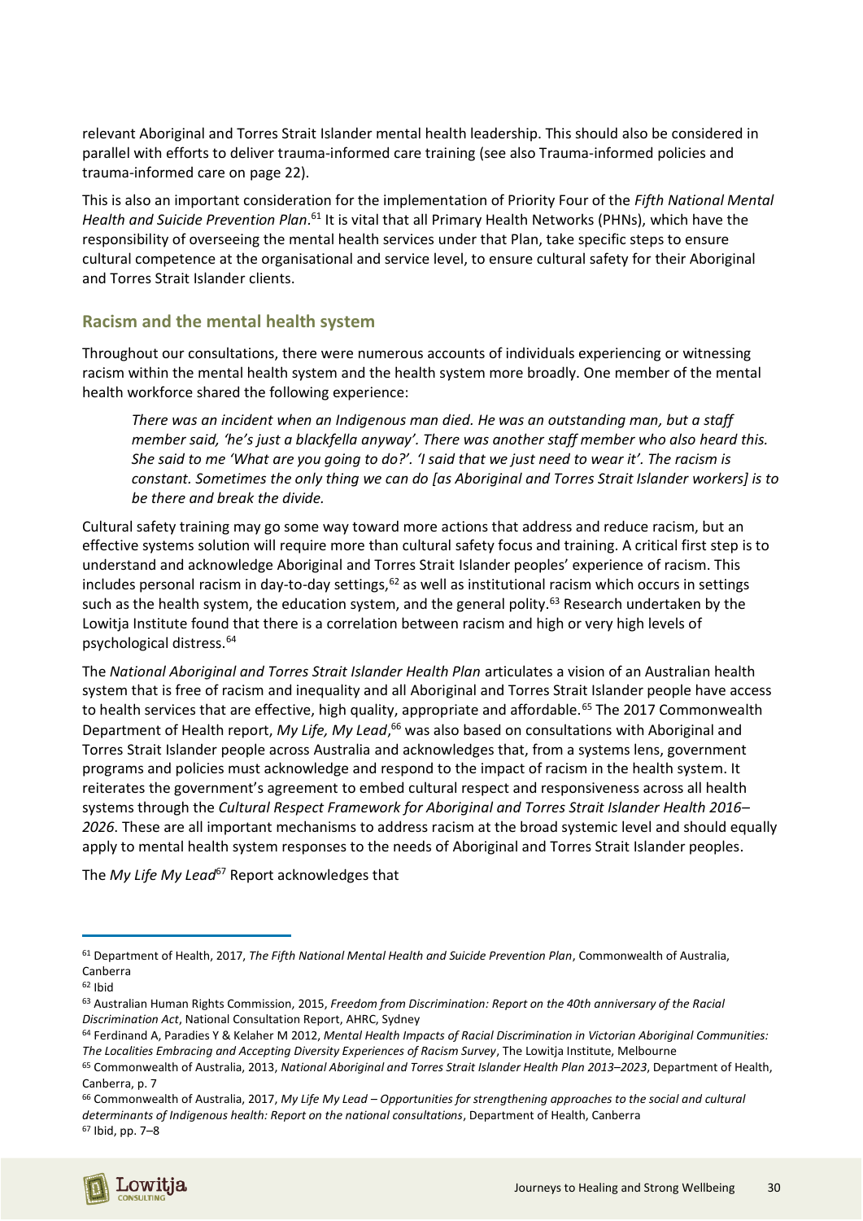relevant Aboriginal and Torres Strait Islander mental health leadership. This should also be considered in parallel with efforts to deliver trauma-informed care training (see also Trauma-informed policies and trauma-informed care on page 22).

This is also an important consideration for the implementation of Priority Four of the *Fifth National Mental Health and Suicide Prevention Plan*.[61] It is vital that all Primary Health Networks (PHNs), which have the responsibility of overseeing the mental health services under that Plan, take specific steps to ensure cultural competence at the organisational and service level, to ensure cultural safety for their Aboriginal and Torres Strait Islander clients.

## Racism and the mental health system

Throughout our consultations, there were numerous accounts of individuals experiencing or witnessing racism within the mental health system and the health system more broadly. One member of the mental health workforce shared the following experience:

> *There was an incident when an Indigenous man died. He was an outstanding man, but a staff member said, 'he's just a blackfella anyway'. There was another staff member who also heard this. She said to me 'What are you going to do?'. 'I said that we just need to wear it'. The racism is constant. Sometimes the only thing we can do [as Aboriginal and Torres Strait Islander workers] is to be there and break the divide.*

Cultural safety training may go some way toward more actions that address and reduce racism, but an effective systems solution will require more than cultural safety focus and training. A critical first step is to understand and acknowledge Aboriginal and Torres Strait Islander peoples' experience of racism. This includes personal racism in day-to-day settings,[62] as well as institutional racism which occurs in settings such as the health system, the education system, and the general polity.[63] Research undertaken by the Lowitja Institute found that there is a correlation between racism and high or very high levels of psychological distress.[64]

The *National Aboriginal and Torres Strait Islander Health Plan* articulates a vision of an Australian health system that is free of racism and inequality and all Aboriginal and Torres Strait Islander people have access to health services that are effective, high quality, appropriate and affordable.[65] The 2017 Commonwealth Department of Health report, *My Life, My Lead*,[66] was also based on consultations with Aboriginal and Torres Strait Islander people across Australia and acknowledges that, from a systems lens, government programs and policies must acknowledge and respond to the impact of racism in the health system. It reiterates the government's agreement to embed cultural respect and responsiveness across all health systems through the *Cultural Respect Framework for Aboriginal and Torres Strait Islander Health 2016–2026*. These are all important mechanisms to address racism at the broad systemic level and should equally apply to mental health system responses to the needs of Aboriginal and Torres Strait Islander peoples.

The *My Life My Lead*[67] Report acknowledges that

---

[61] Department of Health, 2017, *The Fifth National Mental Health and Suicide Prevention Plan*, Commonwealth of Australia, Canberra

[62] Ibid

[63] Australian Human Rights Commission, 2015, *Freedom from Discrimination: Report on the 40th anniversary of the Racial Discrimination Act*, National Consultation Report, AHRC, Sydney

[64] Ferdinand A, Paradies Y & Kelaher M 2012, *Mental Health Impacts of Racial Discrimination in Victorian Aboriginal Communities: The Localities Embracing and Accepting Diversity Experiences of Racism Survey*, The Lowitja Institute, Melbourne

[65] Commonwealth of Australia, 2013, *National Aboriginal and Torres Strait Islander Health Plan 2013–2023*, Department of Health, Canberra, p. 7

[66] Commonwealth of Australia, 2017, *My Life My Lead – Opportunities for strengthening approaches to the social and cultural determinants of Indigenous health: Report on the national consultations*, Department of Health, Canberra

[67] Ibid, pp. 7–8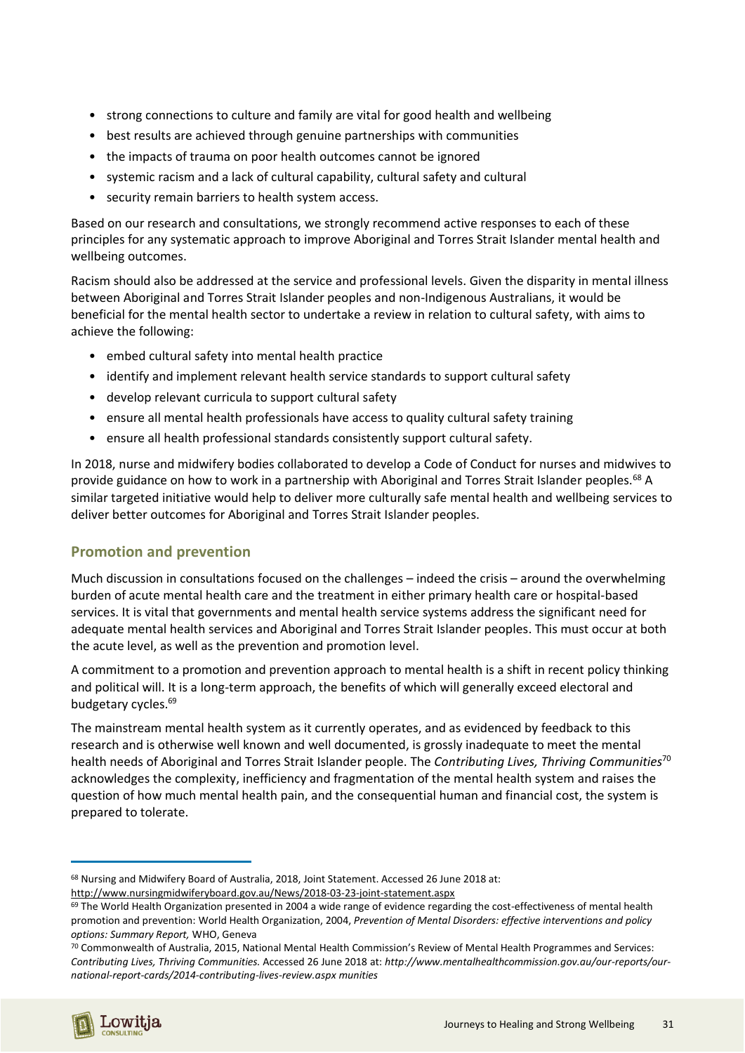- strong connections to culture and family are vital for good health and wellbeing
- best results are achieved through genuine partnerships with communities
- the impacts of trauma on poor health outcomes cannot be ignored
- systemic racism and a lack of cultural capability, cultural safety and cultural
- security remain barriers to health system access.

Based on our research and consultations, we strongly recommend active responses to each of these principles for any systematic approach to improve Aboriginal and Torres Strait Islander mental health and wellbeing outcomes.

Racism should also be addressed at the service and professional levels. Given the disparity in mental illness between Aboriginal and Torres Strait Islander peoples and non-Indigenous Australians, it would be beneficial for the mental health sector to undertake a review in relation to cultural safety, with aims to achieve the following:

- embed cultural safety into mental health practice
- identify and implement relevant health service standards to support cultural safety
- develop relevant curricula to support cultural safety
- ensure all mental health professionals have access to quality cultural safety training
- ensure all health professional standards consistently support cultural safety.

In 2018, nurse and midwifery bodies collaborated to develop a Code of Conduct for nurses and midwives to provide guidance on how to work in a partnership with Aboriginal and Torres Strait Islander peoples.[68] A similar targeted initiative would help to deliver more culturally safe mental health and wellbeing services to deliver better outcomes for Aboriginal and Torres Strait Islander peoples.

## Promotion and prevention

Much discussion in consultations focused on the challenges – indeed the crisis – around the overwhelming burden of acute mental health care and the treatment in either primary health care or hospital-based services. It is vital that governments and mental health service systems address the significant need for adequate mental health services and Aboriginal and Torres Strait Islander peoples. This must occur at both the acute level, as well as the prevention and promotion level.

A commitment to a promotion and prevention approach to mental health is a shift in recent policy thinking and political will. It is a long-term approach, the benefits of which will generally exceed electoral and budgetary cycles.[69]

The mainstream mental health system as it currently operates, and as evidenced by feedback to this research and is otherwise well known and well documented, is grossly inadequate to meet the mental health needs of Aboriginal and Torres Strait Islander people. The *Contributing Lives, Thriving Communities*[70] acknowledges the complexity, inefficiency and fragmentation of the mental health system and raises the question of how much mental health pain, and the consequential human and financial cost, the system is prepared to tolerate.

---

[68] Nursing and Midwifery Board of Australia, 2018, Joint Statement. Accessed 26 June 2018 at: http://www.nursingmidwiferyboard.gov.au/News/2018-03-23-joint-statement.aspx

[69] The World Health Organization presented in 2004 a wide range of evidence regarding the cost-effectiveness of mental health promotion and prevention: World Health Organization, 2004, *Prevention of Mental Disorders: effective interventions and policy options: Summary Report,* WHO, Geneva

[70] Commonwealth of Australia, 2015, National Mental Health Commission's Review of Mental Health Programmes and Services: *Contributing Lives, Thriving Communities.* Accessed 26 June 2018 at: *http://www.mentalhealthcommission.gov.au/our-reports/our-national-report-cards/2014-contributing-lives-review.aspx munities*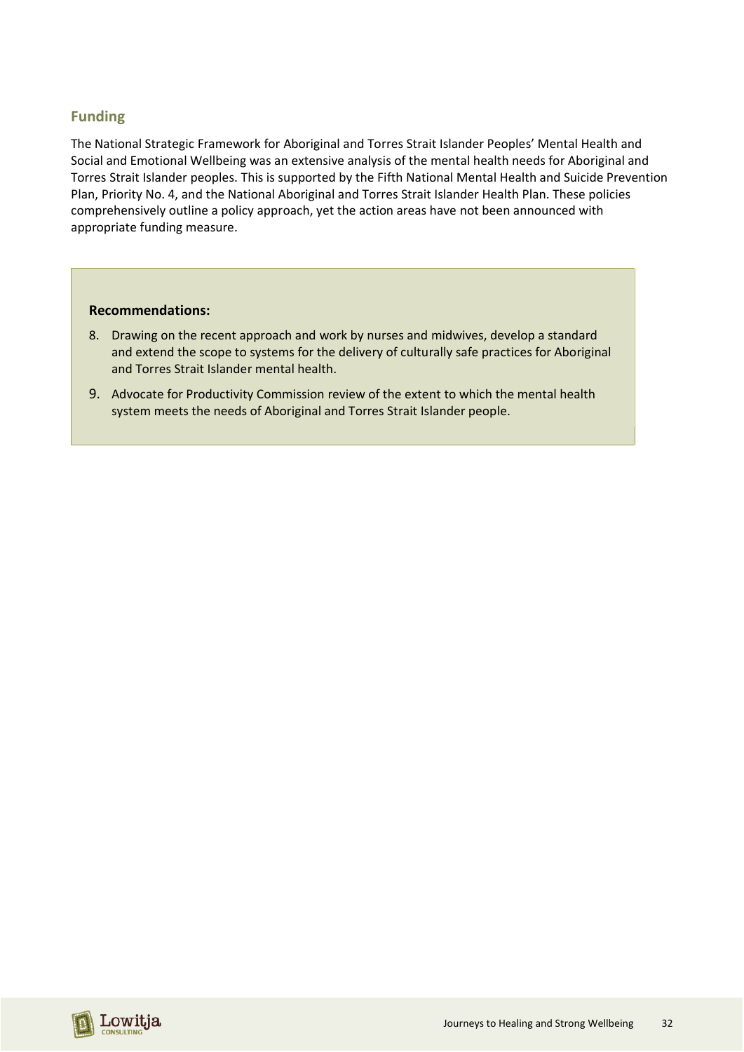## Funding

The National Strategic Framework for Aboriginal and Torres Strait Islander Peoples' Mental Health and Social and Emotional Wellbeing was an extensive analysis of the mental health needs for Aboriginal and Torres Strait Islander peoples. This is supported by the Fifth National Mental Health and Suicide Prevention Plan, Priority No. 4, and the National Aboriginal and Torres Strait Islander Health Plan. These policies comprehensively outline a policy approach, yet the action areas have not been announced with appropriate funding measure.

**Recommendations:**

8. Drawing on the recent approach and work by nurses and midwives, develop a standard and extend the scope to systems for the delivery of culturally safe practices for Aboriginal and Torres Strait Islander mental health.
9. Advocate for Productivity Commission review of the extent to which the mental health system meets the needs of Aboriginal and Torres Strait Islander people.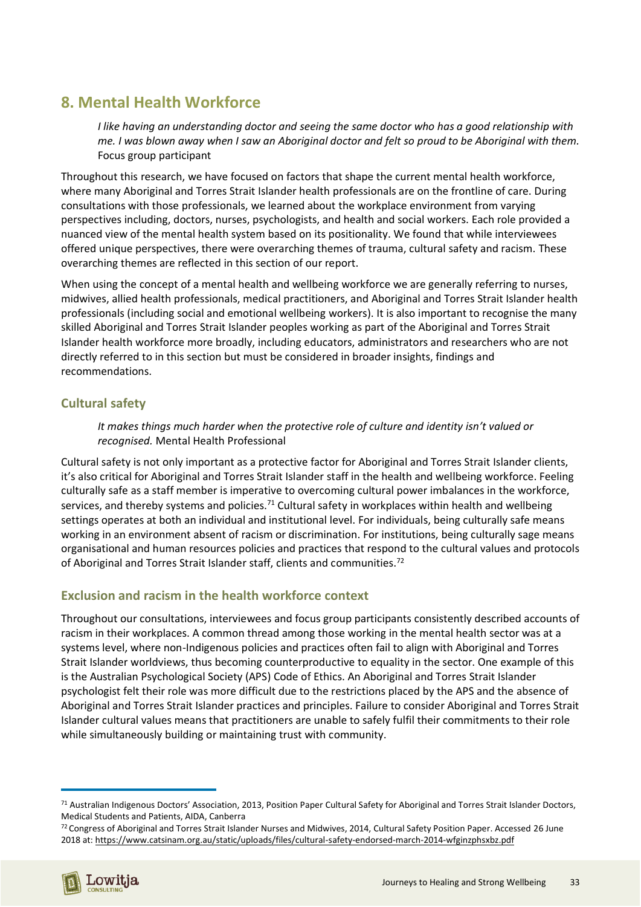## 8. Mental Health Workforce

> *I like having an understanding doctor and seeing the same doctor who has a good relationship with me. I was blown away when I saw an Aboriginal doctor and felt so proud to be Aboriginal with them.* Focus group participant

Throughout this research, we have focused on factors that shape the current mental health workforce, where many Aboriginal and Torres Strait Islander health professionals are on the frontline of care. During consultations with those professionals, we learned about the workplace environment from varying perspectives including, doctors, nurses, psychologists, and health and social workers. Each role provided a nuanced view of the mental health system based on its positionality. We found that while interviewees offered unique perspectives, there were overarching themes of trauma, cultural safety and racism. These overarching themes are reflected in this section of our report.

When using the concept of a mental health and wellbeing workforce we are generally referring to nurses, midwives, allied health professionals, medical practitioners, and Aboriginal and Torres Strait Islander health professionals (including social and emotional wellbeing workers). It is also important to recognise the many skilled Aboriginal and Torres Strait Islander peoples working as part of the Aboriginal and Torres Strait Islander health workforce more broadly, including educators, administrators and researchers who are not directly referred to in this section but must be considered in broader insights, findings and recommendations.

### Cultural safety

> *It makes things much harder when the protective role of culture and identity isn't valued or recognised.* Mental Health Professional

Cultural safety is not only important as a protective factor for Aboriginal and Torres Strait Islander clients, it's also critical for Aboriginal and Torres Strait Islander staff in the health and wellbeing workforce. Feeling culturally safe as a staff member is imperative to overcoming cultural power imbalances in the workforce, services, and thereby systems and policies.[71] Cultural safety in workplaces within health and wellbeing settings operates at both an individual and institutional level. For individuals, being culturally safe means working in an environment absent of racism or discrimination. For institutions, being culturally sage means organisational and human resources policies and practices that respond to the cultural values and protocols of Aboriginal and Torres Strait Islander staff, clients and communities.[72]

### Exclusion and racism in the health workforce context

Throughout our consultations, interviewees and focus group participants consistently described accounts of racism in their workplaces. A common thread among those working in the mental health sector was at a systems level, where non-Indigenous policies and practices often fail to align with Aboriginal and Torres Strait Islander worldviews, thus becoming counterproductive to equality in the sector. One example of this is the Australian Psychological Society (APS) Code of Ethics. An Aboriginal and Torres Strait Islander psychologist felt their role was more difficult due to the restrictions placed by the APS and the absence of Aboriginal and Torres Strait Islander practices and principles. Failure to consider Aboriginal and Torres Strait Islander cultural values means that practitioners are unable to safely fulfil their commitments to their role while simultaneously building or maintaining trust with community.

---

[71] Australian Indigenous Doctors' Association, 2013, Position Paper Cultural Safety for Aboriginal and Torres Strait Islander Doctors, Medical Students and Patients, AIDA, Canberra

[72] Congress of Aboriginal and Torres Strait Islander Nurses and Midwives, 2014, Cultural Safety Position Paper. Accessed 26 June 2018 at: https://www.catsinam.org.au/static/uploads/files/cultural-safety-endorsed-march-2014-wfginzphsxbz.pdf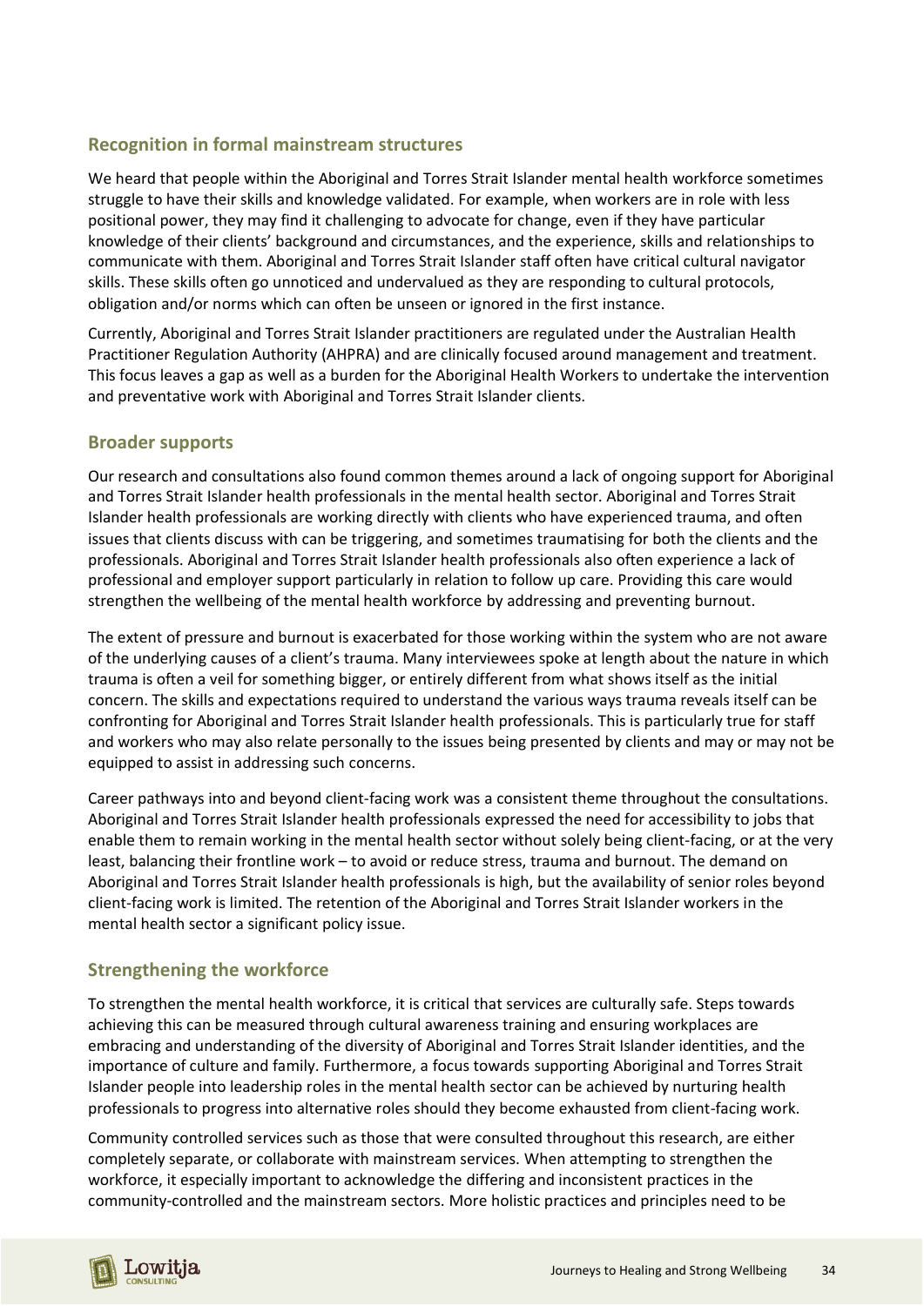## Recognition in formal mainstream structures

We heard that people within the Aboriginal and Torres Strait Islander mental health workforce sometimes struggle to have their skills and knowledge validated. For example, when workers are in role with less positional power, they may find it challenging to advocate for change, even if they have particular knowledge of their clients' background and circumstances, and the experience, skills and relationships to communicate with them. Aboriginal and Torres Strait Islander staff often have critical cultural navigator skills. These skills often go unnoticed and undervalued as they are responding to cultural protocols, obligation and/or norms which can often be unseen or ignored in the first instance.

Currently, Aboriginal and Torres Strait Islander practitioners are regulated under the Australian Health Practitioner Regulation Authority (AHPRA) and are clinically focused around management and treatment. This focus leaves a gap as well as a burden for the Aboriginal Health Workers to undertake the intervention and preventative work with Aboriginal and Torres Strait Islander clients.

## Broader supports

Our research and consultations also found common themes around a lack of ongoing support for Aboriginal and Torres Strait Islander health professionals in the mental health sector. Aboriginal and Torres Strait Islander health professionals are working directly with clients who have experienced trauma, and often issues that clients discuss with can be triggering, and sometimes traumatising for both the clients and the professionals. Aboriginal and Torres Strait Islander health professionals also often experience a lack of professional and employer support particularly in relation to follow up care. Providing this care would strengthen the wellbeing of the mental health workforce by addressing and preventing burnout.

The extent of pressure and burnout is exacerbated for those working within the system who are not aware of the underlying causes of a client's trauma. Many interviewees spoke at length about the nature in which trauma is often a veil for something bigger, or entirely different from what shows itself as the initial concern. The skills and expectations required to understand the various ways trauma reveals itself can be confronting for Aboriginal and Torres Strait Islander health professionals. This is particularly true for staff and workers who may also relate personally to the issues being presented by clients and may or may not be equipped to assist in addressing such concerns.

Career pathways into and beyond client-facing work was a consistent theme throughout the consultations. Aboriginal and Torres Strait Islander health professionals expressed the need for accessibility to jobs that enable them to remain working in the mental health sector without solely being client-facing, or at the very least, balancing their frontline work – to avoid or reduce stress, trauma and burnout. The demand on Aboriginal and Torres Strait Islander health professionals is high, but the availability of senior roles beyond client-facing work is limited. The retention of the Aboriginal and Torres Strait Islander workers in the mental health sector a significant policy issue.

## Strengthening the workforce

To strengthen the mental health workforce, it is critical that services are culturally safe. Steps towards achieving this can be measured through cultural awareness training and ensuring workplaces are embracing and understanding of the diversity of Aboriginal and Torres Strait Islander identities, and the importance of culture and family. Furthermore, a focus towards supporting Aboriginal and Torres Strait Islander people into leadership roles in the mental health sector can be achieved by nurturing health professionals to progress into alternative roles should they become exhausted from client-facing work.

Community controlled services such as those that were consulted throughout this research, are either completely separate, or collaborate with mainstream services. When attempting to strengthen the workforce, it especially important to acknowledge the differing and inconsistent practices in the community-controlled and the mainstream sectors. More holistic practices and principles need to be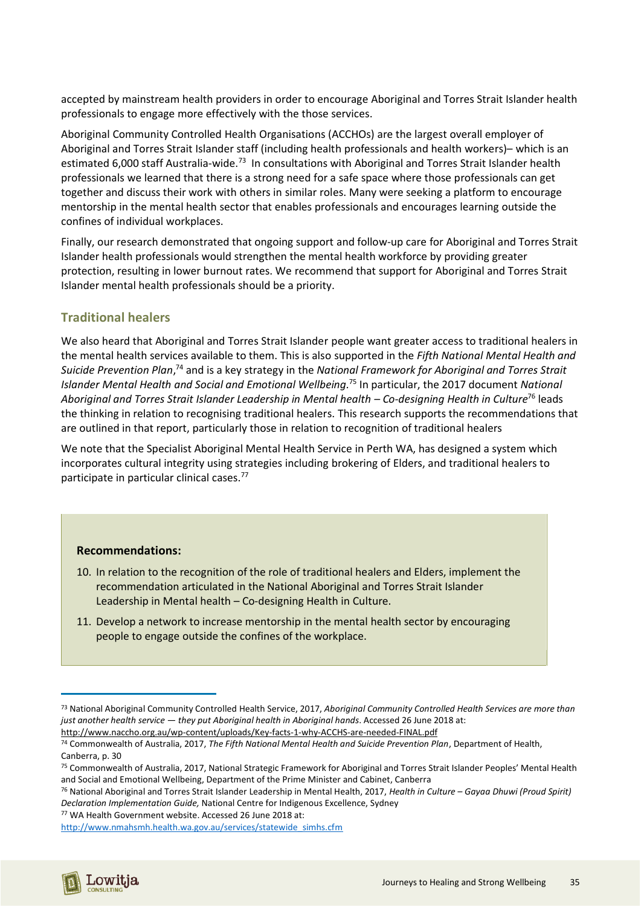accepted by mainstream health providers in order to encourage Aboriginal and Torres Strait Islander health professionals to engage more effectively with the those services.

Aboriginal Community Controlled Health Organisations (ACCHOs) are the largest overall employer of Aboriginal and Torres Strait Islander staff (including health professionals and health workers)– which is an estimated 6,000 staff Australia-wide.[73] In consultations with Aboriginal and Torres Strait Islander health professionals we learned that there is a strong need for a safe space where those professionals can get together and discuss their work with others in similar roles. Many were seeking a platform to encourage mentorship in the mental health sector that enables professionals and encourages learning outside the confines of individual workplaces.

Finally, our research demonstrated that ongoing support and follow-up care for Aboriginal and Torres Strait Islander health professionals would strengthen the mental health workforce by providing greater protection, resulting in lower burnout rates. We recommend that support for Aboriginal and Torres Strait Islander mental health professionals should be a priority.

## Traditional healers

We also heard that Aboriginal and Torres Strait Islander people want greater access to traditional healers in the mental health services available to them. This is also supported in the *Fifth National Mental Health and Suicide Prevention Plan*,[74] and is a key strategy in the *National Framework for Aboriginal and Torres Strait Islander Mental Health and Social and Emotional Wellbeing*.[75] In particular, the 2017 document *National Aboriginal and Torres Strait Islander Leadership in Mental health – Co-designing Health in Culture*[76] leads the thinking in relation to recognising traditional healers. This research supports the recommendations that are outlined in that report, particularly those in relation to recognition of traditional healers

We note that the Specialist Aboriginal Mental Health Service in Perth WA, has designed a system which incorporates cultural integrity using strategies including brokering of Elders, and traditional healers to participate in particular clinical cases.[77]

**Recommendations:**

10. In relation to the recognition of the role of traditional healers and Elders, implement the recommendation articulated in the National Aboriginal and Torres Strait Islander Leadership in Mental health – Co-designing Health in Culture.
11. Develop a network to increase mentorship in the mental health sector by encouraging people to engage outside the confines of the workplace.

---

[73] National Aboriginal Community Controlled Health Service, 2017, *Aboriginal Community Controlled Health Services are more than just another health service — they put Aboriginal health in Aboriginal hands*. Accessed 26 June 2018 at: http://www.naccho.org.au/wp-content/uploads/Key-facts-1-why-ACCHS-are-needed-FINAL.pdf

[74] Commonwealth of Australia, 2017, *The Fifth National Mental Health and Suicide Prevention Plan*, Department of Health, Canberra, p. 30

[75] Commonwealth of Australia, 2017, National Strategic Framework for Aboriginal and Torres Strait Islander Peoples' Mental Health and Social and Emotional Wellbeing, Department of the Prime Minister and Cabinet, Canberra

[76] National Aboriginal and Torres Strait Islander Leadership in Mental Health, 2017, *Health in Culture – Gayaa Dhuwi (Proud Spirit) Declaration Implementation Guide,* National Centre for Indigenous Excellence, Sydney

[77] WA Health Government website. Accessed 26 June 2018 at: http://www.nmahsmh.health.wa.gov.au/services/statewide_simhs.cfm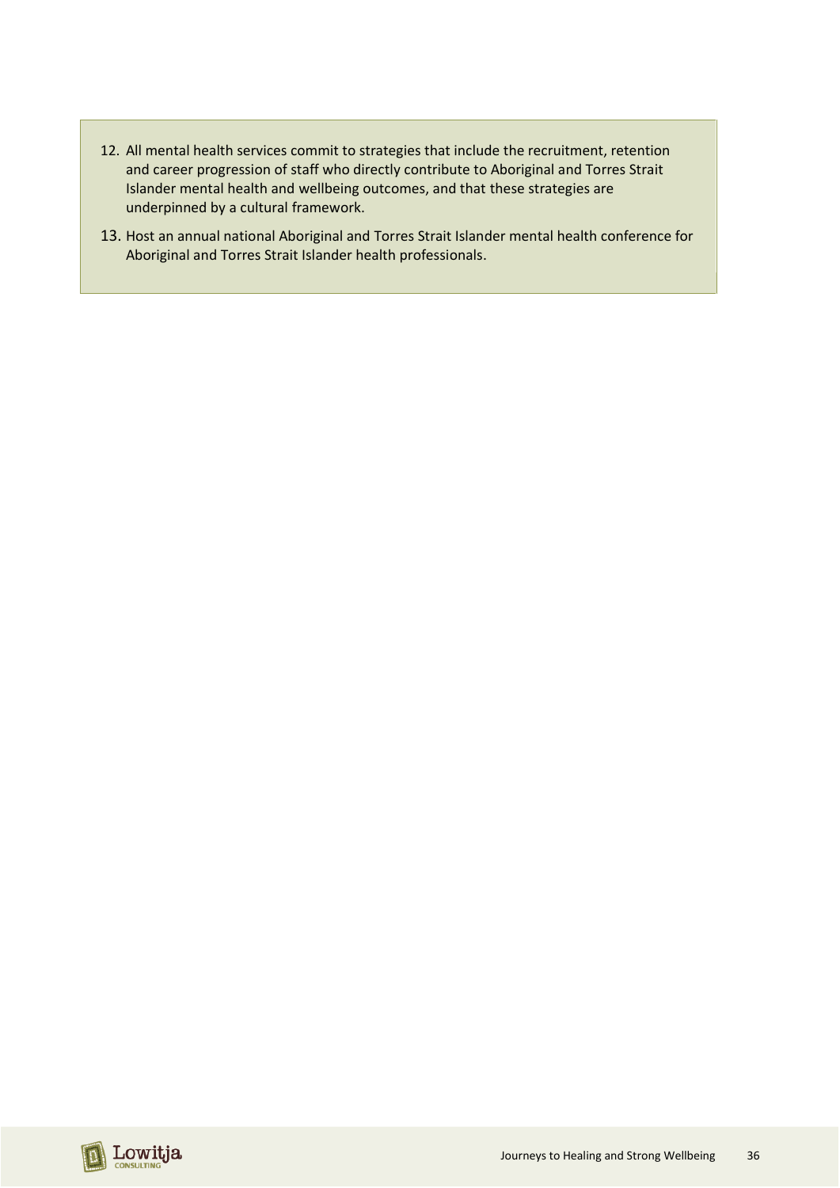12. All mental health services commit to strategies that include the recruitment, retention and career progression of staff who directly contribute to Aboriginal and Torres Strait Islander mental health and wellbeing outcomes, and that these strategies are underpinned by a cultural framework.
13. Host an annual national Aboriginal and Torres Strait Islander mental health conference for Aboriginal and Torres Strait Islander health professionals.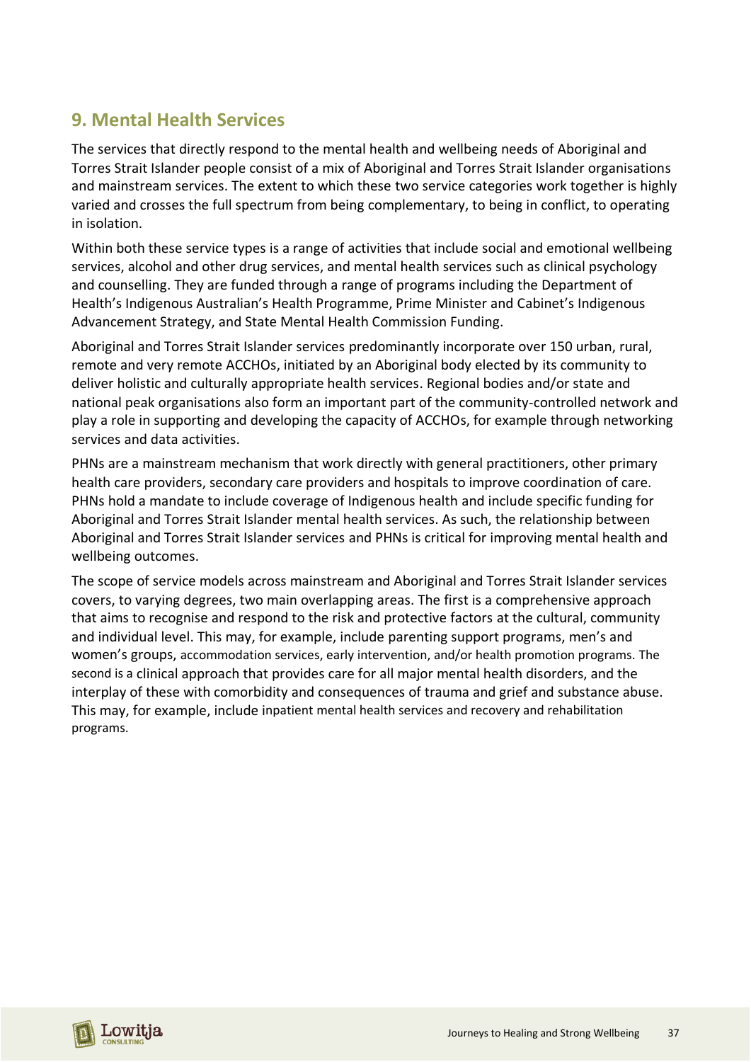## 9. Mental Health Services

The services that directly respond to the mental health and wellbeing needs of Aboriginal and Torres Strait Islander people consist of a mix of Aboriginal and Torres Strait Islander organisations and mainstream services. The extent to which these two service categories work together is highly varied and crosses the full spectrum from being complementary, to being in conflict, to operating in isolation.

Within both these service types is a range of activities that include social and emotional wellbeing services, alcohol and other drug services, and mental health services such as clinical psychology and counselling. They are funded through a range of programs including the Department of Health's Indigenous Australian's Health Programme, Prime Minister and Cabinet's Indigenous Advancement Strategy, and State Mental Health Commission Funding.

Aboriginal and Torres Strait Islander services predominantly incorporate over 150 urban, rural, remote and very remote ACCHOs, initiated by an Aboriginal body elected by its community to deliver holistic and culturally appropriate health services. Regional bodies and/or state and national peak organisations also form an important part of the community-controlled network and play a role in supporting and developing the capacity of ACCHOs, for example through networking services and data activities.

PHNs are a mainstream mechanism that work directly with general practitioners, other primary health care providers, secondary care providers and hospitals to improve coordination of care. PHNs hold a mandate to include coverage of Indigenous health and include specific funding for Aboriginal and Torres Strait Islander mental health services. As such, the relationship between Aboriginal and Torres Strait Islander services and PHNs is critical for improving mental health and wellbeing outcomes.

The scope of service models across mainstream and Aboriginal and Torres Strait Islander services covers, to varying degrees, two main overlapping areas. The first is a comprehensive approach that aims to recognise and respond to the risk and protective factors at the cultural, community and individual level. This may, for example, include parenting support programs, men's and women's groups, accommodation services, early intervention, and/or health promotion programs. The second is a clinical approach that provides care for all major mental health disorders, and the interplay of these with comorbidity and consequences of trauma and grief and substance abuse. This may, for example, include inpatient mental health services and recovery and rehabilitation programs.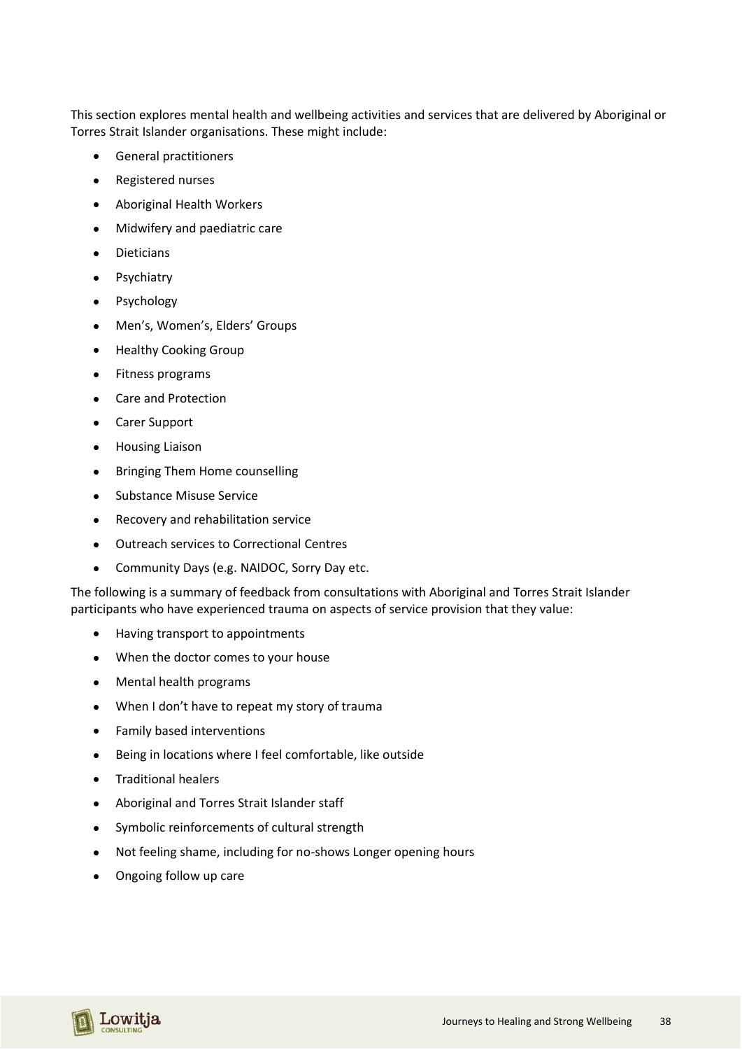This section explores mental health and wellbeing activities and services that are delivered by Aboriginal or Torres Strait Islander organisations. These might include:

- General practitioners
- Registered nurses
- Aboriginal Health Workers
- Midwifery and paediatric care
- Dieticians
- Psychiatry
- Psychology
- Men's, Women's, Elders' Groups
- Healthy Cooking Group
- Fitness programs
- Care and Protection
- Carer Support
- Housing Liaison
- Bringing Them Home counselling
- Substance Misuse Service
- Recovery and rehabilitation service
- Outreach services to Correctional Centres
- Community Days (e.g. NAIDOC, Sorry Day etc.

The following is a summary of feedback from consultations with Aboriginal and Torres Strait Islander participants who have experienced trauma on aspects of service provision that they value:

- Having transport to appointments
- When the doctor comes to your house
- Mental health programs
- When I don't have to repeat my story of trauma
- Family based interventions
- Being in locations where I feel comfortable, like outside
- Traditional healers
- Aboriginal and Torres Strait Islander staff
- Symbolic reinforcements of cultural strength
- Not feeling shame, including for no-shows Longer opening hours
- Ongoing follow up care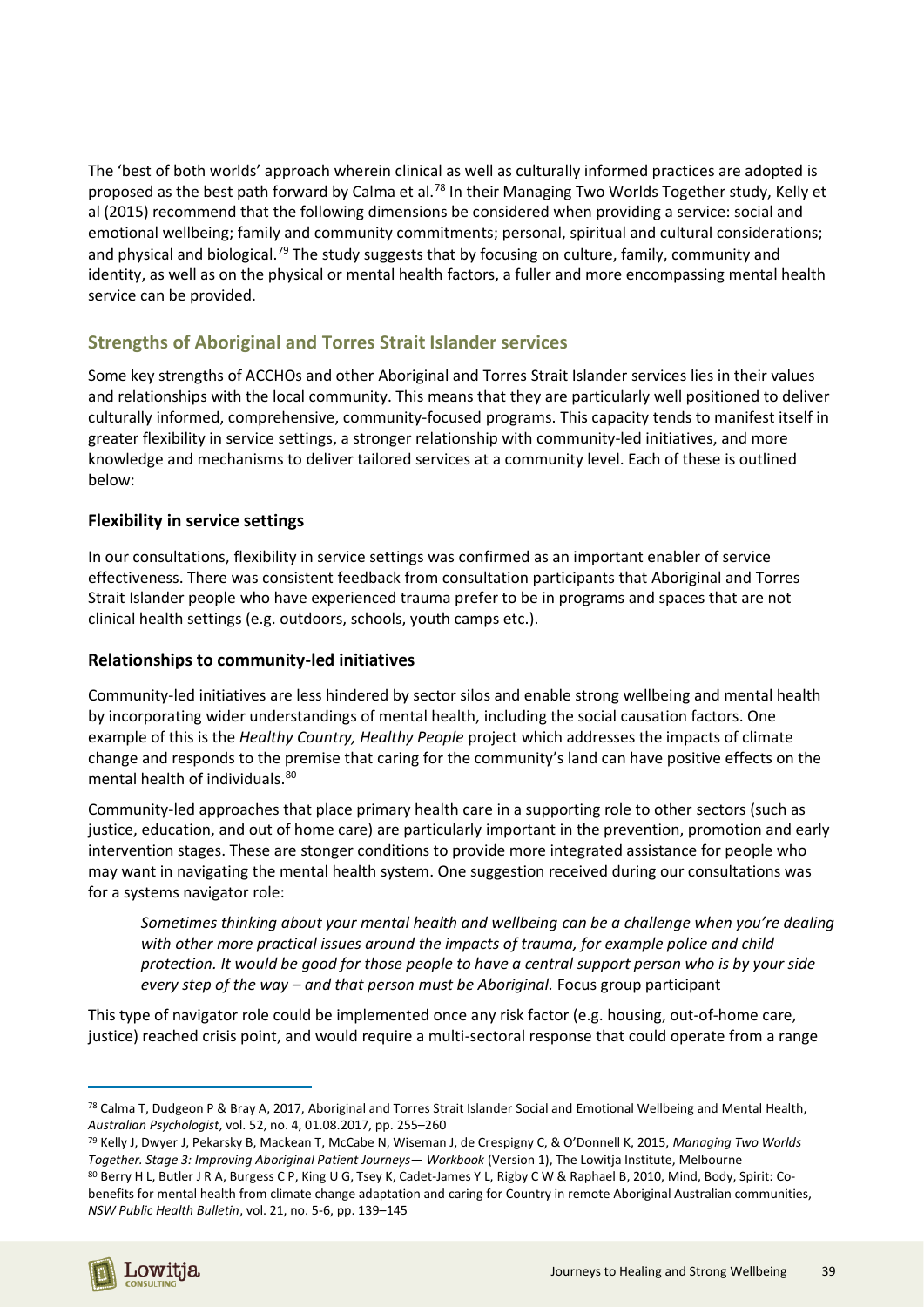The 'best of both worlds' approach wherein clinical as well as culturally informed practices are adopted is proposed as the best path forward by Calma et al.[78] In their Managing Two Worlds Together study, Kelly et al (2015) recommend that the following dimensions be considered when providing a service: social and emotional wellbeing; family and community commitments; personal, spiritual and cultural considerations; and physical and biological.[79] The study suggests that by focusing on culture, family, community and identity, as well as on the physical or mental health factors, a fuller and more encompassing mental health service can be provided.

## Strengths of Aboriginal and Torres Strait Islander services

Some key strengths of ACCHOs and other Aboriginal and Torres Strait Islander services lies in their values and relationships with the local community. This means that they are particularly well positioned to deliver culturally informed, comprehensive, community-focused programs. This capacity tends to manifest itself in greater flexibility in service settings, a stronger relationship with community-led initiatives, and more knowledge and mechanisms to deliver tailored services at a community level. Each of these is outlined below:

### Flexibility in service settings

In our consultations, flexibility in service settings was confirmed as an important enabler of service effectiveness. There was consistent feedback from consultation participants that Aboriginal and Torres Strait Islander people who have experienced trauma prefer to be in programs and spaces that are not clinical health settings (e.g. outdoors, schools, youth camps etc.).

### Relationships to community-led initiatives

Community-led initiatives are less hindered by sector silos and enable strong wellbeing and mental health by incorporating wider understandings of mental health, including the social causation factors. One example of this is the *Healthy Country, Healthy People* project which addresses the impacts of climate change and responds to the premise that caring for the community's land can have positive effects on the mental health of individuals.[80]

Community-led approaches that place primary health care in a supporting role to other sectors (such as justice, education, and out of home care) are particularly important in the prevention, promotion and early intervention stages. These are stonger conditions to provide more integrated assistance for people who may want in navigating the mental health system. One suggestion received during our consultations was for a systems navigator role:

> *Sometimes thinking about your mental health and wellbeing can be a challenge when you're dealing with other more practical issues around the impacts of trauma, for example police and child protection. It would be good for those people to have a central support person who is by your side every step of the way – and that person must be Aboriginal.* Focus group participant

This type of navigator role could be implemented once any risk factor (e.g. housing, out-of-home care, justice) reached crisis point, and would require a multi-sectoral response that could operate from a range

---

[78] Calma T, Dudgeon P & Bray A, 2017, Aboriginal and Torres Strait Islander Social and Emotional Wellbeing and Mental Health, *Australian Psychologist*, vol. 52, no. 4, 01.08.2017, pp. 255–260

[79] Kelly J, Dwyer J, Pekarsky B, Mackean T, McCabe N, Wiseman J, de Crespigny C, & O'Donnell K, 2015, *Managing Two Worlds Together. Stage 3: Improving Aboriginal Patient Journeys— Workbook* (Version 1), The Lowitja Institute, Melbourne

[80] Berry H L, Butler J R A, Burgess C P, King U G, Tsey K, Cadet-James Y L, Rigby C W & Raphael B, 2010, Mind, Body, Spirit: Co-benefits for mental health from climate change adaptation and caring for Country in remote Aboriginal Australian communities, *NSW Public Health Bulletin*, vol. 21, no. 5-6, pp. 139–145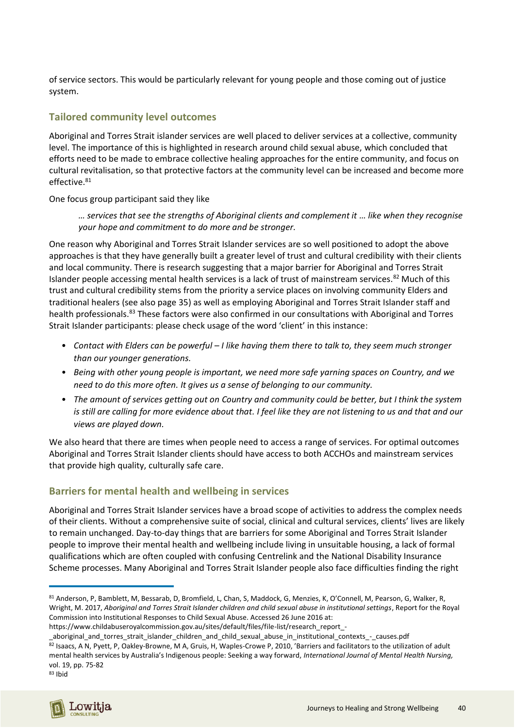of service sectors. This would be particularly relevant for young people and those coming out of justice system.

## Tailored community level outcomes

Aboriginal and Torres Strait islander services are well placed to deliver services at a collective, community level. The importance of this is highlighted in research around child sexual abuse, which concluded that efforts need to be made to embrace collective healing approaches for the entire community, and focus on cultural revitalisation, so that protective factors at the community level can be increased and become more effective.[81]

One focus group participant said they like

> *… services that see the strengths of Aboriginal clients and complement it … like when they recognise your hope and commitment to do more and be stronger.*

One reason why Aboriginal and Torres Strait Islander services are so well positioned to adopt the above approaches is that they have generally built a greater level of trust and cultural credibility with their clients and local community. There is research suggesting that a major barrier for Aboriginal and Torres Strait Islander people accessing mental health services is a lack of trust of mainstream services.[82] Much of this trust and cultural credibility stems from the priority a service places on involving community Elders and traditional healers (see also page 35) as well as employing Aboriginal and Torres Strait Islander staff and health professionals.[83] These factors were also confirmed in our consultations with Aboriginal and Torres Strait Islander participants: please check usage of the word 'client' in this instance:

- *Contact with Elders can be powerful – I like having them there to talk to, they seem much stronger than our younger generations.*
- *Being with other young people is important, we need more safe yarning spaces on Country, and we need to do this more often. It gives us a sense of belonging to our community.*
- *The amount of services getting out on Country and community could be better, but I think the system is still are calling for more evidence about that. I feel like they are not listening to us and that and our views are played down.*

We also heard that there are times when people need to access a range of services. For optimal outcomes Aboriginal and Torres Strait Islander clients should have access to both ACCHOs and mainstream services that provide high quality, culturally safe care.

## Barriers for mental health and wellbeing in services

Aboriginal and Torres Strait Islander services have a broad scope of activities to address the complex needs of their clients. Without a comprehensive suite of social, clinical and cultural services, clients' lives are likely to remain unchanged. Day-to-day things that are barriers for some Aboriginal and Torres Strait Islander people to improve their mental health and wellbeing include living in unsuitable housing, a lack of formal qualifications which are often coupled with confusing Centrelink and the National Disability Insurance Scheme processes. Many Aboriginal and Torres Strait Islander people also face difficulties finding the right

---

[81] Anderson, P, Bamblett, M, Bessarab, D, Bromfield, L, Chan, S, Maddock, G, Menzies, K, O'Connell, M, Pearson, G, Walker, R, Wright, M. 2017, *Aboriginal and Torres Strait Islander children and child sexual abuse in institutional settings*, Report for the Royal Commission into Institutional Responses to Child Sexual Abuse. Accessed 26 June 2016 at: https://www.childabuseroyalcommission.gov.au/sites/default/files/file-list/research_report_-_aboriginal_and_torres_strait_islander_children_and_child_sexual_abuse_in_institutional_contexts_-_causes.pdf

[82] Isaacs, A N, Pyett, P, Oakley-Browne, M A, Gruis, H, Waples-Crowe P, 2010, 'Barriers and facilitators to the utilization of adult mental health services by Australia's Indigenous people: Seeking a way forward, *International Journal of Mental Health Nursing,* vol. 19, pp. 75-82

[83] Ibid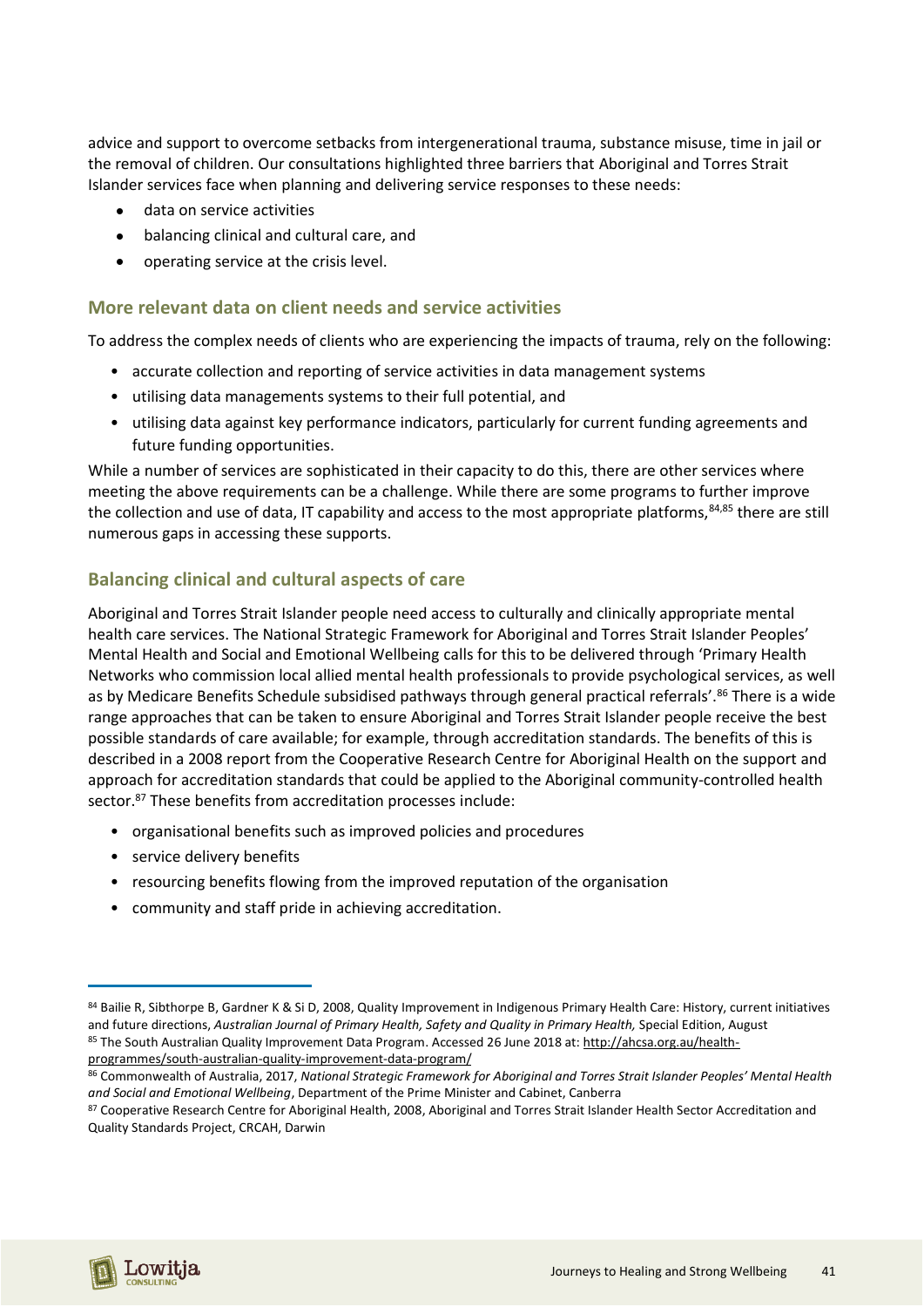advice and support to overcome setbacks from intergenerational trauma, substance misuse, time in jail or the removal of children. Our consultations highlighted three barriers that Aboriginal and Torres Strait Islander services face when planning and delivering service responses to these needs:

- data on service activities
- balancing clinical and cultural care, and
- operating service at the crisis level.

## More relevant data on client needs and service activities

To address the complex needs of clients who are experiencing the impacts of trauma, rely on the following:

- accurate collection and reporting of service activities in data management systems
- utilising data managements systems to their full potential, and
- utilising data against key performance indicators, particularly for current funding agreements and future funding opportunities.

While a number of services are sophisticated in their capacity to do this, there are other services where meeting the above requirements can be a challenge. While there are some programs to further improve the collection and use of data, IT capability and access to the most appropriate platforms,[84,85] there are still numerous gaps in accessing these supports.

## Balancing clinical and cultural aspects of care

Aboriginal and Torres Strait Islander people need access to culturally and clinically appropriate mental health care services. The National Strategic Framework for Aboriginal and Torres Strait Islander Peoples' Mental Health and Social and Emotional Wellbeing calls for this to be delivered through 'Primary Health Networks who commission local allied mental health professionals to provide psychological services, as well as by Medicare Benefits Schedule subsidised pathways through general practical referrals'.[86] There is a wide range approaches that can be taken to ensure Aboriginal and Torres Strait Islander people receive the best possible standards of care available; for example, through accreditation standards. The benefits of this is described in a 2008 report from the Cooperative Research Centre for Aboriginal Health on the support and approach for accreditation standards that could be applied to the Aboriginal community-controlled health sector.[87] These benefits from accreditation processes include:

- organisational benefits such as improved policies and procedures
- service delivery benefits
- resourcing benefits flowing from the improved reputation of the organisation
- community and staff pride in achieving accreditation.

---

[84] Bailie R, Sibthorpe B, Gardner K & Si D, 2008, Quality Improvement in Indigenous Primary Health Care: History, current initiatives and future directions, *Australian Journal of Primary Health, Safety and Quality in Primary Health,* Special Edition, August

[85] The South Australian Quality Improvement Data Program. Accessed 26 June 2018 at: http://ahcsa.org.au/health-programmes/south-australian-quality-improvement-data-program/

[86] Commonwealth of Australia, 2017, *National Strategic Framework for Aboriginal and Torres Strait Islander Peoples' Mental Health and Social and Emotional Wellbeing*, Department of the Prime Minister and Cabinet, Canberra

[87] Cooperative Research Centre for Aboriginal Health, 2008, Aboriginal and Torres Strait Islander Health Sector Accreditation and Quality Standards Project, CRCAH, Darwin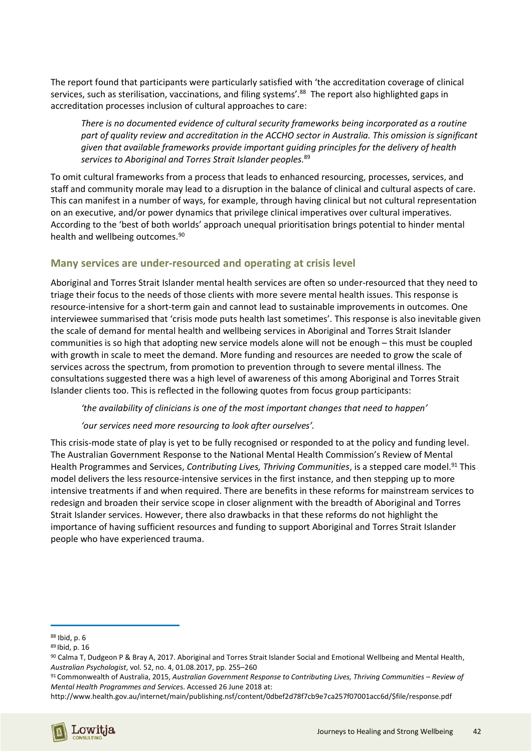The report found that participants were particularly satisfied with 'the accreditation coverage of clinical services, such as sterilisation, vaccinations, and filing systems'.[88] The report also highlighted gaps in accreditation processes inclusion of cultural approaches to care:

> *There is no documented evidence of cultural security frameworks being incorporated as a routine part of quality review and accreditation in the ACCHO sector in Australia. This omission is significant given that available frameworks provide important guiding principles for the delivery of health services to Aboriginal and Torres Strait Islander peoples.*[89]

To omit cultural frameworks from a process that leads to enhanced resourcing, processes, services, and staff and community morale may lead to a disruption in the balance of clinical and cultural aspects of care. This can manifest in a number of ways, for example, through having clinical but not cultural representation on an executive, and/or power dynamics that privilege clinical imperatives over cultural imperatives. According to the 'best of both worlds' approach unequal prioritisation brings potential to hinder mental health and wellbeing outcomes.[90]

## Many services are under-resourced and operating at crisis level

Aboriginal and Torres Strait Islander mental health services are often so under-resourced that they need to triage their focus to the needs of those clients with more severe mental health issues. This response is resource-intensive for a short-term gain and cannot lead to sustainable improvements in outcomes. One interviewee summarised that 'crisis mode puts health last sometimes'. This response is also inevitable given the scale of demand for mental health and wellbeing services in Aboriginal and Torres Strait Islander communities is so high that adopting new service models alone will not be enough – this must be coupled with growth in scale to meet the demand. More funding and resources are needed to grow the scale of services across the spectrum, from promotion to prevention through to severe mental illness. The consultations suggested there was a high level of awareness of this among Aboriginal and Torres Strait Islander clients too. This is reflected in the following quotes from focus group participants:

> *'the availability of clinicians is one of the most important changes that need to happen'*
>
> *'our services need more resourcing to look after ourselves'.*

This crisis-mode state of play is yet to be fully recognised or responded to at the policy and funding level. The Australian Government Response to the National Mental Health Commission's Review of Mental Health Programmes and Services, *Contributing Lives, Thriving Communities*, is a stepped care model.[91] This model delivers the less resource-intensive services in the first instance, and then stepping up to more intensive treatments if and when required. There are benefits in these reforms for mainstream services to redesign and broaden their service scope in closer alignment with the breadth of Aboriginal and Torres Strait Islander services. However, there also drawbacks in that these reforms do not highlight the importance of having sufficient resources and funding to support Aboriginal and Torres Strait Islander people who have experienced trauma.

---

[88] Ibid, p. 6

[89] Ibid, p. 16

[90] Calma T, Dudgeon P & Bray A, 2017. Aboriginal and Torres Strait Islander Social and Emotional Wellbeing and Mental Health, *Australian Psychologist*, vol. 52, no. 4, 01.08.2017, pp. 255–260

[91] Commonwealth of Australia, 2015, *Australian Government Response to Contributing Lives, Thriving Communities – Review of Mental Health Programmes and Services*. Accessed 26 June 2018 at: http://www.health.gov.au/internet/main/publishing.nsf/content/0dbef2d78f7cb9e7ca257f07001acc6d/$file/response.pdf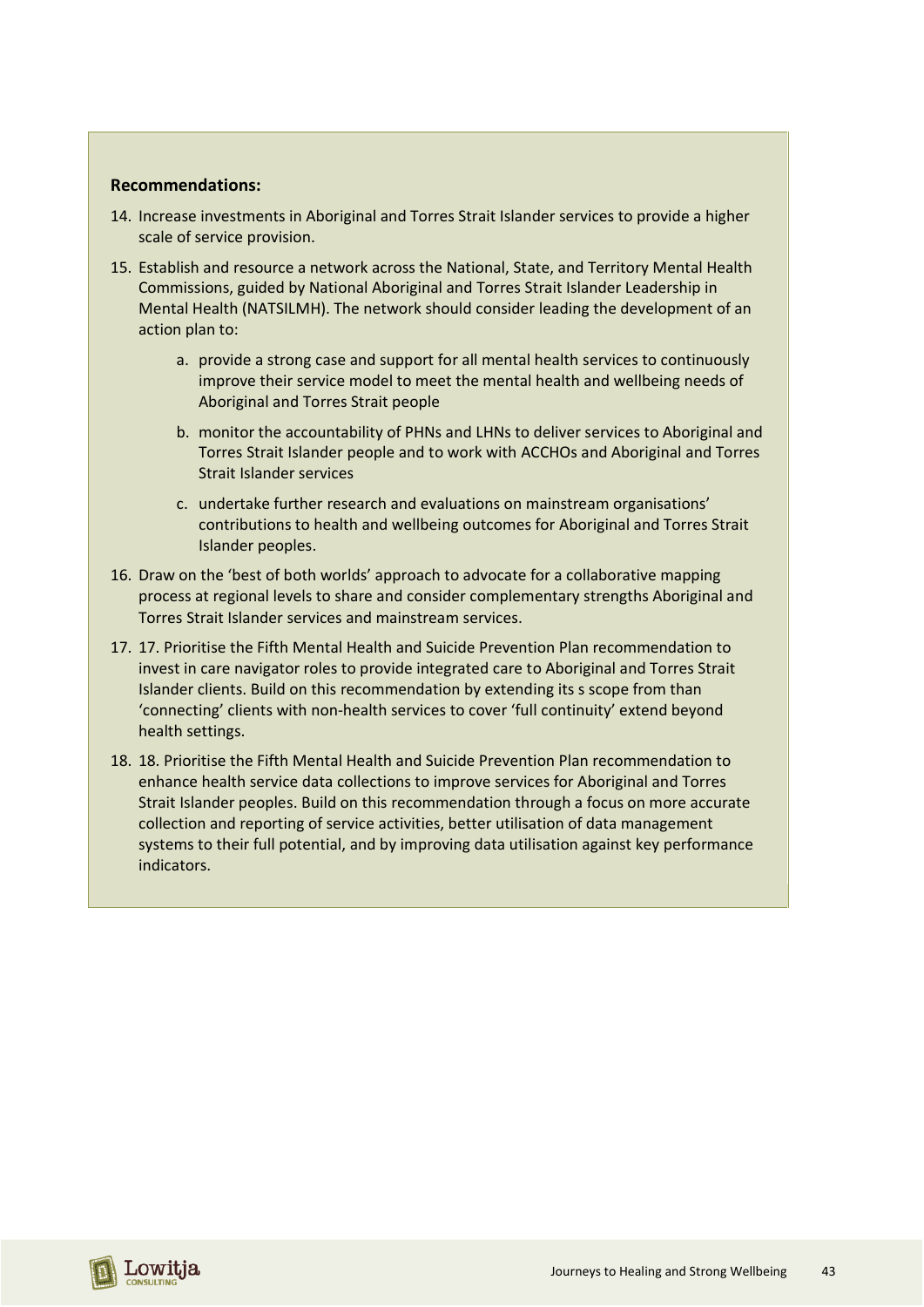**Recommendations:**

14. Increase investments in Aboriginal and Torres Strait Islander services to provide a higher scale of service provision.
15. Establish and resource a network across the National, State, and Territory Mental Health Commissions, guided by National Aboriginal and Torres Strait Islander Leadership in Mental Health (NATSILMH). The network should consider leading the development of an action plan to:
    a. provide a strong case and support for all mental health services to continuously improve their service model to meet the mental health and wellbeing needs of Aboriginal and Torres Strait people
    b. monitor the accountability of PHNs and LHNs to deliver services to Aboriginal and Torres Strait Islander people and to work with ACCHOs and Aboriginal and Torres Strait Islander services
    c. undertake further research and evaluations on mainstream organisations' contributions to health and wellbeing outcomes for Aboriginal and Torres Strait Islander peoples.
16. Draw on the 'best of both worlds' approach to advocate for a collaborative mapping process at regional levels to share and consider complementary strengths Aboriginal and Torres Strait Islander services and mainstream services.
17. 17. Prioritise the Fifth Mental Health and Suicide Prevention Plan recommendation to invest in care navigator roles to provide integrated care to Aboriginal and Torres Strait Islander clients. Build on this recommendation by extending its s scope from than 'connecting' clients with non-health services to cover 'full continuity' extend beyond health settings.
18. 18. Prioritise the Fifth Mental Health and Suicide Prevention Plan recommendation to enhance health service data collections to improve services for Aboriginal and Torres Strait Islander peoples. Build on this recommendation through a focus on more accurate collection and reporting of service activities, better utilisation of data management systems to their full potential, and by improving data utilisation against key performance indicators.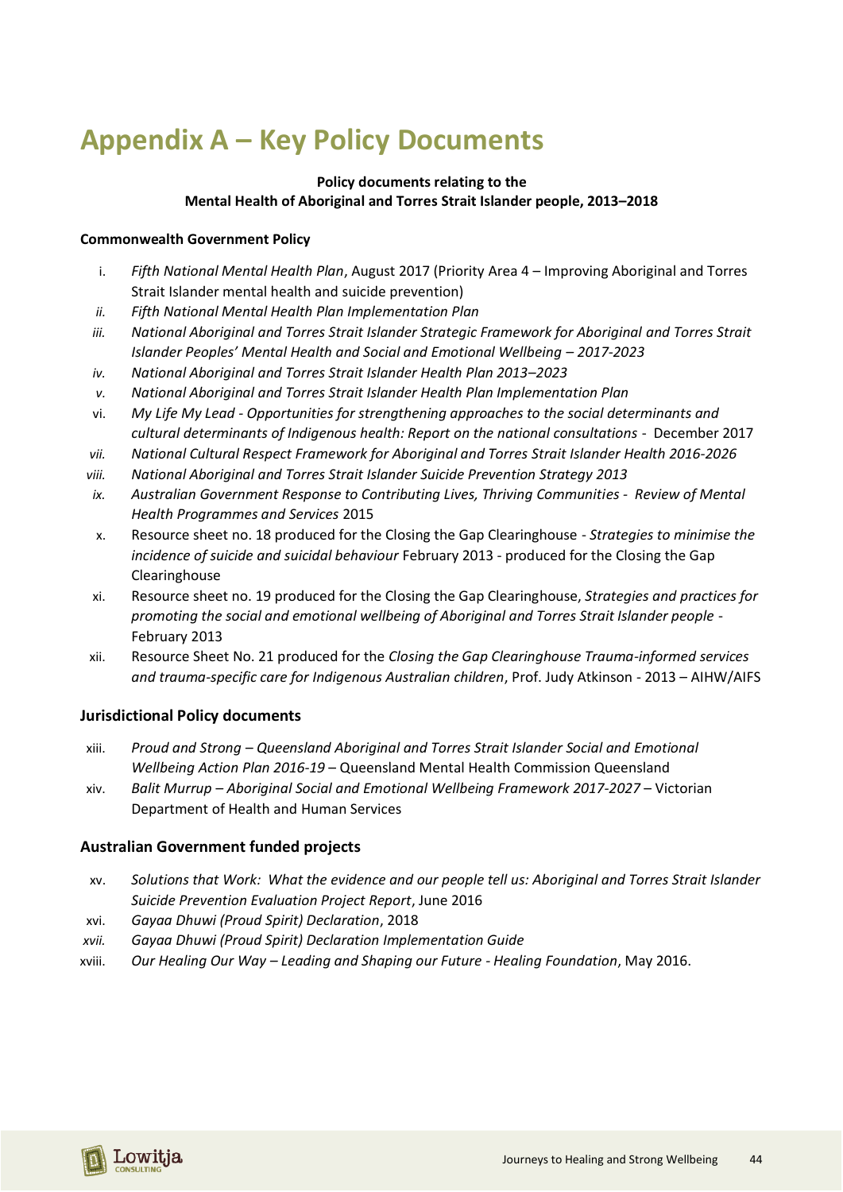# Appendix A – Key Policy Documents

**Policy documents relating to the**
**Mental Health of Aboriginal and Torres Strait Islander people, 2013–2018**

**Commonwealth Government Policy**

i. *Fifth National Mental Health Plan*, August 2017 (Priority Area 4 – Improving Aboriginal and Torres Strait Islander mental health and suicide prevention)
ii. *Fifth National Mental Health Plan Implementation Plan*
iii. *National Aboriginal and Torres Strait Islander Strategic Framework for Aboriginal and Torres Strait Islander Peoples' Mental Health and Social and Emotional Wellbeing – 2017-2023*
iv. *National Aboriginal and Torres Strait Islander Health Plan 2013–2023*
v. *National Aboriginal and Torres Strait Islander Health Plan Implementation Plan*
vi. *My Life My Lead - Opportunities for strengthening approaches to the social determinants and cultural determinants of Indigenous health: Report on the national consultations* - December 2017
vii. *National Cultural Respect Framework for Aboriginal and Torres Strait Islander Health 2016-2026*
viii. *National Aboriginal and Torres Strait Islander Suicide Prevention Strategy 2013*
ix. *Australian Government Response to Contributing Lives, Thriving Communities - Review of Mental Health Programmes and Services* 2015
x. Resource sheet no. 18 produced for the Closing the Gap Clearinghouse - *Strategies to minimise the incidence of suicide and suicidal behaviour* February 2013 - produced for the Closing the Gap Clearinghouse
xi. Resource sheet no. 19 produced for the Closing the Gap Clearinghouse, *Strategies and practices for promoting the social and emotional wellbeing of Aboriginal and Torres Strait Islander people* - February 2013
xii. Resource Sheet No. 21 produced for the *Closing the Gap Clearinghouse Trauma-informed services and trauma-specific care for Indigenous Australian children*, Prof. Judy Atkinson - 2013 – AIHW/AIFS

### Jurisdictional Policy documents

xiii. *Proud and Strong – Queensland Aboriginal and Torres Strait Islander Social and Emotional Wellbeing Action Plan 2016-19* – Queensland Mental Health Commission Queensland
xiv. *Balit Murrup – Aboriginal Social and Emotional Wellbeing Framework 2017-2027* – Victorian Department of Health and Human Services

### Australian Government funded projects

xv. *Solutions that Work: What the evidence and our people tell us: Aboriginal and Torres Strait Islander Suicide Prevention Evaluation Project Report*, June 2016
xvi. *Gayaa Dhuwi (Proud Spirit) Declaration*, 2018
xvii. *Gayaa Dhuwi (Proud Spirit) Declaration Implementation Guide*
xviii. *Our Healing Our Way – Leading and Shaping our Future - Healing Foundation*, May 2016.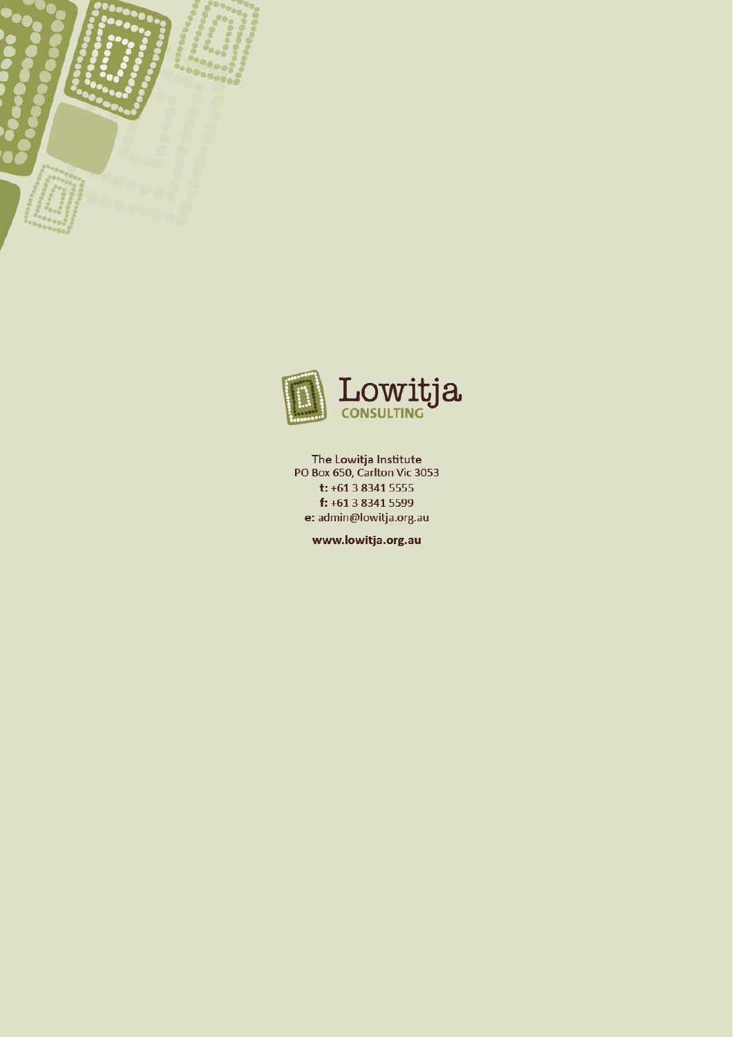Lowitja
CONSULTING

The Lowitja Institute
PO Box 650, Carlton Vic 3053
**t:** +61 3 8341 5555
**f:** +61 3 8341 5599
**e:** admin@lowitja.org.au

**www.lowitja.org.au**